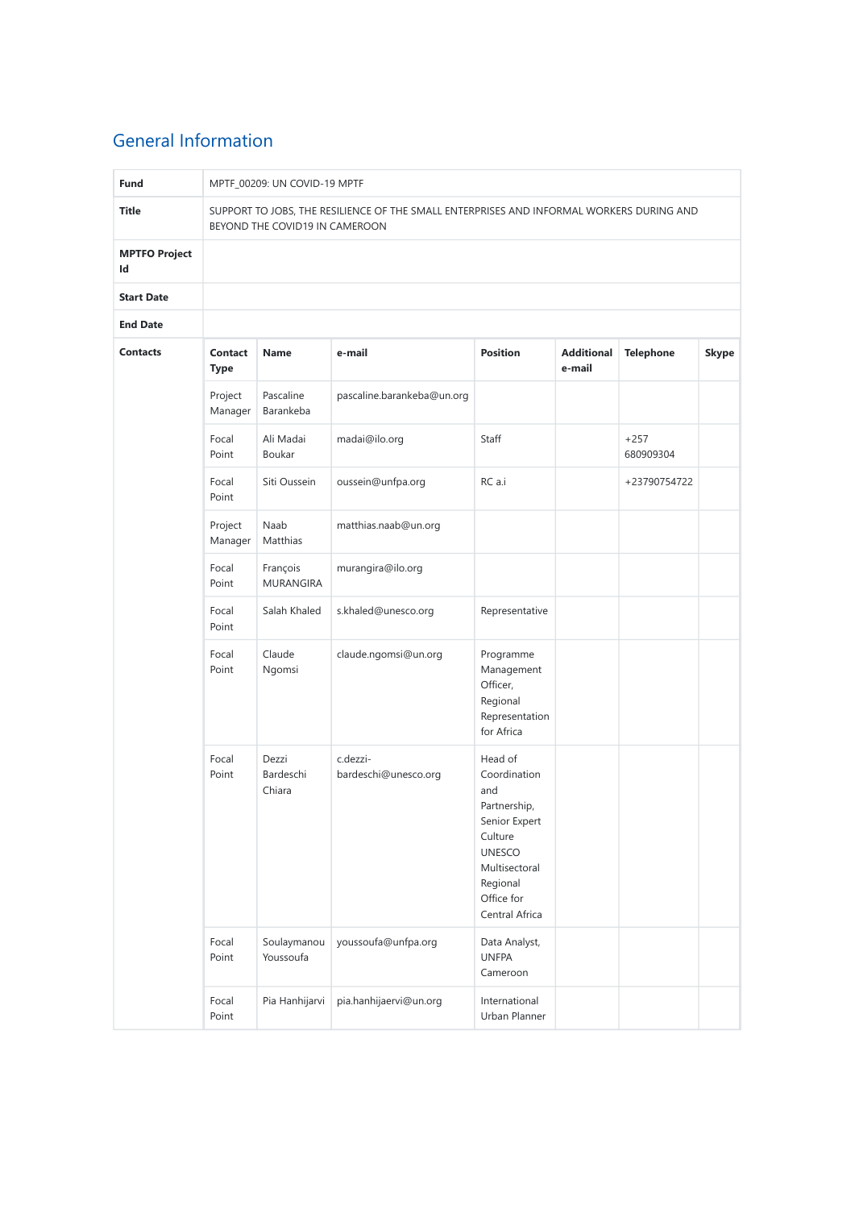# General Information

| | |
|---|---|
| **Fund** | MPTF_00209: UN COVID-19 MPTF |
| **Title** | SUPPORT TO JOBS, THE RESILIENCE OF THE SMALL ENTERPRISES AND INFORMAL WORKERS DURING AND BEYOND THE COVID19 IN CAMEROON |
| **MPTFO Project Id** | |
| **Start Date** | |
| **End Date** | |

**Contacts**

| Contact Type | Name | e-mail | Position | Additional e-mail | Telephone | Skype |
|---|---|---|---|---|---|---|
| Project Manager | Pascaline Barankeba | pascaline.barankeba@un.org | | | | |
| Focal Point | Ali Madai Boukar | madai@ilo.org | Staff | | +257 680909304 | |
| Focal Point | Siti Oussein | oussein@unfpa.org | RC a.i | | +23790754722 | |
| Project Manager | Naab Matthias | matthias.naab@un.org | | | | |
| Focal Point | François MURANGIRA | murangira@ilo.org | | | | |
| Focal Point | Salah Khaled | s.khaled@unesco.org | Representative | | | |
| Focal Point | Claude Ngomsi | claude.ngomsi@un.org | Programme Management Officer, Regional Representation for Africa | | | |
| Focal Point | Dezzi Bardeschi Chiara | c.dezzi-bardeschi@unesco.org | Head of Coordination and Partnership, Senior Expert Culture UNESCO Multisectoral Regional Office for Central Africa | | | |
| Focal Point | Soulaymanou Youssoufa | youssoufa@unfpa.org | Data Analyst, UNFPA Cameroon | | | |
| Focal Point | Pia Hanhijarvi | pia.hanhijaervi@un.org | International Urban Planner | | | |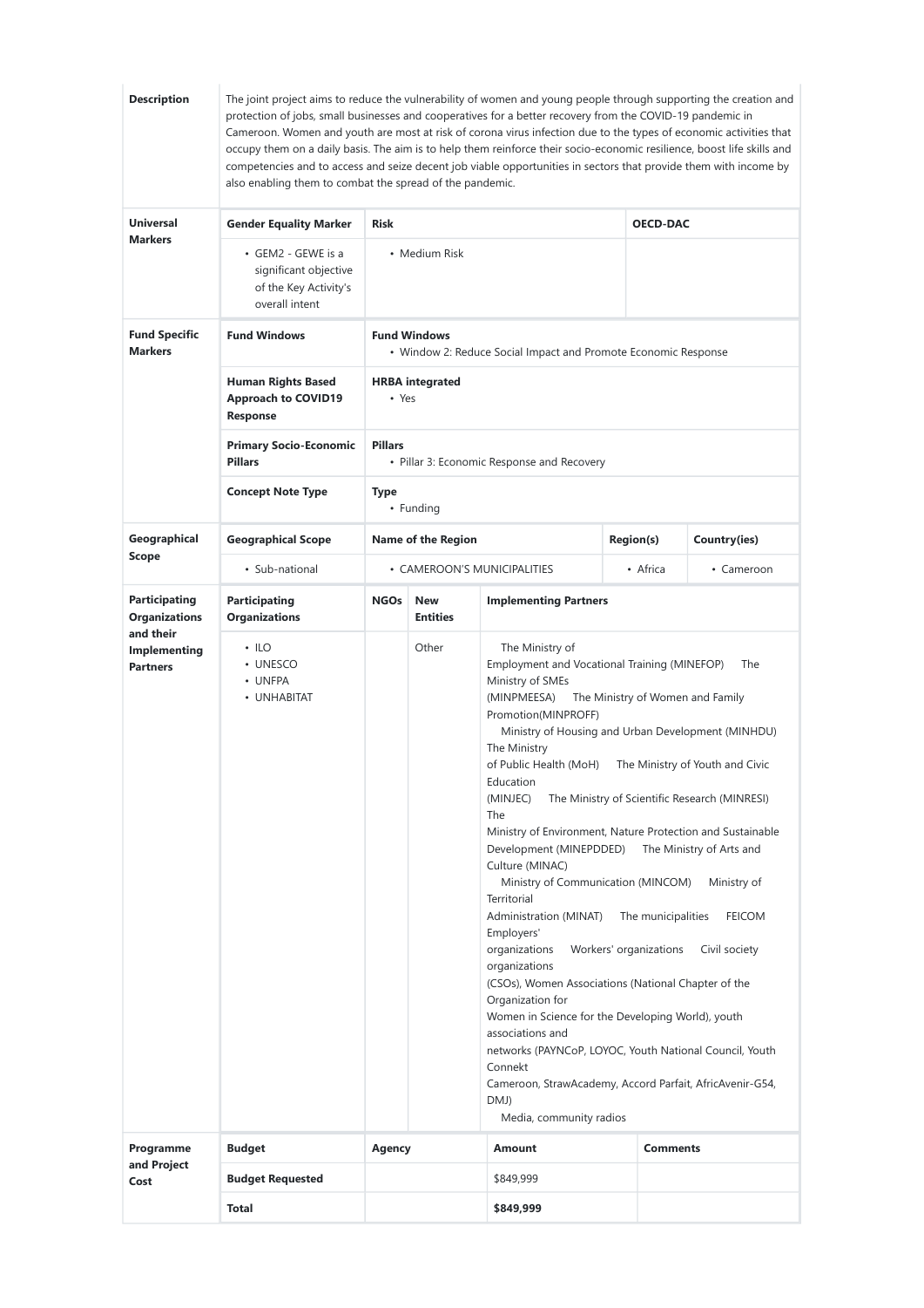| | | | | | | |
|---|---|---|---|---|---|---|
| **Description** | The joint project aims to reduce the vulnerability of women and young people through supporting the creation and protection of jobs, small businesses and cooperatives for a better recovery from the COVID-19 pandemic in Cameroon. Women and youth are most at risk of corona virus infection due to the types of economic activities that occupy them on a daily basis. The aim is to help them reinforce their socio-economic resilience, boost life skills and competencies and to access and seize decent job viable opportunities in sectors that provide them with income by also enabling them to combat the spread of the pandemic. | | | | | |
| **Universal Markers** | **Gender Equality Marker** | **Risk** | | | **OECD-DAC** | |
| | • GEM2 - GEWE is a significant objective of the Key Activity's overall intent | • Medium Risk | | | | |
| **Fund Specific Markers** | **Fund Windows** | **Fund Windows**<br>• Window 2: Reduce Social Impact and Promote Economic Response | | | | |
| | **Human Rights Based Approach to COVID19 Response** | **HRBA integrated**<br>• Yes | | | | |
| | **Primary Socio-Economic Pillars** | **Pillars**<br>• Pillar 3: Economic Response and Recovery | | | | |
| | **Concept Note Type** | **Type**<br>• Funding | | | | |
| **Geographical Scope** | **Geographical Scope** | **Name of the Region** | | | **Region(s)** | **Country(ies)** |
| | • Sub-national | • CAMEROON'S MUNICIPALITIES | | | • Africa | • Cameroon |
| **Participating Organizations and their Implementing Partners** | **Participating Organizations** | **NGOs** | **New Entities** | **Implementing Partners** | | |
| | • ILO<br>• UNESCO<br>• UNFPA<br>• UNHABITAT | | Other | The Ministry of Employment and Vocational Training (MINEFOP) The Ministry of SMEs (MINPMEESA) The Ministry of Women and Family Promotion(MINPROFF) Ministry of Housing and Urban Development (MINHDU) The Ministry of Public Health (MoH) The Ministry of Youth and Civic Education (MINJEC) The Ministry of Scientific Research (MINRESI) The Ministry of Environment, Nature Protection and Sustainable Development (MINEPDDED) The Ministry of Arts and Culture (MINAC) Ministry of Communication (MINCOM) Ministry of Territorial Administration (MINAT) The municipalities FEICOM Employers' organizations Workers' organizations Civil society organizations (CSOs), Women Associations (National Chapter of the Organization for Women in Science for the Developing World), youth associations and networks (PAYNCoP, LOYOC, Youth National Council, Youth Connekt Cameroon, StrawAcademy, Accord Parfait, AfricAvenir-G54, DMJ) Media, community radios | | |
| **Programme and Project Cost** | **Budget** | **Agency** | | **Amount** | **Comments** | |
| | **Budget Requested** | | | $849,999 | | |
| | **Total** | | | **$849,999** | | |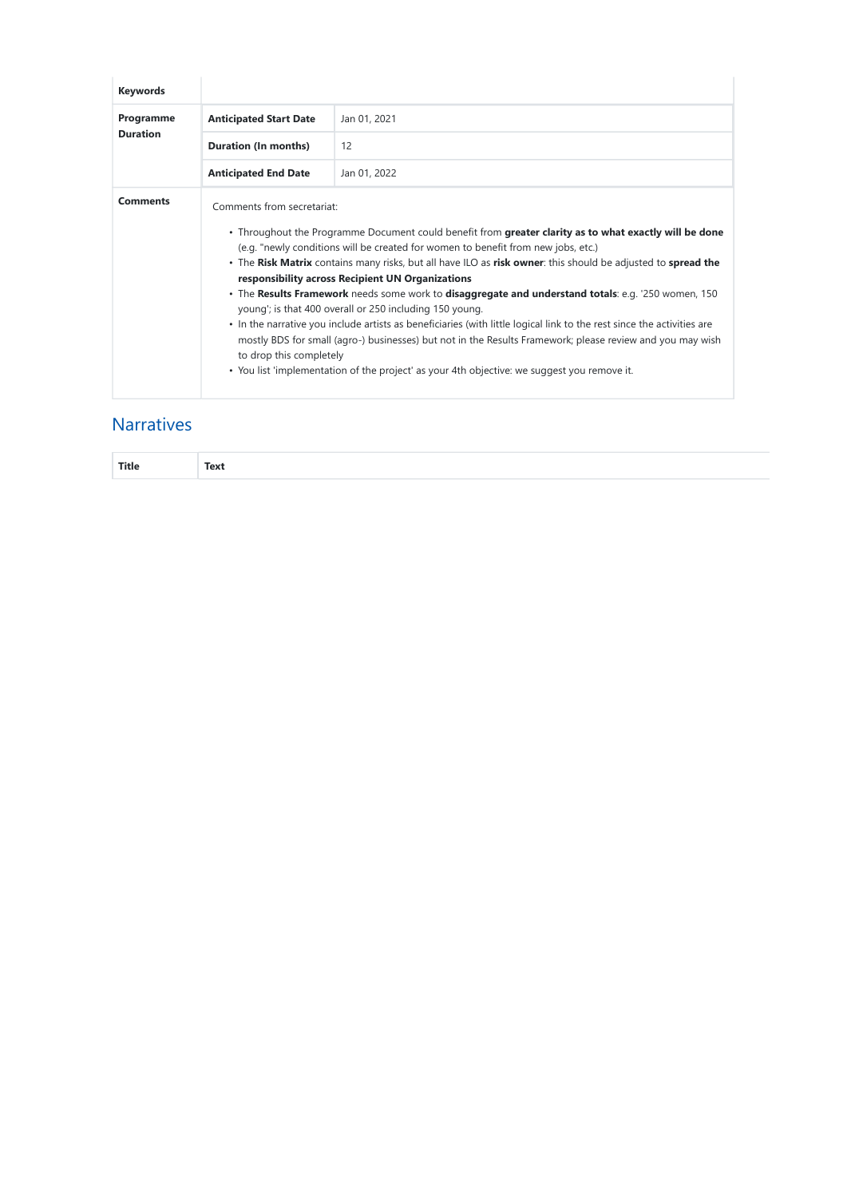| | | |
|---|---|---|
| **Keywords** | | |
| **Programme Duration** | **Anticipated Start Date** | Jan 01, 2021 |
| | **Duration (In months)** | 12 |
| | **Anticipated End Date** | Jan 01, 2022 |
| **Comments** | Comments from secretariat:<br><br>• Throughout the Programme Document could benefit from **greater clarity as to what exactly will be done** (e.g. "newly conditions will be created for women to benefit from new jobs, etc.)<br>• The **Risk Matrix** contains many risks, but all have ILO as **risk owner**: this should be adjusted to **spread the responsibility across Recipient UN Organizations**<br>• The **Results Framework** needs some work to **disaggregate and understand totals**: e.g. '250 women, 150 young'; is that 400 overall or 250 including 150 young.<br>• In the narrative you include artists as beneficiaries (with little logical link to the rest since the activities are mostly BDS for small (agro-) businesses) but not in the Results Framework; please review and you may wish to drop this completely<br>• You list 'implementation of the project' as your 4th objective: we suggest you remove it. | |

## Narratives

| Title | Text |
|---|---|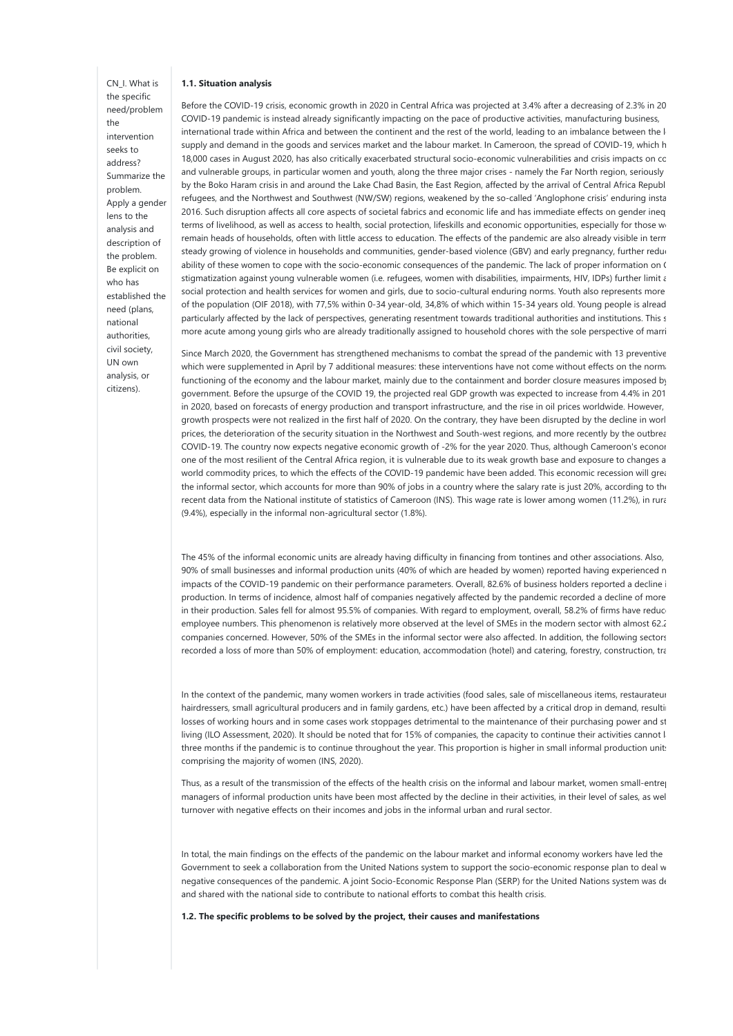CN_I. What is the specific need/problem the intervention seeks to address? Summarize the problem. Apply a gender lens to the analysis and description of the problem. Be explicit on who has established the need (plans, national authorities, civil society, UN own analysis, or citizens).

**1.1. Situation analysis**

Before the COVID-19 crisis, economic growth in 2020 in Central Africa was projected at 3.4% after a decreasing of 2.3% in 20 COVID-19 pandemic is instead already significantly impacting on the pace of productive activities, manufacturing business, international trade within Africa and between the continent and the rest of the world, leading to an imbalance between the l supply and demand in the goods and services market and the labour market. In Cameroon, the spread of COVID-19, which h 18,000 cases in August 2020, has also critically exacerbated structural socio-economic vulnerabilities and crisis impacts on cc and vulnerable groups, in particular women and youth, along the three major crises - namely the Far North region, seriously by the Boko Haram crisis in and around the Lake Chad Basin, the East Region, affected by the arrival of Central Africa Republ refugees, and the Northwest and Southwest (NW/SW) regions, weakened by the so-called 'Anglophone crisis' enduring insta 2016. Such disruption affects all core aspects of societal fabrics and economic life and has immediate effects on gender ineq terms of livelihood, as well as access to health, social protection, lifeskills and economic opportunities, especially for those w remain heads of households, often with little access to education. The effects of the pandemic are also already visible in term steady growing of violence in households and communities, gender-based violence (GBV) and early pregnancy, further redu ability of these women to cope with the socio-economic consequences of the pandemic. The lack of proper information on ( stigmatization against young vulnerable women (i.e. refugees, women with disabilities, impairments, HIV, IDPs) further limit a social protection and health services for women and girls, due to socio-cultural enduring norms. Youth also represents more of the population (OIF 2018), with 77,5% within 0-34 year-old, 34,8% of which within 15-34 years old. Young people is alread particularly affected by the lack of perspectives, generating resentment towards traditional authorities and institutions. This s more acute among young girls who are already traditionally assigned to household chores with the sole perspective of marri

Since March 2020, the Government has strengthened mechanisms to combat the spread of the pandemic with 13 preventive which were supplemented in April by 7 additional measures: these interventions have not come without effects on the norm functioning of the economy and the labour market, mainly due to the containment and border closure measures imposed by government. Before the upsurge of the COVID 19, the projected real GDP growth was expected to increase from 4.4% in 201 in 2020, based on forecasts of energy production and transport infrastructure, and the rise in oil prices worldwide. However, growth prospects were not realized in the first half of 2020. On the contrary, they have been disrupted by the decline in worl prices, the deterioration of the security situation in the Northwest and South-west regions, and more recently by the outbrea COVID-19. The country now expects negative economic growth of -2% for the year 2020. Thus, although Cameroon's econor one of the most resilient of the Central Africa region, it is vulnerable due to its weak growth base and exposure to changes a world commodity prices, to which the effects of the COVID-19 pandemic have been added. This economic recession will grea the informal sector, which accounts for more than 90% of jobs in a country where the salary rate is just 20%, according to the recent data from the National institute of statistics of Cameroon (INS). This wage rate is lower among women (11.2%), in rura (9.4%), especially in the informal non-agricultural sector (1.8%).

The 45% of the informal economic units are already having difficulty in financing from tontines and other associations. Also, 90% of small businesses and informal production units (40% of which are headed by women) reported having experienced n impacts of the COVID-19 pandemic on their performance parameters. Overall, 82.6% of business holders reported a decline i production. In terms of incidence, almost half of companies negatively affected by the pandemic recorded a decline of more in their production. Sales fell for almost 95.5% of companies. With regard to employment, overall, 58.2% of firms have reduc employee numbers. This phenomenon is relatively more observed at the level of SMEs in the modern sector with almost 62.2 companies concerned. However, 50% of the SMEs in the informal sector were also affected. In addition, the following sectors recorded a loss of more than 50% of employment: education, accommodation (hotel) and catering, forestry, construction, tra

In the context of the pandemic, many women workers in trade activities (food sales, sale of miscellaneous items, restaurateur hairdressers, small agricultural producers and in family gardens, etc.) have been affected by a critical drop in demand, resulti losses of working hours and in some cases work stoppages detrimental to the maintenance of their purchasing power and st living (ILO Assessment, 2020). It should be noted that for 15% of companies, the capacity to continue their activities cannot l three months if the pandemic is to continue throughout the year. This proportion is higher in small informal production units comprising the majority of women (INS, 2020).

Thus, as a result of the transmission of the effects of the health crisis on the informal and labour market, women small-entre managers of informal production units have been most affected by the decline in their activities, in their level of sales, as wel turnover with negative effects on their incomes and jobs in the informal urban and rural sector.

In total, the main findings on the effects of the pandemic on the labour market and informal economy workers have led the Government to seek a collaboration from the United Nations system to support the socio-economic response plan to deal w negative consequences of the pandemic. A joint Socio-Economic Response Plan (SERP) for the United Nations system was de and shared with the national side to contribute to national efforts to combat this health crisis.

**1.2. The specific problems to be solved by the project, their causes and manifestations**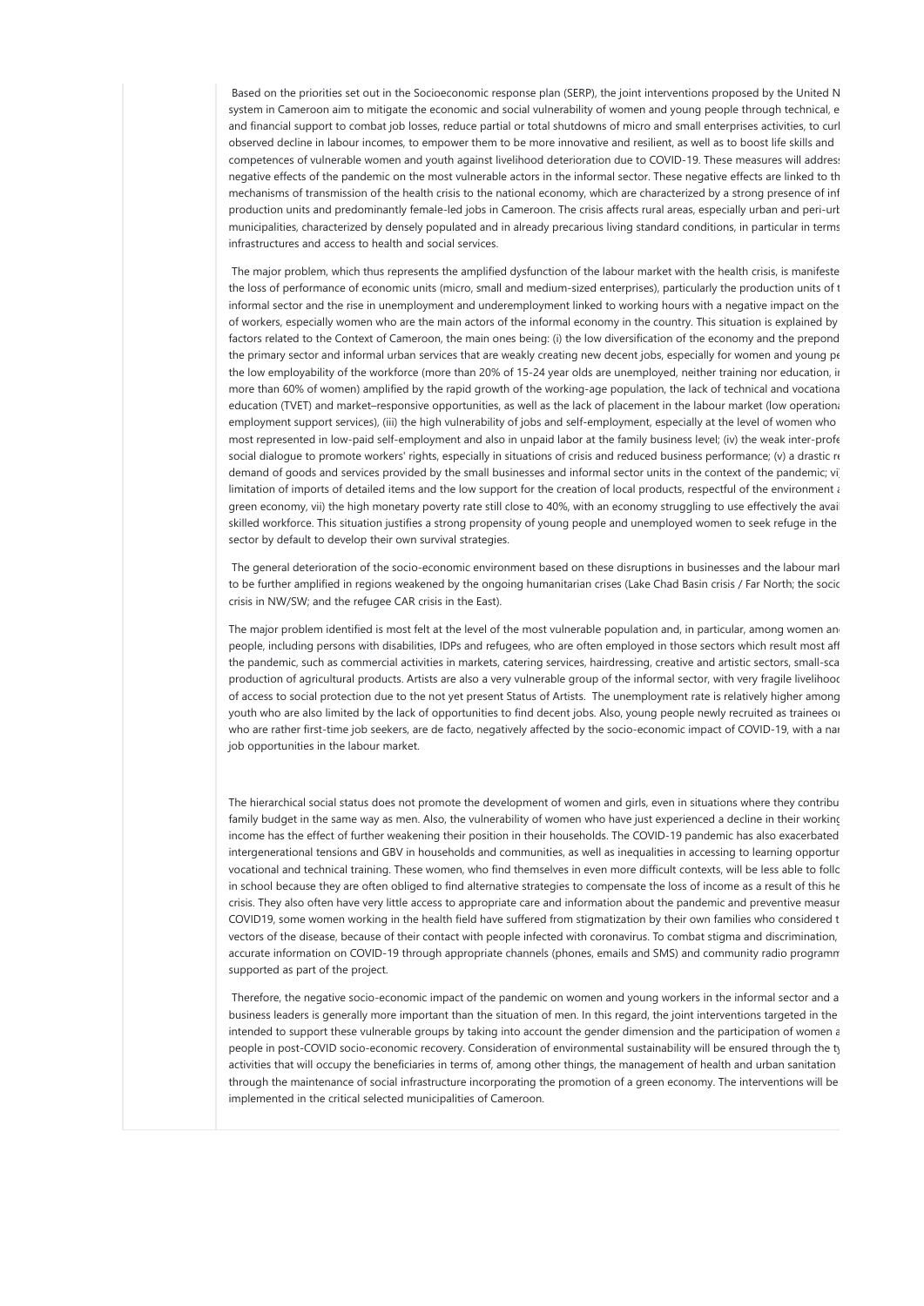Based on the priorities set out in the Socioeconomic response plan (SERP), the joint interventions proposed by the United N system in Cameroon aim to mitigate the economic and social vulnerability of women and young people through technical, e and financial support to combat job losses, reduce partial or total shutdowns of micro and small enterprises activities, to curl observed decline in labour incomes, to empower them to be more innovative and resilient, as well as to boost life skills and competences of vulnerable women and youth against livelihood deterioration due to COVID-19. These measures will addres negative effects of the pandemic on the most vulnerable actors in the informal sector. These negative effects are linked to th mechanisms of transmission of the health crisis to the national economy, which are characterized by a strong presence of inf production units and predominantly female-led jobs in Cameroon. The crisis affects rural areas, especially urban and peri-urb municipalities, characterized by densely populated and in already precarious living standard conditions, in particular in terms infrastructures and access to health and social services.

The major problem, which thus represents the amplified dysfunction of the labour market with the health crisis, is manifeste the loss of performance of economic units (micro, small and medium-sized enterprises), particularly the production units of t informal sector and the rise in unemployment and underemployment linked to working hours with a negative impact on the of workers, especially women who are the main actors of the informal economy in the country. This situation is explained by factors related to the Context of Cameroon, the main ones being: (i) the low diversification of the economy and the prepond the primary sector and informal urban services that are weakly creating new decent jobs, especially for women and young pe the low employability of the workforce (more than 20% of 15-24 year olds are unemployed, neither training nor education, ir more than 60% of women) amplified by the rapid growth of the working-age population, the lack of technical and vocationa education (TVET) and market–responsive opportunities, as well as the lack of placement in the labour market (low operationa employment support services), (iii) the high vulnerability of jobs and self-employment, especially at the level of women who most represented in low-paid self-employment and also in unpaid labor at the family business level; (iv) the weak inter-profe social dialogue to promote workers' rights, especially in situations of crisis and reduced business performance; (v) a drastic re demand of goods and services provided by the small businesses and informal sector units in the context of the pandemic; vi limitation of imports of detailed items and the low support for the creation of local products, respectful of the environment a green economy, vii) the high monetary poverty rate still close to 40%, with an economy struggling to use effectively the avai skilled workforce. This situation justifies a strong propensity of young people and unemployed women to seek refuge in the sector by default to develop their own survival strategies.

The general deterioration of the socio-economic environment based on these disruptions in businesses and the labour mark to be further amplified in regions weakened by the ongoing humanitarian crises (Lake Chad Basin crisis / Far North; the socio crisis in NW/SW; and the refugee CAR crisis in the East).

The major problem identified is most felt at the level of the most vulnerable population and, in particular, among women an people, including persons with disabilities, IDPs and refugees, who are often employed in those sectors which result most aff the pandemic, such as commercial activities in markets, catering services, hairdressing, creative and artistic sectors, small-sca production of agricultural products. Artists are also a very vulnerable group of the informal sector, with very fragile livelihood of access to social protection due to the not yet present Status of Artists. The unemployment rate is relatively higher among youth who are also limited by the lack of opportunities to find decent jobs. Also, young people newly recruited as trainees or who are rather first-time job seekers, are de facto, negatively affected by the socio-economic impact of COVID-19, with a nar job opportunities in the labour market.

The hierarchical social status does not promote the development of women and girls, even in situations where they contribu family budget in the same way as men. Also, the vulnerability of women who have just experienced a decline in their working income has the effect of further weakening their position in their households. The COVID-19 pandemic has also exacerbated intergenerational tensions and GBV in households and communities, as well as inequalities in accessing to learning opportur vocational and technical training. These women, who find themselves in even more difficult contexts, will be less able to follo in school because they are often obliged to find alternative strategies to compensate the loss of income as a result of this he crisis. They also often have very little access to appropriate care and information about the pandemic and preventive measur COVID19, some women working in the health field have suffered from stigmatization by their own families who considered t vectors of the disease, because of their contact with people infected with coronavirus. To combat stigma and discrimination, accurate information on COVID-19 through appropriate channels (phones, emails and SMS) and community radio programm supported as part of the project.

Therefore, the negative socio-economic impact of the pandemic on women and young workers in the informal sector and a business leaders is generally more important than the situation of men. In this regard, the joint interventions targeted in the intended to support these vulnerable groups by taking into account the gender dimension and the participation of women a people in post-COVID socio-economic recovery. Consideration of environmental sustainability will be ensured through the ty activities that will occupy the beneficiaries in terms of, among other things, the management of health and urban sanitation through the maintenance of social infrastructure incorporating the promotion of a green economy. The interventions will be implemented in the critical selected municipalities of Cameroon.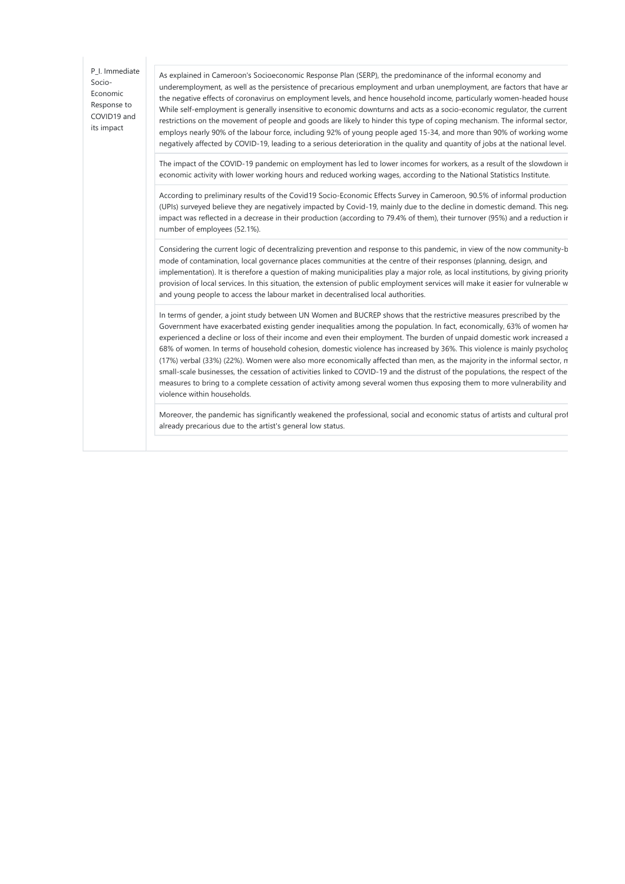| P_I. Immediate Socio-Economic Response to COVID19 and its impact | As explained in Cameroon's Socioeconomic Response Plan (SERP), the predominance of the informal economy and underemployment, as well as the persistence of precarious employment and urban unemployment, are factors that have ar the negative effects of coronavirus on employment levels, and hence household income, particularly women-headed house While self-employment is generally insensitive to economic downturns and acts as a socio-economic regulator, the current restrictions on the movement of people and goods are likely to hinder this type of coping mechanism. The informal sector, employs nearly 90% of the labour force, including 92% of young people aged 15-34, and more than 90% of working wome negatively affected by COVID-19, leading to a serious deterioration in the quality and quantity of jobs at the national level. |
|---|---|
| | The impact of the COVID-19 pandemic on employment has led to lower incomes for workers, as a result of the slowdown ir economic activity with lower working hours and reduced working wages, according to the National Statistics Institute. |
| | According to preliminary results of the Covid19 Socio-Economic Effects Survey in Cameroon, 90.5% of informal production (UPIs) surveyed believe they are negatively impacted by Covid-19, mainly due to the decline in domestic demand. This neg impact was reflected in a decrease in their production (according to 79.4% of them), their turnover (95%) and a reduction ir number of employees (52.1%). |
| | Considering the current logic of decentralizing prevention and response to this pandemic, in view of the now community-b mode of contamination, local governance places communities at the centre of their responses (planning, design, and implementation). It is therefore a question of making municipalities play a major role, as local institutions, by giving priority provision of local services. In this situation, the extension of public employment services will make it easier for vulnerable w and young people to access the labour market in decentralised local authorities. |
| | In terms of gender, a joint study between UN Women and BUCREP shows that the restrictive measures prescribed by the Government have exacerbated existing gender inequalities among the population. In fact, economically, 63% of women ha experienced a decline or loss of their income and even their employment. The burden of unpaid domestic work increased a 68% of women. In terms of household cohesion, domestic violence has increased by 36%. This violence is mainly psycholog (17%) verbal (33%) (22%). Women were also more economically affected than men, as the majority in the informal sector, n small-scale businesses, the cessation of activities linked to COVID-19 and the distrust of the populations, the respect of the measures to bring to a complete cessation of activity among several women thus exposing them to more vulnerability and violence within households. |
| | Moreover, the pandemic has significantly weakened the professional, social and economic status of artists and cultural prof already precarious due to the artist's general low status. |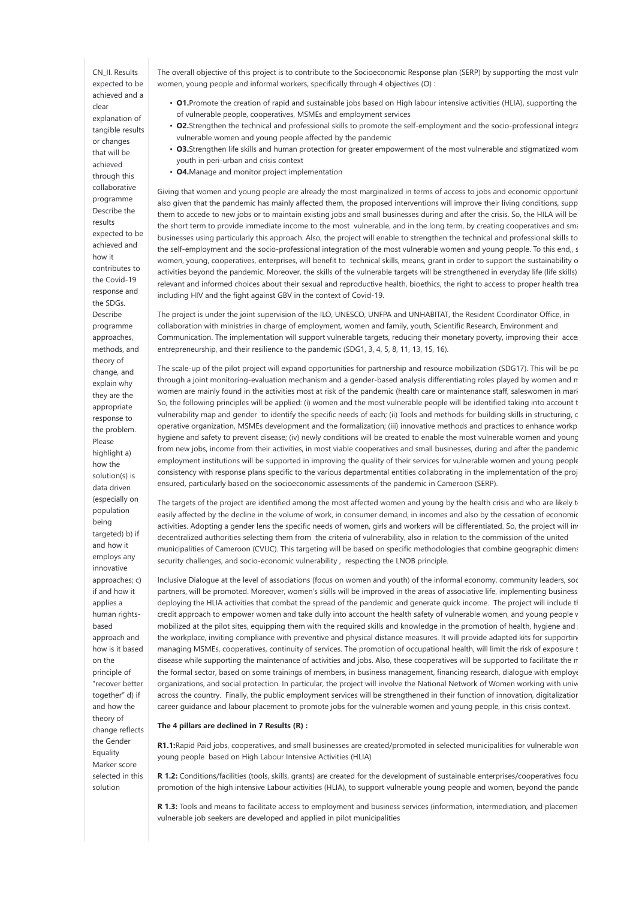CN_II. Results expected to be achieved and a clear explanation of tangible results or changes that will be achieved through this collaborative programme Describe the results expected to be achieved and how it contributes to the Covid-19 response and the SDGs. Describe programme approaches, methods, and theory of change, and explain why they are the appropriate response to the problem. Please highlight a) how the solution(s) is data driven (especially on population being targeted) b) if and how it employs any innovative approaches; c) if and how it applies a human rights-based approach and how is it based on the principle of "recover better together" d) if and how the theory of change reflects the Gender Equality Marker score selected in this solution

The overall objective of this project is to contribute to the Socioeconomic Response plan (SERP) by supporting the most vuln women, young people and informal workers, specifically through 4 objectives (O) :

- **O1.**Promote the creation of rapid and sustainable jobs based on High labour intensive activities (HLIA), supporting the of vulnerable people, cooperatives, MSMEs and employment services
- **O2.**Strengthen the technical and professional skills to promote the self-employment and the socio-professional integra vulnerable women and young people affected by the pandemic
- **O3.**Strengthen life skills and human protection for greater empowerment of the most vulnerable and stigmatized wom youth in peri-urban and crisis context
- **O4.**Manage and monitor project implementation

Giving that women and young people are already the most marginalized in terms of access to jobs and economic opportuni also given that the pandemic has mainly affected them, the proposed interventions will improve their living conditions, supp them to accede to new jobs or to maintain existing jobs and small businesses during and after the crisis. So, the HILA will be the short term to provide immediate income to the most vulnerable, and in the long term, by creating cooperatives and sma businesses using particularly this approach. Also, the project will enable to strengthen the technical and professional skills to the self-employment and the socio-professional integration of the most vulnerable women and young people. To this end,, s women, young, cooperatives, enterprises, will benefit to technical skills, means, grant in order to support the sustainability o activities beyond the pandemic. Moreover, the skills of the vulnerable targets will be strengthened in everyday life (life skills) relevant and informed choices about their sexual and reproductive health, bioethics, the right to access to proper health trea including HIV and the fight against GBV in the context of Covid-19.

The project is under the joint supervision of the ILO, UNESCO, UNFPA and UNHABITAT, the Resident Coordinator Office, in collaboration with ministries in charge of employment, women and family, youth, Scientific Research, Environment and Communication. The implementation will support vulnerable targets, reducing their monetary poverty, improving their acce entrepreneurship, and their resilience to the pandemic (SDG1, 3, 4, 5, 8, 11, 13, 15, 16).

The scale-up of the pilot project will expand opportunities for partnership and resource mobilization (SDG17). This will be po through a joint monitoring-evaluation mechanism and a gender-based analysis differentiating roles played by women and m women are mainly found in the activities most at risk of the pandemic (health care or maintenance staff, saleswomen in mark So, the following principles will be applied: (i) women and the most vulnerable people will be identified taking into account t vulnerability map and gender to identify the specific needs of each; (ii) Tools and methods for building skills in structuring, c operative organization, MSMEs development and the formalization; (iii) innovative methods and practices to enhance workp hygiene and safety to prevent disease; (iv) newly conditions will be created to enable the most vulnerable women and young from new jobs, income from their activities, in most viable cooperatives and small businesses, during and after the pandemic employment institutions will be supported in improving the quality of their services for vulnerable women and young people consistency with response plans specific to the various departmental entities collaborating in the implementation of the proj ensured, particularly based on the socioeconomic assessments of the pandemic in Cameroon (SERP).

The targets of the project are identified among the most affected women and young by the health crisis and who are likely t easily affected by the decline in the volume of work, in consumer demand, in incomes and also by the cessation of economic activities. Adopting a gender lens the specific needs of women, girls and workers will be differentiated. So, the project will inv decentralized authorities selecting them from the criteria of vulnerability, also in relation to the commission of the united municipalities of Cameroon (CVUC). This targeting will be based on specific methodologies that combine geographic dimens security challenges, and socio-economic vulnerability , respecting the LNOB principle.

Inclusive Dialogue at the level of associations (focus on women and youth) of the informal economy, community leaders, soc partners, will be promoted. Moreover, women's skills will be improved in the areas of associative life, implementing business deploying the HLIA activities that combat the spread of the pandemic and generate quick income. The project will include th credit approach to empower women and take dully into account the health safety of vulnerable women, and young people v mobilized at the pilot sites, equipping them with the required skills and knowledge in the promotion of health, hygiene and the workplace, inviting compliance with preventive and physical distance measures. It will provide adapted kits for supportin managing MSMEs, cooperatives, continuity of services. The promotion of occupational health, will limit the risk of exposure t disease while supporting the maintenance of activities and jobs. Also, these cooperatives will be supported to facilitate the m the formal sector, based on some trainings of members, in business management, financing research, dialogue with employe organizations, and social protection. In particular, the project will involve the National Network of Women working with univ across the country. Finally, the public employment services will be strengthened in their function of innovation, digitalization career guidance and labour placement to promote jobs for the vulnerable women and young people, in this crisis context.

**The 4 pillars are declined in 7 Results (R) :**

**R1.1:**Rapid Paid jobs, cooperatives, and small businesses are created/promoted in selected municipalities for vulnerable wor young people based on High Labour Intensive Activities (HLIA)

**R 1.2:** Conditions/facilities (tools, skills, grants) are created for the development of sustainable enterprises/cooperatives focu promotion of the high intensive Labour activities (HLIA), to support vulnerable young people and women, beyond the pande

**R 1.3:** Tools and means to facilitate access to employment and business services (information, intermediation, and placemen vulnerable job seekers are developed and applied in pilot municipalities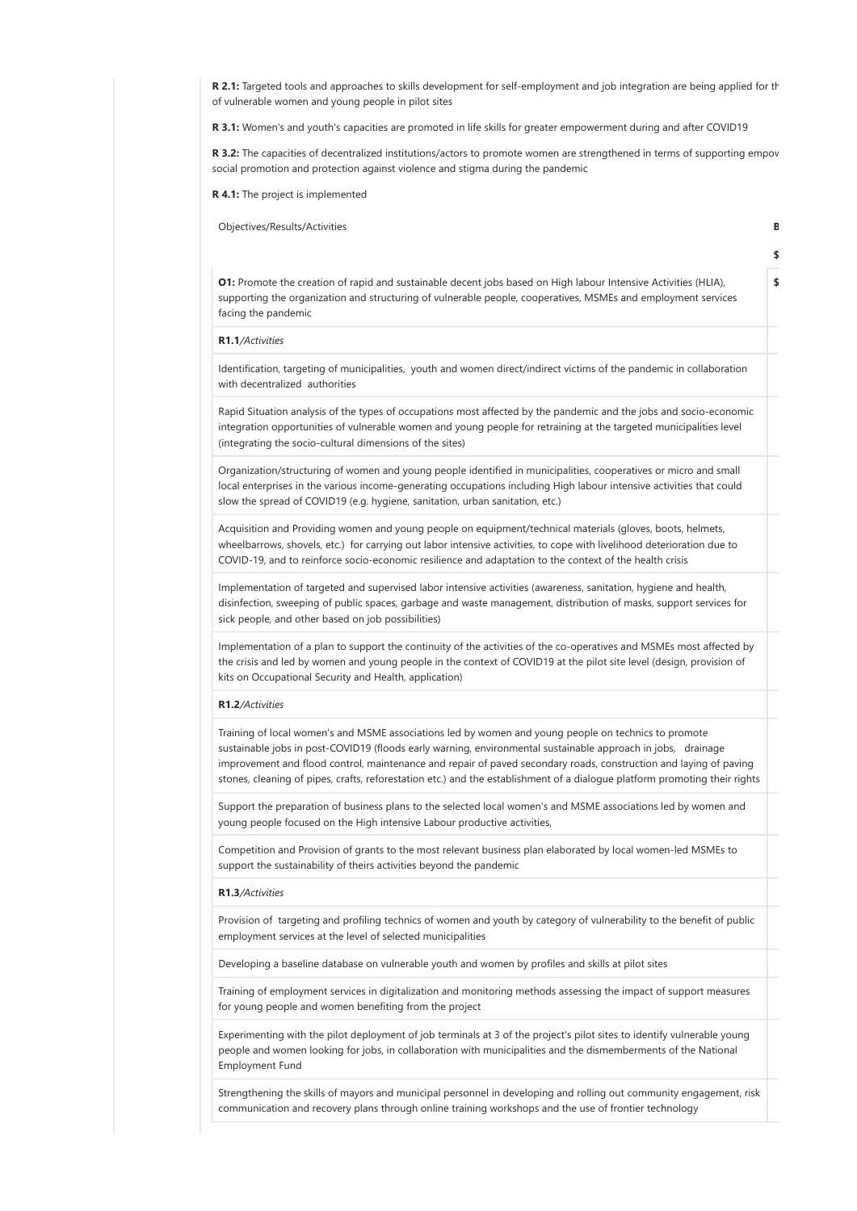**R 2.1:** Targeted tools and approaches to skills development for self-employment and job integration are being applied for th of vulnerable women and young people in pilot sites

**R 3.1:** Women's and youth's capacities are promoted in life skills for greater empowerment during and after COVID19

**R 3.2:** The capacities of decentralized institutions/actors to promote women are strengthened in terms of supporting empov social promotion and protection against violence and stigma during the pandemic

**R 4.1:** The project is implemented

| Objectives/Results/Activities | B |
|---|---|
| | $ |
| **O1:** Promote the creation of rapid and sustainable decent jobs based on High labour Intensive Activities (HLIA), supporting the organization and structuring of vulnerable people, cooperatives, MSMEs and employment services facing the pandemic | $ |
| **R1.1**/*Activities* | |
| Identification, targeting of municipalities, youth and women direct/indirect victims of the pandemic in collaboration with decentralized authorities | |
| Rapid Situation analysis of the types of occupations most affected by the pandemic and the jobs and socio-economic integration opportunities of vulnerable women and young people for retraining at the targeted municipalities level (integrating the socio-cultural dimensions of the sites) | |
| Organization/structuring of women and young people identified in municipalities, cooperatives or micro and small local enterprises in the various income-generating occupations including High labour intensive activities that could slow the spread of COVID19 (e.g. hygiene, sanitation, urban sanitation, etc.) | |
| Acquisition and Providing women and young people on equipment/technical materials (gloves, boots, helmets, wheelbarrows, shovels, etc.) for carrying out labor intensive activities, to cope with livelihood deterioration due to COVID-19, and to reinforce socio-economic resilience and adaptation to the context of the health crisis | |
| Implementation of targeted and supervised labor intensive activities (awareness, sanitation, hygiene and health, disinfection, sweeping of public spaces, garbage and waste management, distribution of masks, support services for sick people, and other based on job possibilities) | |
| Implementation of a plan to support the continuity of the activities of the co-operatives and MSMEs most affected by the crisis and led by women and young people in the context of COVID19 at the pilot site level (design, provision of kits on Occupational Security and Health, application) | |
| **R1.2**/*Activities* | |
| Training of local women's and MSME associations led by women and young people on technics to promote sustainable jobs in post-COVID19 (floods early warning, environmental sustainable approach in jobs, drainage improvement and flood control, maintenance and repair of paved secondary roads, construction and laying of paving stones, cleaning of pipes, crafts, reforestation etc.) and the establishment of a dialogue platform promoting their rights | |
| Support the preparation of business plans to the selected local women's and MSME associations led by women and young people focused on the High intensive Labour productive activities, | |
| Competition and Provision of grants to the most relevant business plan elaborated by local women-led MSMEs to support the sustainability of theirs activities beyond the pandemic | |
| **R1.3**/*Activities* | |
| Provision of targeting and profiling technics of women and youth by category of vulnerability to the benefit of public employment services at the level of selected municipalities | |
| Developing a baseline database on vulnerable youth and women by profiles and skills at pilot sites | |
| Training of employment services in digitalization and monitoring methods assessing the impact of support measures for young people and women benefiting from the project | |
| Experimenting with the pilot deployment of job terminals at 3 of the project's pilot sites to identify vulnerable young people and women looking for jobs, in collaboration with municipalities and the dismemberments of the National Employment Fund | |
| Strengthening the skills of mayors and municipal personnel in developing and rolling out community engagement, risk communication and recovery plans through online training workshops and the use of frontier technology | |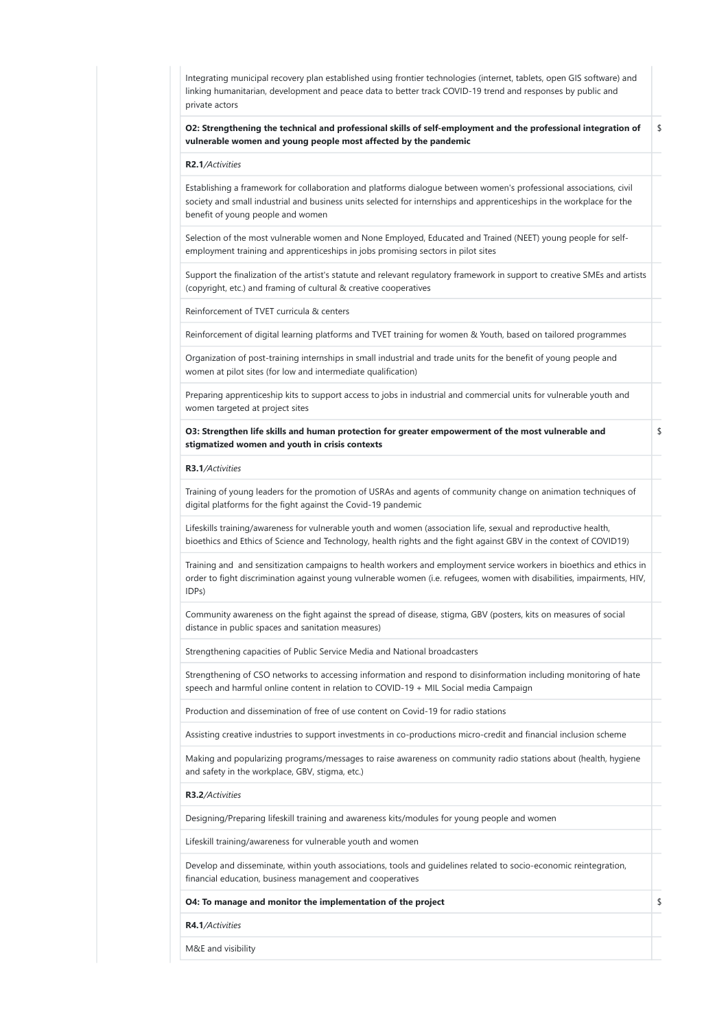| | |
|---|---|
| Integrating municipal recovery plan established using frontier technologies (internet, tablets, open GIS software) and linking humanitarian, development and peace data to better track COVID-19 trend and responses by public and private actors | |
| **O2: Strengthening the technical and professional skills of self-employment and the professional integration of vulnerable women and young people most affected by the pandemic** | $ |
| **R2.1**/*Activities* | |
| Establishing a framework for collaboration and platforms dialogue between women's professional associations, civil society and small industrial and business units selected for internships and apprenticeships in the workplace for the benefit of young people and women | |
| Selection of the most vulnerable women and None Employed, Educated and Trained (NEET) young people for self-employment training and apprenticeships in jobs promising sectors in pilot sites | |
| Support the finalization of the artist's statute and relevant regulatory framework in support to creative SMEs and artists (copyright, etc.) and framing of cultural & creative cooperatives | |
| Reinforcement of TVET curricula & centers | |
| Reinforcement of digital learning platforms and TVET training for women & Youth, based on tailored programmes | |
| Organization of post-training internships in small industrial and trade units for the benefit of young people and women at pilot sites (for low and intermediate qualification) | |
| Preparing apprenticeship kits to support access to jobs in industrial and commercial units for vulnerable youth and women targeted at project sites | |
| **O3: Strengthen life skills and human protection for greater empowerment of the most vulnerable and stigmatized women and youth in crisis contexts** | $ |
| **R3.1**/*Activities* | |
| Training of young leaders for the promotion of USRAs and agents of community change on animation techniques of digital platforms for the fight against the Covid-19 pandemic | |
| Lifeskills training/awareness for vulnerable youth and women (association life, sexual and reproductive health, bioethics and Ethics of Science and Technology, health rights and the fight against GBV in the context of COVID19) | |
| Training and and sensitization campaigns to health workers and employment service workers in bioethics and ethics in order to fight discrimination against young vulnerable women (i.e. refugees, women with disabilities, impairments, HIV, IDPs) | |
| Community awareness on the fight against the spread of disease, stigma, GBV (posters, kits on measures of social distance in public spaces and sanitation measures) | |
| Strengthening capacities of Public Service Media and National broadcasters | |
| Strengthening of CSO networks to accessing information and respond to disinformation including monitoring of hate speech and harmful online content in relation to COVID-19 + MIL Social media Campaign | |
| Production and dissemination of free of use content on Covid-19 for radio stations | |
| Assisting creative industries to support investments in co-productions micro-credit and financial inclusion scheme | |
| Making and popularizing programs/messages to raise awareness on community radio stations about (health, hygiene and safety in the workplace, GBV, stigma, etc.) | |
| **R3.2**/*Activities* | |
| Designing/Preparing lifeskill training and awareness kits/modules for young people and women | |
| Lifeskill training/awareness for vulnerable youth and women | |
| Develop and disseminate, within youth associations, tools and guidelines related to socio-economic reintegration, financial education, business management and cooperatives | |
| **O4: To manage and monitor the implementation of the project** | $ |
| **R4.1**/*Activities* | |
| M&E and visibility | |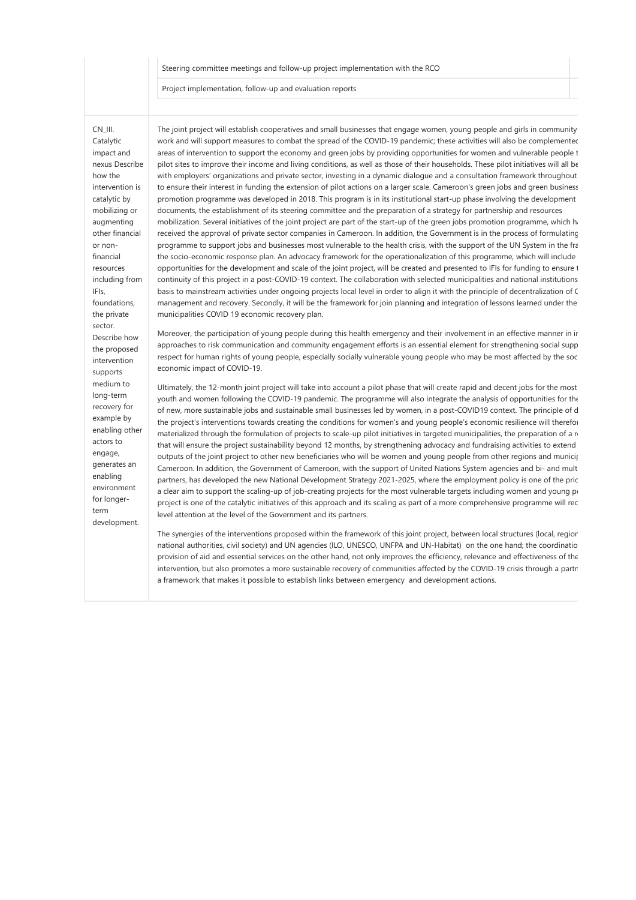| | |
|---|---|
| | Steering committee meetings and follow-up project implementation with the RCO |
| | Project implementation, follow-up and evaluation reports |

| | |
|---|---|
| CN_III. Catalytic impact and nexus Describe how the intervention is catalytic by mobilizing or augmenting other financial or non-financial resources including from IFIs, foundations, the private sector. Describe how the proposed intervention supports medium to long-term recovery for example by enabling other actors to engage, generates an enabling environment for longer-term development. | The joint project will establish cooperatives and small businesses that engage women, young people and girls in community-work and will support measures to combat the spread of the COVID-19 pandemic; these activities will also be complementec areas of intervention to support the economy and green jobs by providing opportunities for women and vulnerable people t pilot sites to improve their income and living conditions, as well as those of their households. These pilot initiatives will all be with employers' organizations and private sector, investing in a dynamic dialogue and a consultation framework throughout to ensure their interest in funding the extension of pilot actions on a larger scale. Cameroon's green jobs and green business promotion programme was developed in 2018. This program is in its institutional start-up phase involving the development documents, the establishment of its steering committee and the preparation of a strategy for partnership and resources mobilization. Several initiatives of the joint project are part of the start-up of the green jobs promotion programme, which h received the approval of private sector companies in Cameroon. In addition, the Government is in the process of formulating programme to support jobs and businesses most vulnerable to the health crisis, with the support of the UN System in the fra the socio-economic response plan. An advocacy framework for the operationalization of this programme, which will include opportunities for the development and scale of the joint project, will be created and presented to IFIs for funding to ensure t continuity of this project in a post-COVID-19 context. The collaboration with selected municipalities and national institutions basis to mainstream activities under ongoing projects local level in order to align it with the principle of decentralization of C management and recovery. Secondly, it will be the framework for join planning and integration of lessons learned under the municipalities COVID 19 economic recovery plan.<br><br>Moreover, the participation of young people during this health emergency and their involvement in an effective manner in in approaches to risk communication and community engagement efforts is an essential element for strengthening social supp respect for human rights of young people, especially socially vulnerable young people who may be most affected by the soc economic impact of COVID-19.<br><br>Ultimately, the 12-month joint project will take into account a pilot phase that will create rapid and decent jobs for the most youth and women following the COVID-19 pandemic. The programme will also integrate the analysis of opportunities for the of new, more sustainable jobs and sustainable small businesses led by women, in a post-COVID19 context. The principle of d the project's interventions towards creating the conditions for women's and young people's economic resilience will therefor materialized through the formulation of projects to scale-up pilot initiatives in targeted municipalities, the preparation of a r that will ensure the project sustainability beyond 12 months, by strengthening advocacy and fundraising activities to extend outputs of the joint project to other new beneficiaries who will be women and young people from other regions and municip Cameroon. In addition, the Government of Cameroon, with the support of United Nations System agencies and bi- and mult partners, has developed the new National Development Strategy 2021-2025, where the employment policy is one of the pric a clear aim to support the scaling-up of job-creating projects for the most vulnerable targets including women and young p project is one of the catalytic initiatives of this approach and its scaling as part of a more comprehensive programme will rec level attention at the level of the Government and its partners.<br><br>The synergies of the interventions proposed within the framework of this joint project, between local structures (local, regior national authorities, civil society) and UN agencies (ILO, UNESCO, UNFPA and UN-Habitat) on the one hand; the coordinatio provision of aid and essential services on the other hand, not only improves the efficiency, relevance and effectiveness of the intervention, but also promotes a more sustainable recovery of communities affected by the COVID-19 crisis through a partn a framework that makes it possible to establish links between emergency and development actions. |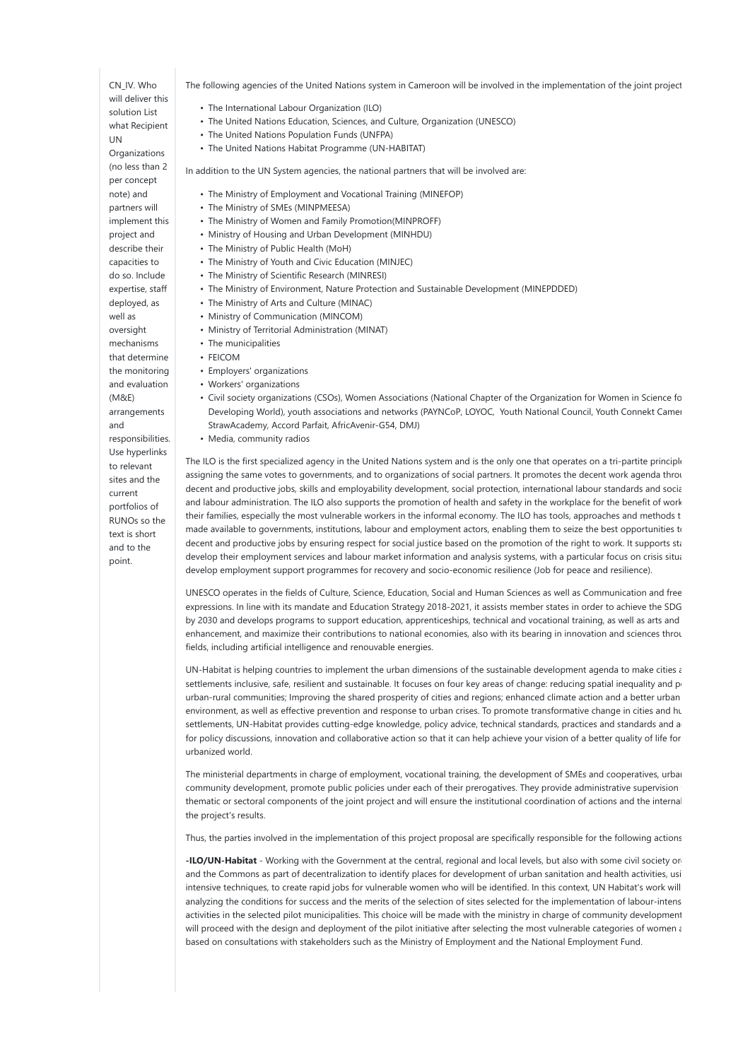CN_IV. Who will deliver this solution List what Recipient UN Organizations (no less than 2 per concept note) and partners will implement this project and describe their capacities to do so. Include expertise, staff deployed, as well as oversight mechanisms that determine the monitoring and evaluation (M&E) arrangements and responsibilities. Use hyperlinks to relevant sites and the current portfolios of RUNOs so the text is short and to the point.

The following agencies of the United Nations system in Cameroon will be involved in the implementation of the joint project

- The International Labour Organization (ILO)
- The United Nations Education, Sciences, and Culture, Organization (UNESCO)
- The United Nations Population Funds (UNFPA)
- The United Nations Habitat Programme (UN-HABITAT)

In addition to the UN System agencies, the national partners that will be involved are:

- The Ministry of Employment and Vocational Training (MINEFOP)
- The Ministry of SMEs (MINPMEESA)
- The Ministry of Women and Family Promotion(MINPROFF)
- Ministry of Housing and Urban Development (MINHDU)
- The Ministry of Public Health (MoH)
- The Ministry of Youth and Civic Education (MINJEC)
- The Ministry of Scientific Research (MINRESI)
- The Ministry of Environment, Nature Protection and Sustainable Development (MINEPDDED)
- The Ministry of Arts and Culture (MINAC)
- Ministry of Communication (MINCOM)
- Ministry of Territorial Administration (MINAT)
- The municipalities
- FEICOM
- Employers' organizations
- Workers' organizations
- Civil society organizations (CSOs), Women Associations (National Chapter of the Organization for Women in Science fo Developing World), youth associations and networks (PAYNCoP, LOYOC, Youth National Council, Youth Connekt Camer StrawAcademy, Accord Parfait, AfricAvenir-G54, DMJ)
- Media, community radios

The ILO is the first specialized agency in the United Nations system and is the only one that operates on a tri-partite principl assigning the same votes to governments, and to organizations of social partners. It promotes the decent work agenda throu decent and productive jobs, skills and employability development, social protection, international labour standards and socia and labour administration. The ILO also supports the promotion of health and safety in the workplace for the benefit of work their families, especially the most vulnerable workers in the informal economy. The ILO has tools, approaches and methods t made available to governments, institutions, labour and employment actors, enabling them to seize the best opportunities t decent and productive jobs by ensuring respect for social justice based on the promotion of the right to work. It supports st develop their employment services and labour market information and analysis systems, with a particular focus on crisis situ develop employment support programmes for recovery and socio-economic resilience (Job for peace and resilience).

UNESCO operates in the fields of Culture, Science, Education, Social and Human Sciences as well as Communication and free expressions. In line with its mandate and Education Strategy 2018-2021, it assists member states in order to achieve the SDG by 2030 and develops programs to support education, apprenticeships, technical and vocational training, as well as arts and enhancement, and maximize their contributions to national economies, also with its bearing in innovation and sciences throu fields, including artificial intelligence and renouvable energies.

UN-Habitat is helping countries to implement the urban dimensions of the sustainable development agenda to make cities settlements inclusive, safe, resilient and sustainable. It focuses on four key areas of change: reducing spatial inequality and p urban-rural communities; Improving the shared prosperity of cities and regions; enhanced climate action and a better urban environment, as well as effective prevention and response to urban crises. To promote transformative change in cities and hu settlements, UN-Habitat provides cutting-edge knowledge, policy advice, technical standards, practices and standards and a for policy discussions, innovation and collaborative action so that it can help achieve your vision of a better quality of life for urbanized world.

The ministerial departments in charge of employment, vocational training, the development of SMEs and cooperatives, urba community development, promote public policies under each of their prerogatives. They provide administrative supervision thematic or sectoral components of the joint project and will ensure the institutional coordination of actions and the interna the project's results.

Thus, the parties involved in the implementation of this project proposal are specifically responsible for the following actions

**-ILO/UN-Habitat** - Working with the Government at the central, regional and local levels, but also with some civil society or and the Commons as part of decentralization to identify places for development of urban sanitation and health activities, usi intensive techniques, to create rapid jobs for vulnerable women who will be identified. In this context, UN Habitat's work will analyzing the conditions for success and the merits of the selection of sites selected for the implementation of labour-intens activities in the selected pilot municipalities. This choice will be made with the ministry in charge of community development will proceed with the design and deployment of the pilot initiative after selecting the most vulnerable categories of women based on consultations with stakeholders such as the Ministry of Employment and the National Employment Fund.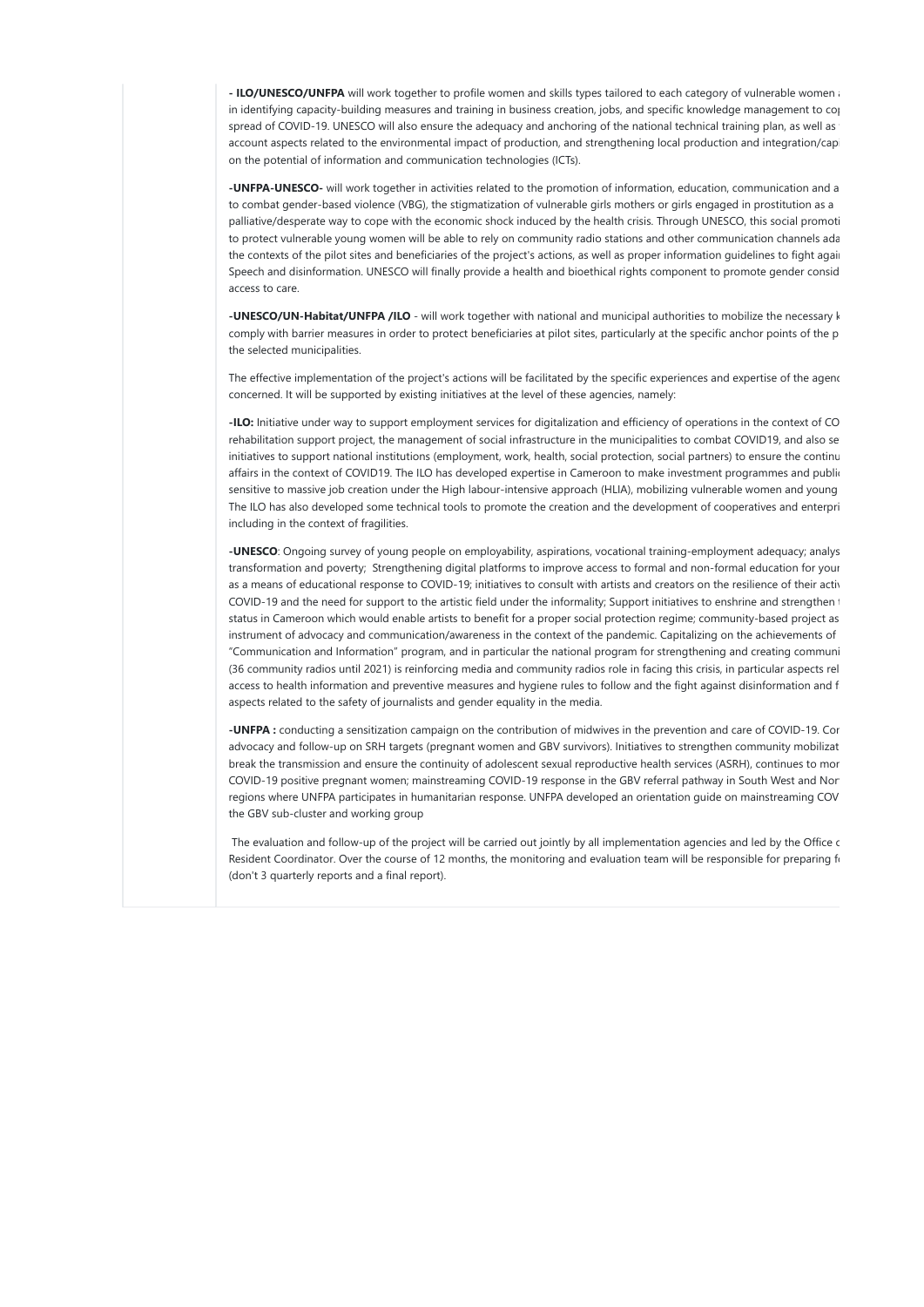**- ILO/UNESCO/UNFPA** will work together to profile women and skills types tailored to each category of vulnerable women a in identifying capacity-building measures and training in business creation, jobs, and specific knowledge management to cop spread of COVID-19. UNESCO will also ensure the adequacy and anchoring of the national technical training plan, as well as account aspects related to the environmental impact of production, and strengthening local production and integration/capi on the potential of information and communication technologies (ICTs).

**-UNFPA-UNESCO-** will work together in activities related to the promotion of information, education, communication and a to combat gender-based violence (VBG), the stigmatization of vulnerable girls mothers or girls engaged in prostitution as a palliative/desperate way to cope with the economic shock induced by the health crisis. Through UNESCO, this social promoti to protect vulnerable young women will be able to rely on community radio stations and other communication channels ada the contexts of the pilot sites and beneficiaries of the project's actions, as well as proper information guidelines to fight agai Speech and disinformation. UNESCO will finally provide a health and bioethical rights component to promote gender consid access to care.

**-UNESCO/UN-Habitat/UNFPA /ILO** - will work together with national and municipal authorities to mobilize the necessary k comply with barrier measures in order to protect beneficiaries at pilot sites, particularly at the specific anchor points of the p the selected municipalities.

The effective implementation of the project's actions will be facilitated by the specific experiences and expertise of the agenc concerned. It will be supported by existing initiatives at the level of these agencies, namely:

**-ILO:** Initiative under way to support employment services for digitalization and efficiency of operations in the context of CO rehabilitation support project, the management of social infrastructure in the municipalities to combat COVID19, and also se initiatives to support national institutions (employment, work, health, social protection, social partners) to ensure the continu affairs in the context of COVID19. The ILO has developed expertise in Cameroon to make investment programmes and public sensitive to massive job creation under the High labour-intensive approach (HLIA), mobilizing vulnerable women and young The ILO has also developed some technical tools to promote the creation and the development of cooperatives and enterpri including in the context of fragilities.

**-UNESCO**: Ongoing survey of young people on employability, aspirations, vocational training-employment adequacy; analys transformation and poverty; Strengthening digital platforms to improve access to formal and non-formal education for your as a means of educational response to COVID-19; initiatives to consult with artists and creators on the resilience of their activ COVID-19 and the need for support to the artistic field under the informality; Support initiatives to enshrine and strengthen t status in Cameroon which would enable artists to benefit for a proper social protection regime; community-based project as instrument of advocacy and communication/awareness in the context of the pandemic. Capitalizing on the achievements of "Communication and Information" program, and in particular the national program for strengthening and creating communi (36 community radios until 2021) is reinforcing media and community radios role in facing this crisis, in particular aspects rel access to health information and preventive measures and hygiene rules to follow and the fight against disinformation and f aspects related to the safety of journalists and gender equality in the media.

**-UNFPA :** conducting a sensitization campaign on the contribution of midwives in the prevention and care of COVID-19. Cor advocacy and follow-up on SRH targets (pregnant women and GBV survivors). Initiatives to strengthen community mobilizat break the transmission and ensure the continuity of adolescent sexual reproductive health services (ASRH), continues to mor COVID-19 positive pregnant women; mainstreaming COVID-19 response in the GBV referral pathway in South West and Nor regions where UNFPA participates in humanitarian response. UNFPA developed an orientation guide on mainstreaming COV the GBV sub-cluster and working group

The evaluation and follow-up of the project will be carried out jointly by all implementation agencies and led by the Office c Resident Coordinator. Over the course of 12 months, the monitoring and evaluation team will be responsible for preparing f (don't 3 quarterly reports and a final report).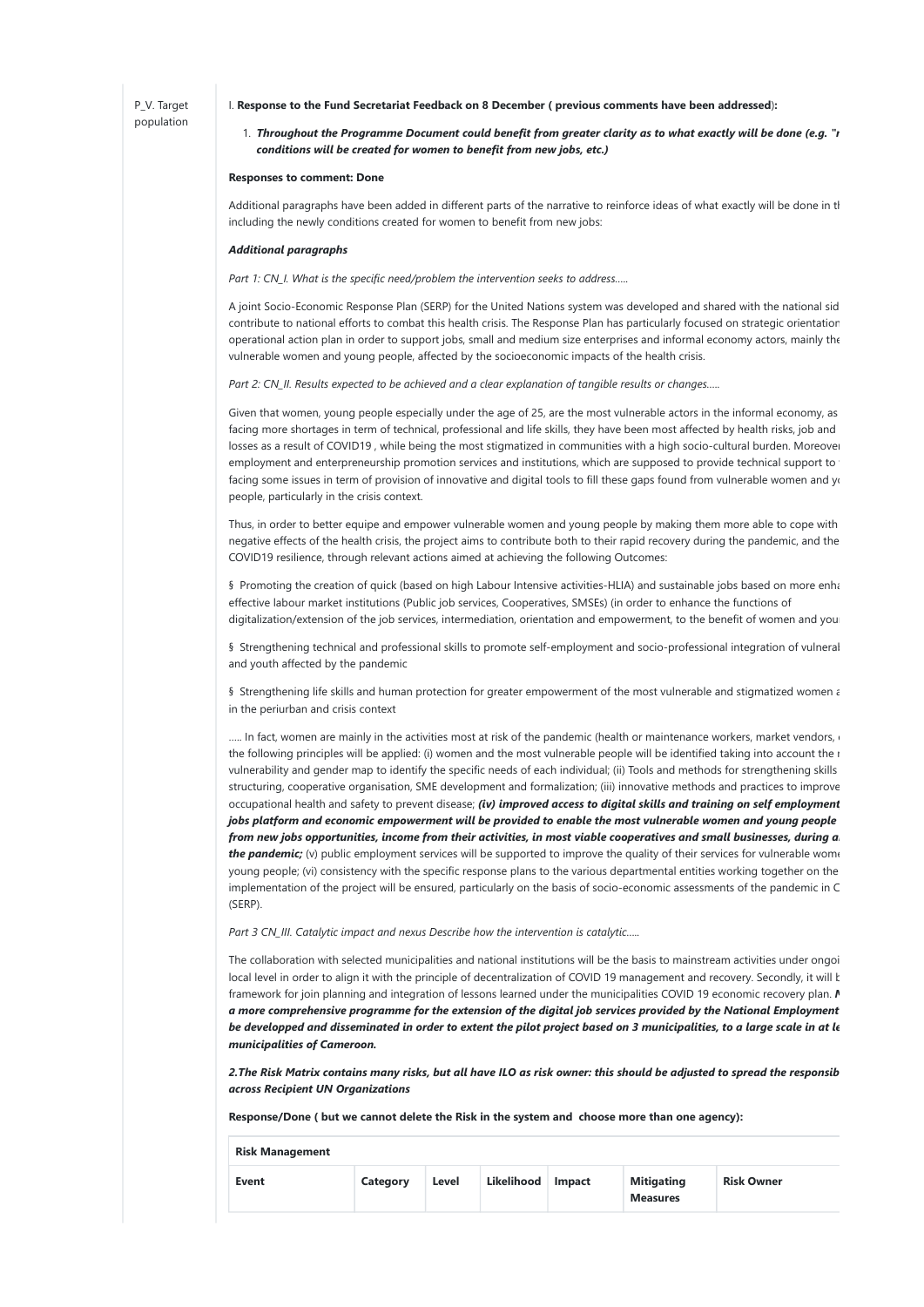P_V. Target population

I. **Response to the Fund Secretariat Feedback on 8 December ( previous comments have been addressed):**

1. ***Throughout the Programme Document could benefit from greater clarity as to what exactly will be done (e.g. "r conditions will be created for women to benefit from new jobs, etc.)***

**Responses to comment: Done**

Additional paragraphs have been added in different parts of the narrative to reinforce ideas of what exactly will be done in th including the newly conditions created for women to benefit from new jobs:

***Additional paragraphs***

*Part 1: CN_I. What is the specific need/problem the intervention seeks to address…..*

A joint Socio-Economic Response Plan (SERP) for the United Nations system was developed and shared with the national sid contribute to national efforts to combat this health crisis. The Response Plan has particularly focused on strategic orientation operational action plan in order to support jobs, small and medium size enterprises and informal economy actors, mainly the vulnerable women and young people, affected by the socioeconomic impacts of the health crisis.

*Part 2: CN_II. Results expected to be achieved and a clear explanation of tangible results or changes…..*

Given that women, young people especially under the age of 25, are the most vulnerable actors in the informal economy, as facing more shortages in term of technical, professional and life skills, they have been most affected by health risks, job and losses as a result of COVID19 , while being the most stigmatized in communities with a high socio-cultural burden. Moreover employment and enterpreneurship promotion services and institutions, which are supposed to provide technical support to facing some issues in term of provision of innovative and digital tools to fill these gaps found from vulnerable women and yo people, particularly in the crisis context.

Thus, in order to better equipe and empower vulnerable women and young people by making them more able to cope with negative effects of the health crisis, the project aims to contribute both to their rapid recovery during the pandemic, and the COVID19 resilience, through relevant actions aimed at achieving the following Outcomes:

§ Promoting the creation of quick (based on high Labour Intensive activities-HLIA) and sustainable jobs based on more enha effective labour market institutions (Public job services, Cooperatives, SMSEs) (in order to enhance the functions of digitalization/extension of the job services, intermediation, orientation and empowerment, to the benefit of women and you

§ Strengthening technical and professional skills to promote self-employment and socio-professional integration of vulneral and youth affected by the pandemic

§ Strengthening life skills and human protection for greater empowerment of the most vulnerable and stigmatized women a in the periurban and crisis context

….. In fact, women are mainly in the activities most at risk of the pandemic (health or maintenance workers, market vendors, the following principles will be applied: (i) women and the most vulnerable people will be identified taking into account the r vulnerability and gender map to identify the specific needs of each individual; (ii) Tools and methods for strengthening skills structuring, cooperative organisation, SME development and formalization; (iii) innovative methods and practices to improve occupational health and safety to prevent disease; ***(iv) improved access to digital skills and training on self employment jobs platform and economic empowerment will be provided to enable the most vulnerable women and young people from new jobs opportunities, income from their activities, in most viable cooperatives and small businesses, during a the pandemic;*** (v) public employment services will be supported to improve the quality of their services for vulnerable wome young people; (vi) consistency with the specific response plans to the various departmental entities working together on the implementation of the project will be ensured, particularly on the basis of socio-economic assessments of the pandemic in C (SERP).

*Part 3 CN_III. Catalytic impact and nexus Describe how the intervention is catalytic…..*

The collaboration with selected municipalities and national institutions will be the basis to mainstream activities under ongoi local level in order to align it with the principle of decentralization of COVID 19 management and recovery. Secondly, it will b framework for join planning and integration of lessons learned under the municipalities COVID 19 economic recovery plan. ***N a more comprehensive programme for the extension of the digital job services provided by the National Employment be developped and disseminated in order to extent the pilot project based on 3 municipalities, to a large scale in at le municipalities of Cameroon.***

***2.The Risk Matrix contains many risks, but all have ILO as risk owner: this should be adjusted to spread the responsib across Recipient UN Organizations***

**Response/Done ( but we cannot delete the Risk in the system and choose more than one agency):**

| **Risk Management** | | | | | | |
|---|---|---|---|---|---|---|
| **Event** | **Category** | **Level** | **Likelihood** | **Impact** | **Mitigating Measures** | **Risk Owner** |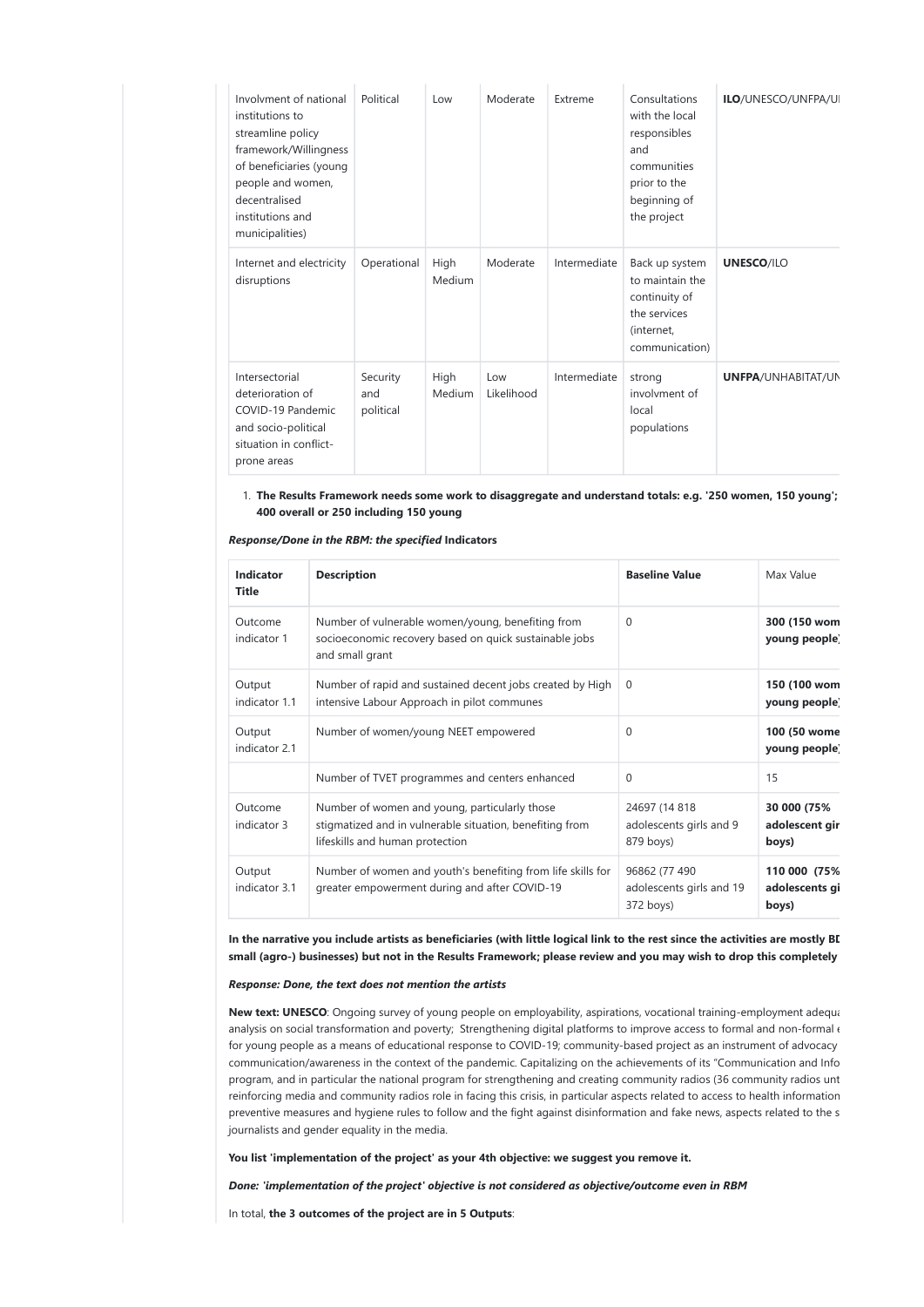| Involvment of national institutions to streamline policy framework/Willingness of beneficiaries (young people and women, decentralised institutions and municipalities) | Political | Low | Moderate | Extreme | Consultations with the local responsibles and communities prior to the beginning of the project | **ILO**/UNESCO/UNFPA/UI |
|---|---|---|---|---|---|---|
| Internet and electricity disruptions | Operational | High Medium | Moderate | Intermediate | Back up system to maintain the continuity of the services (internet, communication) | **UNESCO**/ILO |
| Intersectorial deterioration of COVID-19 Pandemic and socio-political situation in conflict-prone areas | Security and political | High Medium | Low Likelihood | Intermediate | strong involvment of local populations | **UNFPA**/UNHABITAT/UN |

1. **The Results Framework needs some work to disaggregate and understand totals: e.g. '250 women, 150 young'; 400 overall or 250 including 150 young**

***Response/Done in the RBM: the specified* Indicators**

| **Indicator Title** | **Description** | **Baseline Value** | Max Value |
|---|---|---|---|
| Outcome indicator 1 | Number of vulnerable women/young, benefiting from socioeconomic recovery based on quick sustainable jobs and small grant | 0 | **300 (150 wom young people)** |
| Output indicator 1.1 | Number of rapid and sustained decent jobs created by High intensive Labour Approach in pilot communes | 0 | **150 (100 wom young people)** |
| Output indicator 2.1 | Number of women/young NEET empowered | 0 | **100 (50 wome young people)** |
| | Number of TVET programmes and centers enhanced | 0 | 15 |
| Outcome indicator 3 | Number of women and young, particularly those stigmatized and in vulnerable situation, benefiting from lifeskills and human protection | 24697 (14 818 adolescents girls and 9 879 boys) | **30 000 (75% adolescent gir boys)** |
| Output indicator 3.1 | Number of women and youth's benefiting from life skills for greater empowerment during and after COVID-19 | 96862 (77 490 adolescents girls and 19 372 boys) | **110 000 (75% adolescents gi boys)** |

**In the narrative you include artists as beneficiaries (with little logical link to the rest since the activities are mostly BD small (agro-) businesses) but not in the Results Framework; please review and you may wish to drop this completely**

***Response: Done, the text does not mention the artists***

**New text: UNESCO**: Ongoing survey of young people on employability, aspirations, vocational training-employment adequa analysis on social transformation and poverty; Strengthening digital platforms to improve access to formal and non-formal e for young people as a means of educational response to COVID-19; community-based project as an instrument of advocacy communication/awareness in the context of the pandemic. Capitalizing on the achievements of its "Communication and Info program, and in particular the national program for strengthening and creating community radios (36 community radios unt reinforcing media and community radios role in facing this crisis, in particular aspects related to access to health information preventive measures and hygiene rules to follow and the fight against disinformation and fake news, aspects related to the s journalists and gender equality in the media.

**You list 'implementation of the project' as your 4th objective: we suggest you remove it.**

***Done: 'implementation of the project' objective is not considered as objective/outcome even in RBM***

In total, **the 3 outcomes of the project are in 5 Outputs**: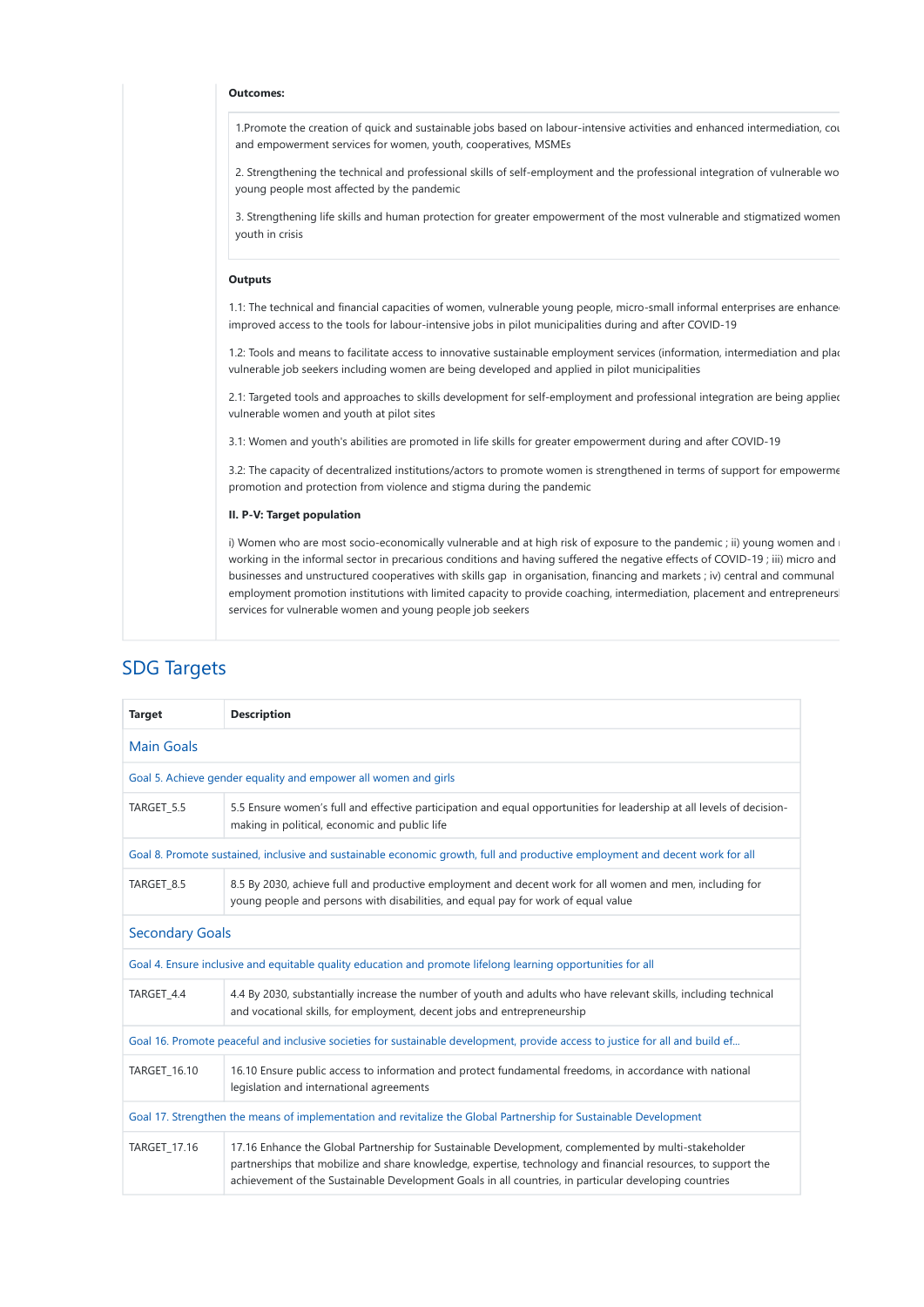**Outcomes:**

1.Promote the creation of quick and sustainable jobs based on labour-intensive activities and enhanced intermediation, cou and empowerment services for women, youth, cooperatives, MSMEs

2. Strengthening the technical and professional skills of self-employment and the professional integration of vulnerable wo young people most affected by the pandemic

3. Strengthening life skills and human protection for greater empowerment of the most vulnerable and stigmatized women youth in crisis

**Outputs**

1.1: The technical and financial capacities of women, vulnerable young people, micro-small informal enterprises are enhance improved access to the tools for labour-intensive jobs in pilot municipalities during and after COVID-19

1.2: Tools and means to facilitate access to innovative sustainable employment services (information, intermediation and plac vulnerable job seekers including women are being developed and applied in pilot municipalities

2.1: Targeted tools and approaches to skills development for self-employment and professional integration are being appliec vulnerable women and youth at pilot sites

3.1: Women and youth's abilities are promoted in life skills for greater empowerment during and after COVID-19

3.2: The capacity of decentralized institutions/actors to promote women is strengthened in terms of support for empowerme promotion and protection from violence and stigma during the pandemic

**II. P-V: Target population**

i) Women who are most socio-economically vulnerable and at high risk of exposure to the pandemic ; ii) young women and working in the informal sector in precarious conditions and having suffered the negative effects of COVID-19 ; iii) micro and businesses and unstructured cooperatives with skills gap in organisation, financing and markets ; iv) central and communal employment promotion institutions with limited capacity to provide coaching, intermediation, placement and entrepreneurs services for vulnerable women and young people job seekers

## SDG Targets

| Target | Description |
|---|---|
| **Main Goals** | |
| Goal 5. Achieve gender equality and empower all women and girls | |
| TARGET_5.5 | 5.5 Ensure women's full and effective participation and equal opportunities for leadership at all levels of decision-making in political, economic and public life |
| Goal 8. Promote sustained, inclusive and sustainable economic growth, full and productive employment and decent work for all | |
| TARGET_8.5 | 8.5 By 2030, achieve full and productive employment and decent work for all women and men, including for young people and persons with disabilities, and equal pay for work of equal value |
| **Secondary Goals** | |
| Goal 4. Ensure inclusive and equitable quality education and promote lifelong learning opportunities for all | |
| TARGET_4.4 | 4.4 By 2030, substantially increase the number of youth and adults who have relevant skills, including technical and vocational skills, for employment, decent jobs and entrepreneurship |
| Goal 16. Promote peaceful and inclusive societies for sustainable development, provide access to justice for all and build ef... | |
| TARGET_16.10 | 16.10 Ensure public access to information and protect fundamental freedoms, in accordance with national legislation and international agreements |
| Goal 17. Strengthen the means of implementation and revitalize the Global Partnership for Sustainable Development | |
| TARGET_17.16 | 17.16 Enhance the Global Partnership for Sustainable Development, complemented by multi-stakeholder partnerships that mobilize and share knowledge, expertise, technology and financial resources, to support the achievement of the Sustainable Development Goals in all countries, in particular developing countries |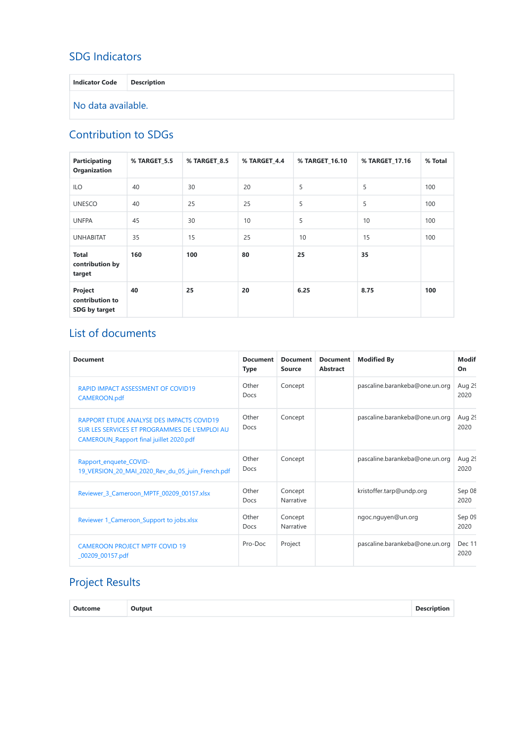## SDG Indicators

| Indicator Code | Description |
|---|---|
| No data available. | |

## Contribution to SDGs

| Participating Organization | % TARGET_5.5 | % TARGET_8.5 | % TARGET_4.4 | % TARGET_16.10 | % TARGET_17.16 | % Total |
|---|---|---|---|---|---|---|
| ILO | 40 | 30 | 20 | 5 | 5 | 100 |
| UNESCO | 40 | 25 | 25 | 5 | 5 | 100 |
| UNFPA | 45 | 30 | 10 | 5 | 10 | 100 |
| UNHABITAT | 35 | 15 | 25 | 10 | 15 | 100 |
| **Total contribution by target** | **160** | **100** | **80** | **25** | **35** | |
| **Project contribution to SDG by target** | **40** | **25** | **20** | **6.25** | **8.75** | **100** |

## List of documents

| Document | Document Type | Document Source | Document Abstract | Modified By | Modif On |
|---|---|---|---|---|---|
| RAPID IMPACT ASSESSMENT OF COVID19 CAMEROON.pdf | Other Docs | Concept | | pascaline.barankeba@one.un.org | Aug 2 2020 |
| RAPPORT ETUDE ANALYSE DES IMPACTS COVID19 SUR LES SERVICES ET PROGRAMMES DE L'EMPLOI AU CAMEROUN_Rapport final juillet 2020.pdf | Other Docs | Concept | | pascaline.barankeba@one.un.org | Aug 2 2020 |
| Rapport_enquete_COVID-19_VERSION_20_MAI_2020_Rev_du_05_juin_French.pdf | Other Docs | Concept | | pascaline.barankeba@one.un.org | Aug 2 2020 |
| Reviewer_3_Cameroon_MPTF_00209_00157.xlsx | Other Docs | Concept Narrative | | kristoffer.tarp@undp.org | Sep 08 2020 |
| Reviewer 1_Cameroon_Support to jobs.xlsx | Other Docs | Concept Narrative | | ngoc.nguyen@un.org | Sep 09 2020 |
| CAMEROON PROJECT MPTF COVID 19 _00209_00157.pdf | Pro-Doc | Project | | pascaline.barankeba@one.un.org | Dec 11 2020 |

## Project Results

| Outcome | Output | Description |
|---|---|---|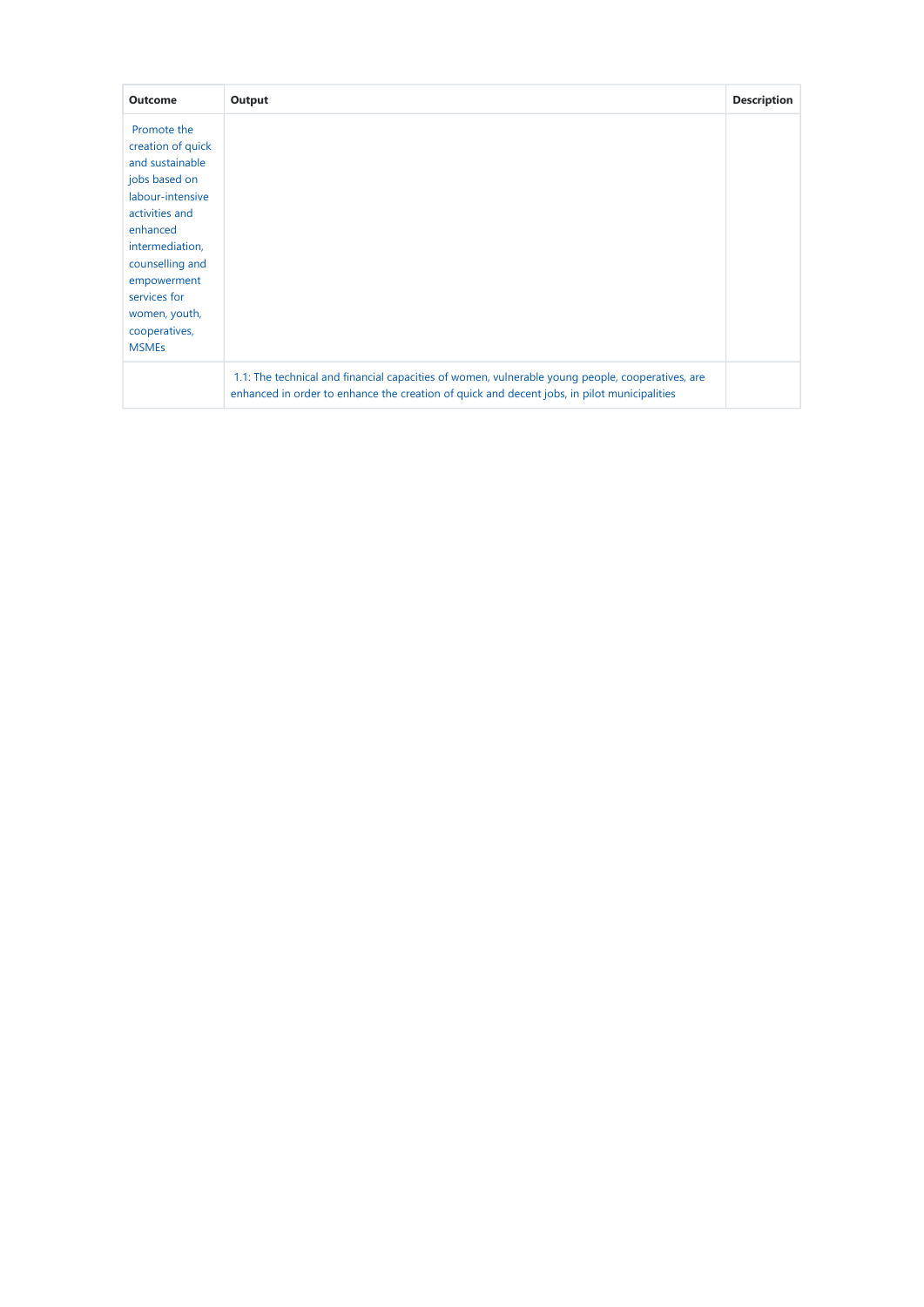| Outcome | Output | Description |
|---|---|---|
| Promote the creation of quick and sustainable jobs based on labour-intensive activities and enhanced intermediation, counselling and empowerment services for women, youth, cooperatives, MSMEs | | |
| | 1.1: The technical and financial capacities of women, vulnerable young people, cooperatives, are enhanced in order to enhance the creation of quick and decent jobs, in pilot municipalities | |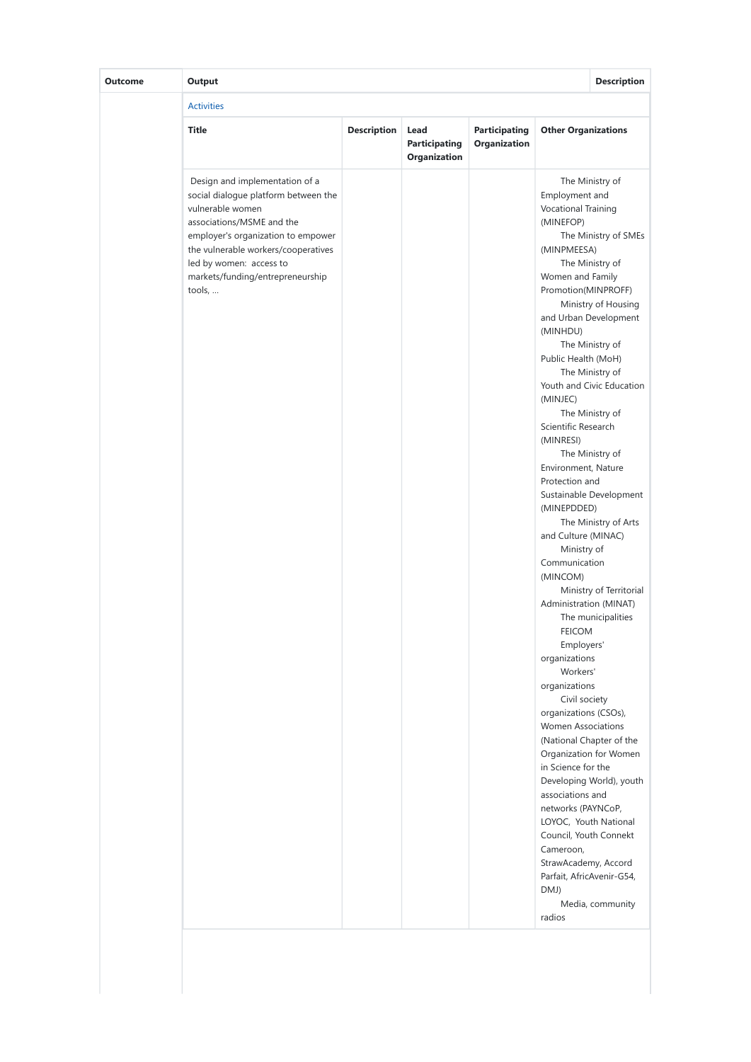| Outcome | Output | | | | Description |
|---|---|---|---|---|---|
| | Activities | | | | |
| | Title | Description | Lead Participating Organization | Participating Organization | Other Organizations |
| | Design and implementation of a social dialogue platform between the vulnerable women associations/MSME and the employer's organization to empower the vulnerable workers/cooperatives led by women: access to markets/funding/entrepreneurship tools, … | | | | The Ministry of Employment and Vocational Training (MINEFOP)<br>The Ministry of SMEs (MINPMEESA)<br>The Ministry of Women and Family Promotion(MINPROFF)<br>Ministry of Housing and Urban Development (MINHDU)<br>The Ministry of Public Health (MoH)<br>The Ministry of Youth and Civic Education (MINJEC)<br>The Ministry of Scientific Research (MINRESI)<br>The Ministry of Environment, Nature Protection and Sustainable Development (MINEPDDED)<br>The Ministry of Arts and Culture (MINAC)<br>Ministry of Communication (MINCOM)<br>Ministry of Territorial Administration (MINAT)<br>The municipalities<br>FEICOM<br>Employers' organizations<br>Workers' organizations<br>Civil society organizations (CSOs), Women Associations (National Chapter of the Organization for Women in Science for the Developing World), youth associations and networks (PAYNCoP, LOYOC, Youth National Council, Youth Connekt Cameroon, StrawAcademy, Accord Parfait, AfricAvenir-G54, DMJ)<br>Media, community radios |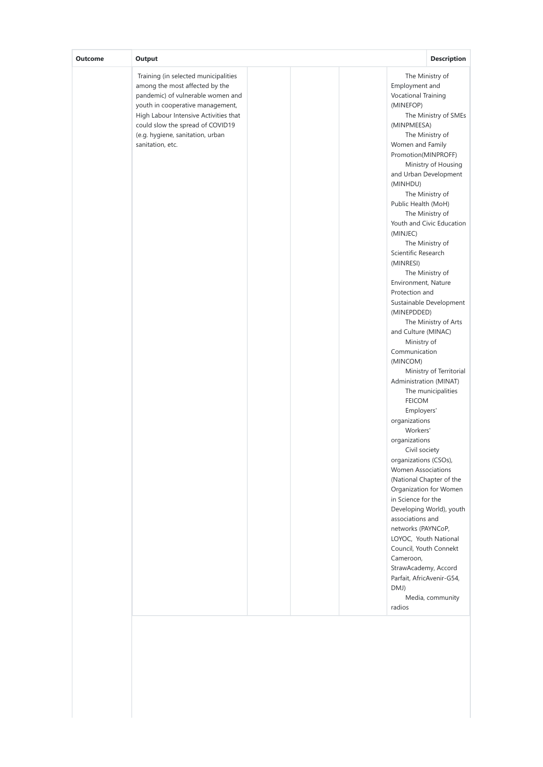| Outcome | Output | | | | Description |
|---|---|---|---|---|---|
| | Training (in selected municipalities among the most affected by the pandemic) of vulnerable women and youth in cooperative management, High Labour Intensive Activities that could slow the spread of COVID19 (e.g. hygiene, sanitation, urban sanitation, etc. | | | | The Ministry of Employment and Vocational Training (MINEFOP)<br>The Ministry of SMEs (MINPMEESA)<br>The Ministry of Women and Family Promotion(MINPROFF)<br>Ministry of Housing and Urban Development (MINHDU)<br>The Ministry of Public Health (MoH)<br>The Ministry of Youth and Civic Education (MINJEC)<br>The Ministry of Scientific Research (MINRESI)<br>The Ministry of Environment, Nature Protection and Sustainable Development (MINEPDDED)<br>The Ministry of Arts and Culture (MINAC)<br>Ministry of Communication (MINCOM)<br>Ministry of Territorial Administration (MINAT)<br>The municipalities<br>FEICOM<br>Employers' organizations<br>Workers' organizations<br>Civil society organizations (CSOs), Women Associations (National Chapter of the Organization for Women in Science for the Developing World), youth associations and networks (PAYNCoP, LOYOC, Youth National Council, Youth Connekt Cameroon, StrawAcademy, Accord Parfait, AfricAvenir-G54, DMJ)<br>Media, community radios |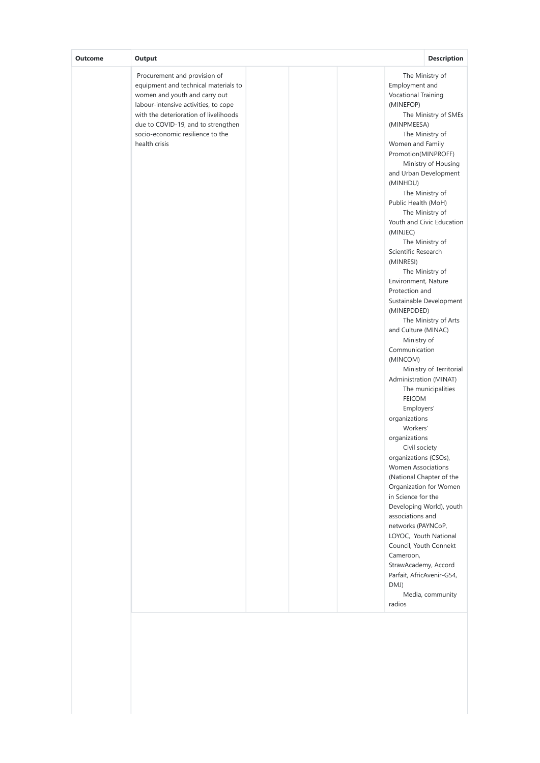| Outcome | Output | | | | Description |
|---|---|---|---|---|---|
| | Procurement and provision of equipment and technical materials to women and youth and carry out labour-intensive activities, to cope with the deterioration of livelihoods due to COVID-19, and to strengthen socio-economic resilience to the health crisis | | | | The Ministry of Employment and Vocational Training (MINEFOP)<br>The Ministry of SMEs (MINPMEESA)<br>The Ministry of Women and Family Promotion(MINPROFF)<br>Ministry of Housing and Urban Development (MINHDU)<br>The Ministry of Public Health (MoH)<br>The Ministry of Youth and Civic Education (MINJEC)<br>The Ministry of Scientific Research (MINRESI)<br>The Ministry of Environment, Nature Protection and Sustainable Development (MINEPDDED)<br>The Ministry of Arts and Culture (MINAC)<br>Ministry of Communication (MINCOM)<br>Ministry of Territorial Administration (MINAT)<br>The municipalities<br>FEICOM<br>Employers' organizations<br>Workers' organizations<br>Civil society organizations (CSOs), Women Associations (National Chapter of the Organization for Women in Science for the Developing World), youth associations and networks (PAYNCoP, LOYOC, Youth National Council, Youth Connekt Cameroon, StrawAcademy, Accord Parfait, AfricAvenir-G54, DMJ)<br>Media, community radios |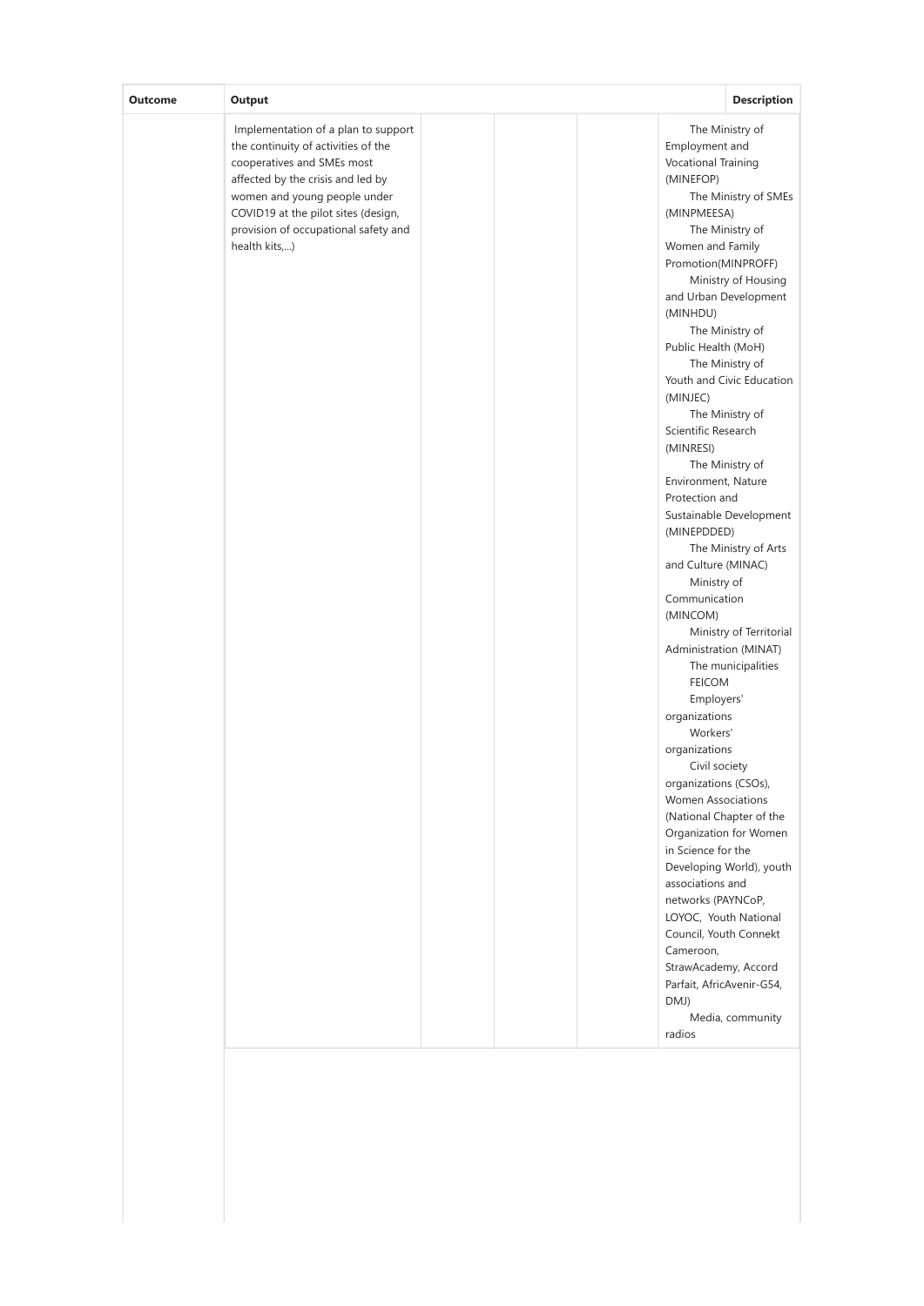| Outcome | Output | | | | Description |
|---|---|---|---|---|---|
| | Implementation of a plan to support the continuity of activities of the cooperatives and SMEs most affected by the crisis and led by women and young people under COVID19 at the pilot sites (design, provision of occupational safety and health kits,...) | | | | The Ministry of Employment and Vocational Training (MINEFOP)<br>The Ministry of SMEs (MINPMEESA)<br>The Ministry of Women and Family Promotion(MINPROFF)<br>Ministry of Housing and Urban Development (MINHDU)<br>The Ministry of Public Health (MoH)<br>The Ministry of Youth and Civic Education (MINJEC)<br>The Ministry of Scientific Research (MINRESI)<br>The Ministry of Environment, Nature Protection and Sustainable Development (MINEPDDED)<br>The Ministry of Arts and Culture (MINAC)<br>Ministry of Communication (MINCOM)<br>Ministry of Territorial Administration (MINAT)<br>The municipalities<br>FEICOM<br>Employers' organizations<br>Workers' organizations<br>Civil society organizations (CSOs), Women Associations (National Chapter of the Organization for Women in Science for the Developing World), youth associations and networks (PAYNCoP, LOYOC, Youth National Council, Youth Connekt Cameroon, StrawAcademy, Accord Parfait, AfricAvenir-G54, DMJ)<br>Media, community radios |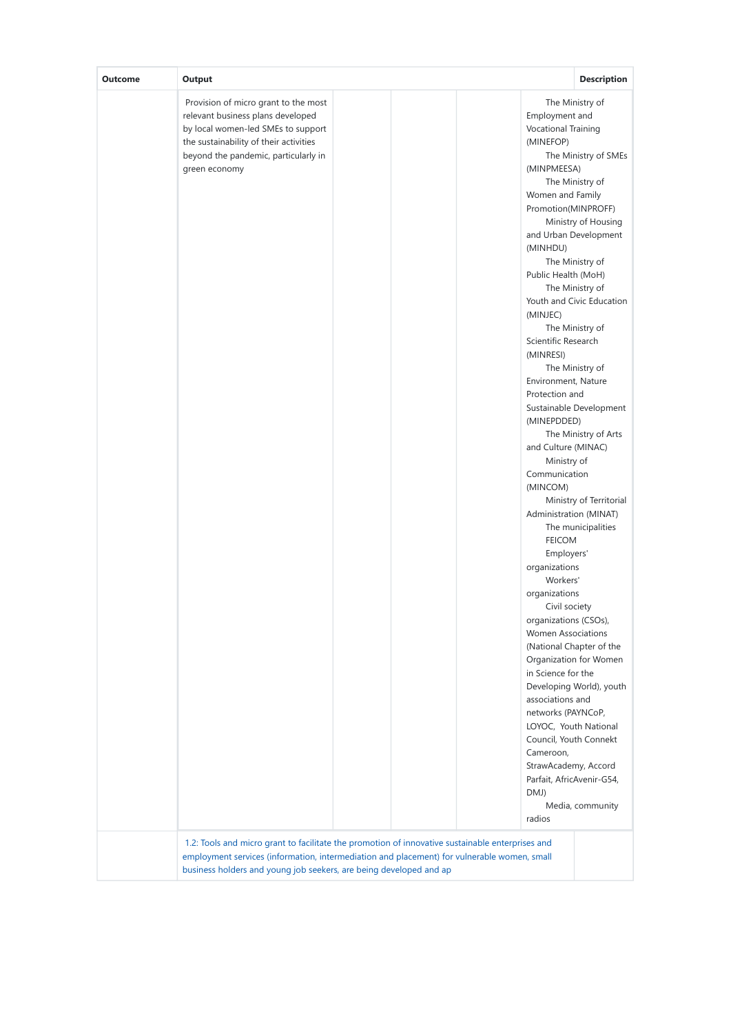| Outcome | Output | | | | | Description |
|---|---|---|---|---|---|---|
| | Provision of micro grant to the most relevant business plans developed by local women-led SMEs to support the sustainability of their activities beyond the pandemic, particularly in green economy | | | | The Ministry of Employment and Vocational Training (MINEFOP) The Ministry of SMEs (MINPMEESA) The Ministry of Women and Family Promotion(MINPROFF) Ministry of Housing and Urban Development (MINHDU) The Ministry of Public Health (MoH) The Ministry of Youth and Civic Education (MINJEC) The Ministry of Scientific Research (MINRESI) The Ministry of Environment, Nature Protection and Sustainable Development (MINEPDDED) The Ministry of Arts and Culture (MINAC) Ministry of Communication (MINCOM) Ministry of Territorial Administration (MINAT) The municipalities FEICOM Employers' organizations Workers' organizations Civil society organizations (CSOs), Women Associations (National Chapter of the Organization for Women in Science for the Developing World), youth associations and networks (PAYNCoP, LOYOC, Youth National Council, Youth Connekt Cameroon, StrawAcademy, Accord Parfait, AfricAvenir-G54, DMJ) Media, community radios | |
| | 1.2: Tools and micro grant to facilitate the promotion of innovative sustainable enterprises and employment services (information, intermediation and placement) for vulnerable women, small business holders and young job seekers, are being developed and ap | | | | | |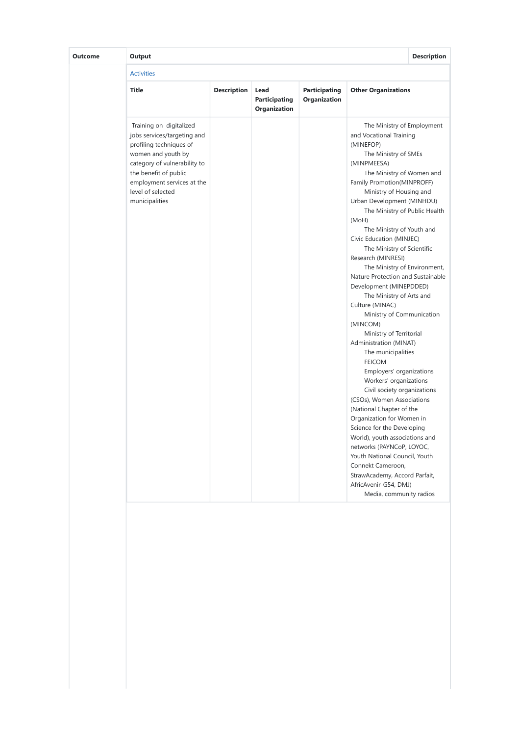| Outcome | Output | | | | Description |
| --- | --- | --- | --- | --- | --- |
| | Activities | | | | |
| | Title | Description | Lead Participating Organization | Participating Organization | Other Organizations |
| | Training on digitalized jobs services/targeting and profiling techniques of women and youth by category of vulnerability to the benefit of public employment services at the level of selected municipalities | | | | The Ministry of Employment and Vocational Training (MINEFOP)<br>The Ministry of SMEs (MINPMEESA)<br>The Ministry of Women and Family Promotion(MINPROFF)<br>Ministry of Housing and Urban Development (MINHDU)<br>The Ministry of Public Health (MoH)<br>The Ministry of Youth and Civic Education (MINJEC)<br>The Ministry of Scientific Research (MINRESI)<br>The Ministry of Environment, Nature Protection and Sustainable Development (MINEPDDED)<br>The Ministry of Arts and Culture (MINAC)<br>Ministry of Communication (MINCOM)<br>Ministry of Territorial Administration (MINAT)<br>The municipalities<br>FEICOM<br>Employers' organizations<br>Workers' organizations<br>Civil society organizations (CSOs), Women Associations (National Chapter of the Organization for Women in Science for the Developing World), youth associations and networks (PAYNCoP, LOYOC, Youth National Council, Youth Connekt Cameroon, StrawAcademy, Accord Parfait, AfricAvenir-G54, DMJ)<br>Media, community radios |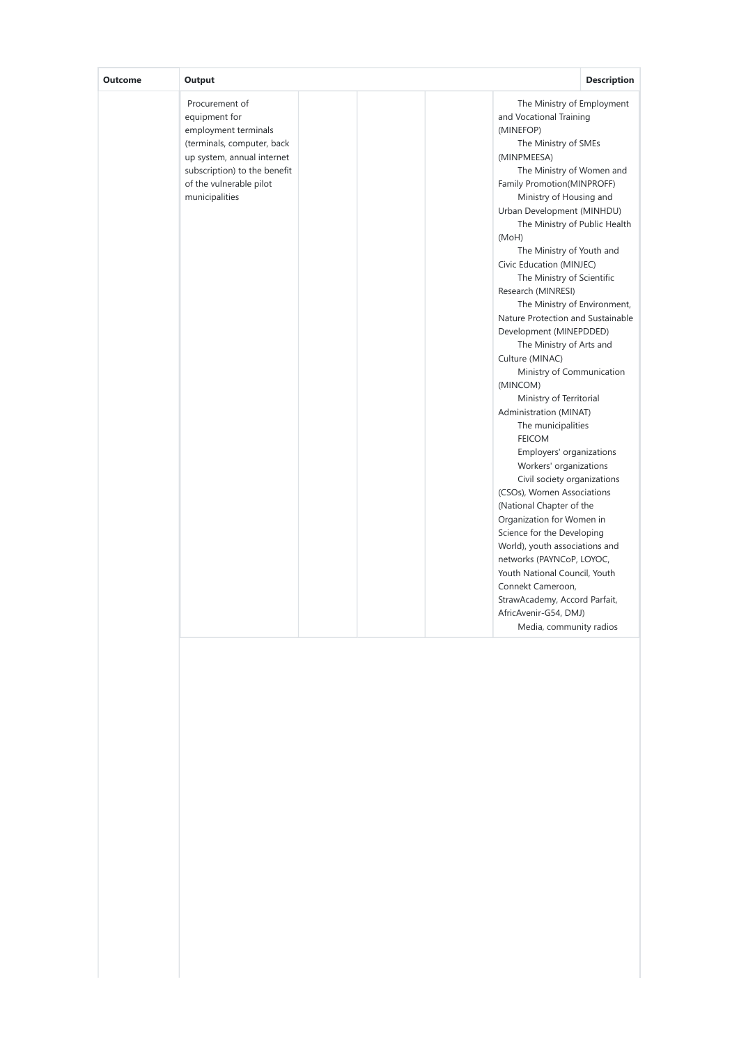| Outcome | Output | | | | | Description |
|---|---|---|---|---|---|---|
| | Procurement of equipment for employment terminals (terminals, computer, back up system, annual internet subscription) to the benefit of the vulnerable pilot municipalities | | | | The Ministry of Employment and Vocational Training (MINEFOP)<br>The Ministry of SMEs (MINPMEESA)<br>The Ministry of Women and Family Promotion(MINPROFF)<br>Ministry of Housing and Urban Development (MINHDU)<br>The Ministry of Public Health (MoH)<br>The Ministry of Youth and Civic Education (MINJEC)<br>The Ministry of Scientific Research (MINRESI)<br>The Ministry of Environment, Nature Protection and Sustainable Development (MINEPDDED)<br>The Ministry of Arts and Culture (MINAC)<br>Ministry of Communication (MINCOM)<br>Ministry of Territorial Administration (MINAT)<br>The municipalities<br>FEICOM<br>Employers' organizations<br>Workers' organizations<br>Civil society organizations (CSOs), Women Associations (National Chapter of the Organization for Women in Science for the Developing World), youth associations and networks (PAYNCoP, LOYOC, Youth National Council, Youth Connekt Cameroon, StrawAcademy, Accord Parfait, AfricAvenir-G54, DMJ)<br>Media, community radios | |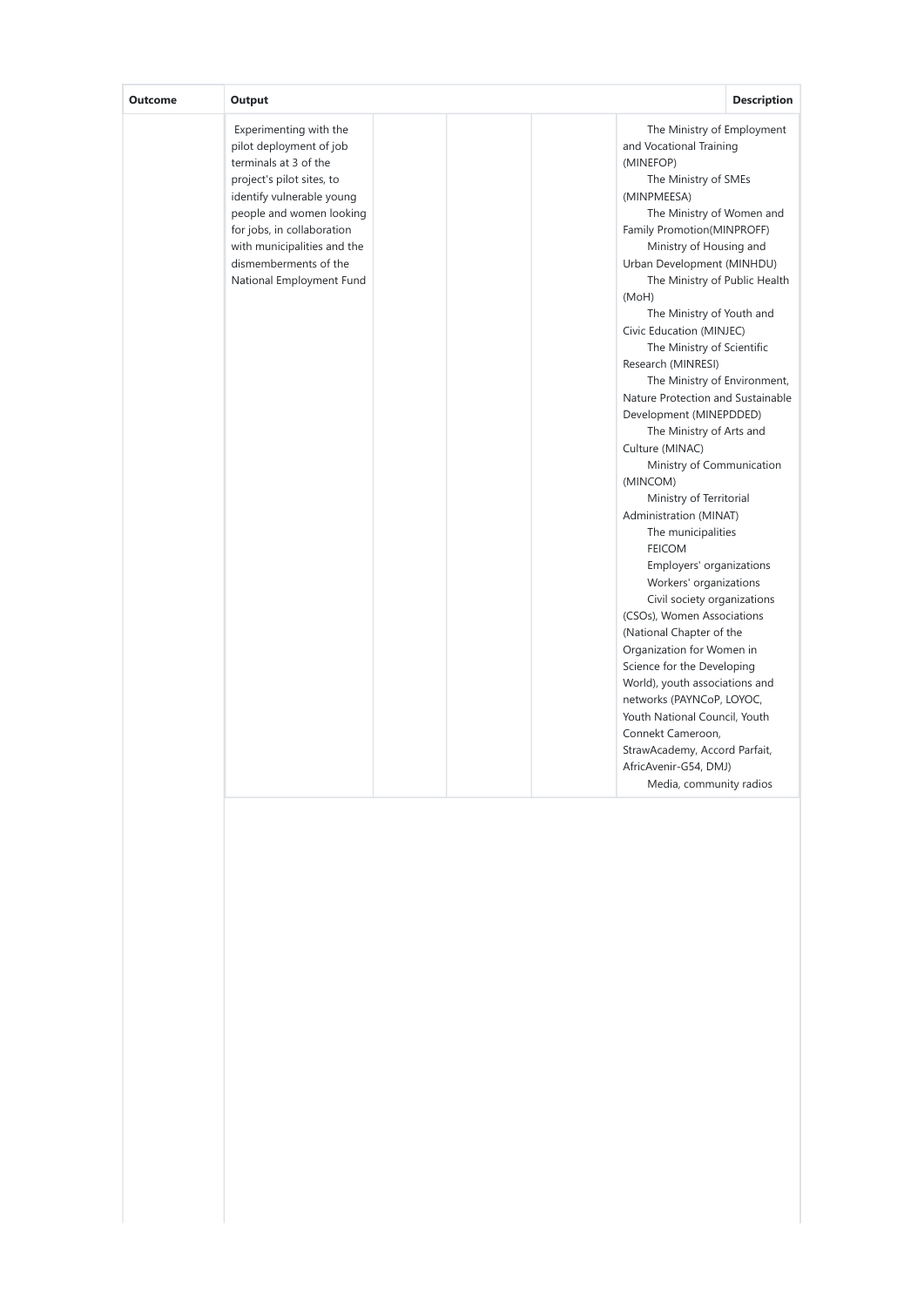| Outcome | Output | | | | Description |
| --- | --- | --- | --- | --- | --- |
| | Experimenting with the pilot deployment of job terminals at 3 of the project's pilot sites, to identify vulnerable young people and women looking for jobs, in collaboration with municipalities and the dismemberments of the National Employment Fund | | | | The Ministry of Employment and Vocational Training (MINEFOP)<br>The Ministry of SMEs (MINPMEESA)<br>The Ministry of Women and Family Promotion(MINPROFF)<br>Ministry of Housing and Urban Development (MINHDU)<br>The Ministry of Public Health (MoH)<br>The Ministry of Youth and Civic Education (MINJEC)<br>The Ministry of Scientific Research (MINRESI)<br>The Ministry of Environment, Nature Protection and Sustainable Development (MINEPDDED)<br>The Ministry of Arts and Culture (MINAC)<br>Ministry of Communication (MINCOM)<br>Ministry of Territorial Administration (MINAT)<br>The municipalities<br>FEICOM<br>Employers' organizations<br>Workers' organizations<br>Civil society organizations (CSOs), Women Associations (National Chapter of the Organization for Women in Science for the Developing World), youth associations and networks (PAYNCoP, LOYOC, Youth National Council, Youth Connekt Cameroon, StrawAcademy, Accord Parfait, AfricAvenir-G54, DMJ)<br>Media, community radios |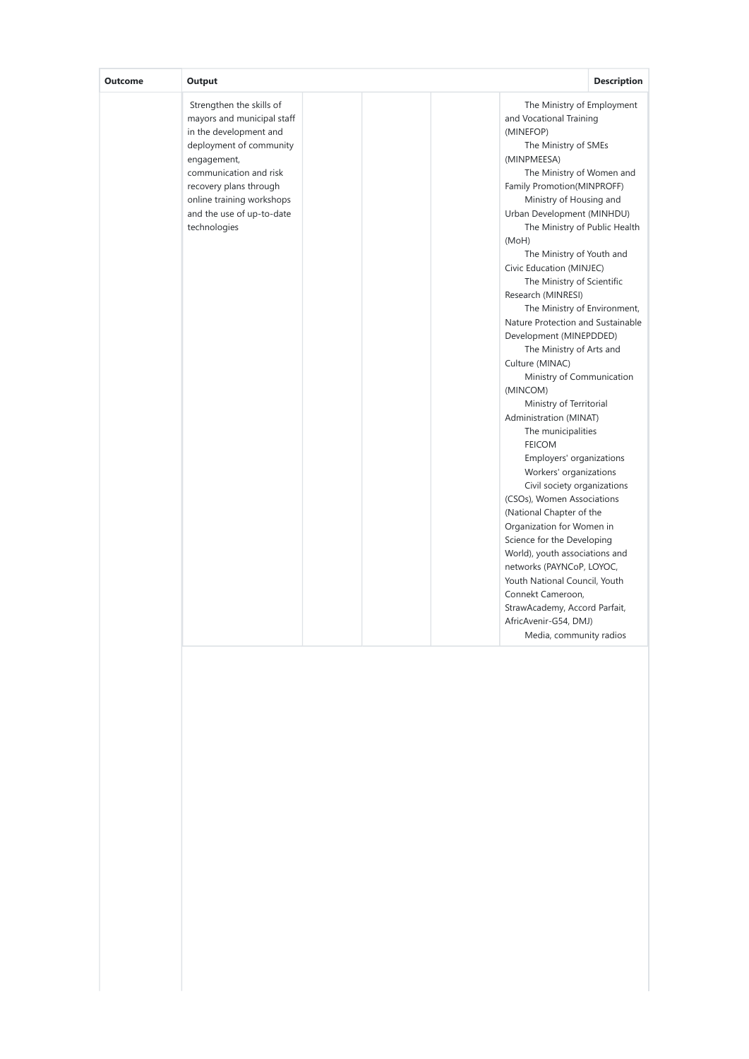| Outcome | Output | | | | Description |
|---|---|---|---|---|---|
| | Strengthen the skills of mayors and municipal staff in the development and deployment of community engagement, communication and risk recovery plans through online training workshops and the use of up-to-date technologies | | | | The Ministry of Employment and Vocational Training (MINEFOP)<br>The Ministry of SMEs (MINPMEESA)<br>The Ministry of Women and Family Promotion(MINPROFF)<br>Ministry of Housing and Urban Development (MINHDU)<br>The Ministry of Public Health (MoH)<br>The Ministry of Youth and Civic Education (MINJEC)<br>The Ministry of Scientific Research (MINRESI)<br>The Ministry of Environment, Nature Protection and Sustainable Development (MINEPDDED)<br>The Ministry of Arts and Culture (MINAC)<br>Ministry of Communication (MINCOM)<br>Ministry of Territorial Administration (MINAT)<br>The municipalities<br>FEICOM<br>Employers' organizations<br>Workers' organizations<br>Civil society organizations (CSOs), Women Associations (National Chapter of the Organization for Women in Science for the Developing World), youth associations and networks (PAYNCoP, LOYOC, Youth National Council, Youth Connekt Cameroon, StrawAcademy, Accord Parfait, AfricAvenir-G54, DMJ)<br>Media, community radios |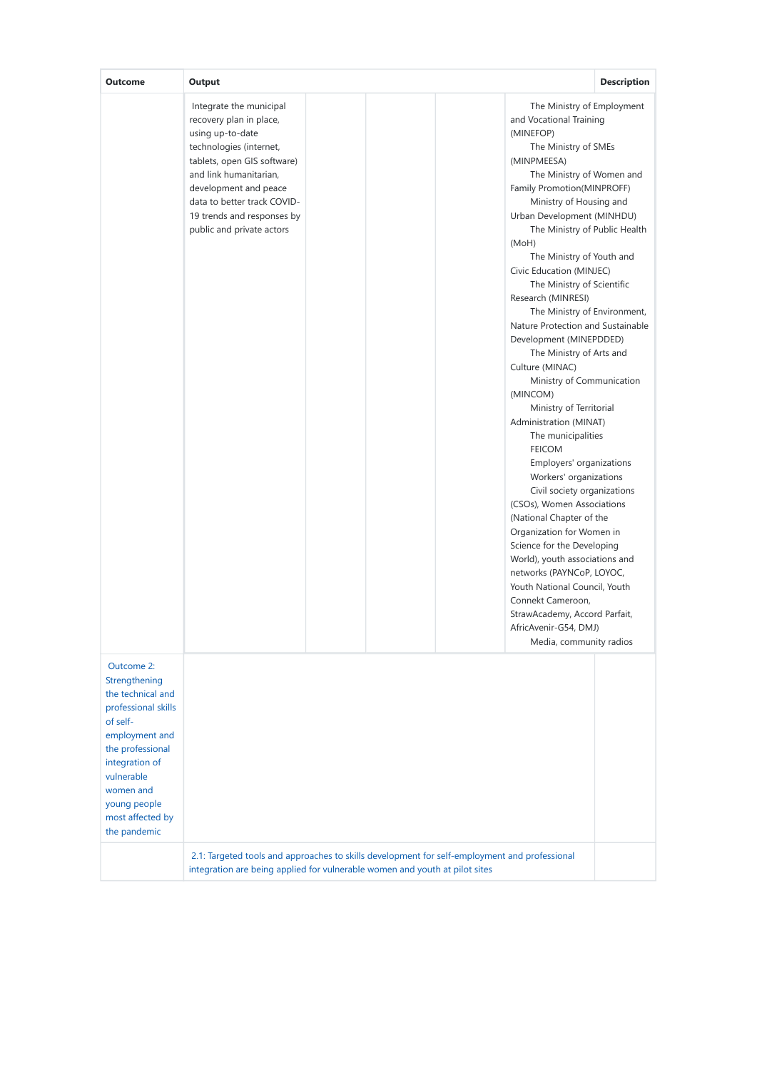| Outcome | Output | | | | | Description |
|---|---|---|---|---|---|---|
| | Integrate the municipal recovery plan in place, using up-to-date technologies (internet, tablets, open GIS software) and link humanitarian, development and peace data to better track COVID-19 trends and responses by public and private actors | | | | The Ministry of Employment and Vocational Training (MINEFOP)<br>The Ministry of SMEs (MINPMEESA)<br>The Ministry of Women and Family Promotion(MINPROFF)<br>Ministry of Housing and Urban Development (MINHDU)<br>The Ministry of Public Health (MoH)<br>The Ministry of Youth and Civic Education (MINJEC)<br>The Ministry of Scientific Research (MINRESI)<br>The Ministry of Environment, Nature Protection and Sustainable Development (MINEPDDED)<br>The Ministry of Arts and Culture (MINAC)<br>Ministry of Communication (MINCOM)<br>Ministry of Territorial Administration (MINAT)<br>The municipalities<br>FEICOM<br>Employers' organizations<br>Workers' organizations<br>Civil society organizations (CSOs), Women Associations (National Chapter of the Organization for Women in Science for the Developing World), youth associations and networks (PAYNCoP, LOYOC, Youth National Council, Youth Connekt Cameroon, StrawAcademy, Accord Parfait, AfricAvenir-G54, DMJ)<br>Media, community radios | |
| Outcome 2: Strengthening the technical and professional skills of self-employment and the professional integration of vulnerable women and young people most affected by the pandemic | | | | | | |
| | 2.1: Targeted tools and approaches to skills development for self-employment and professional integration are being applied for vulnerable women and youth at pilot sites | | | | | |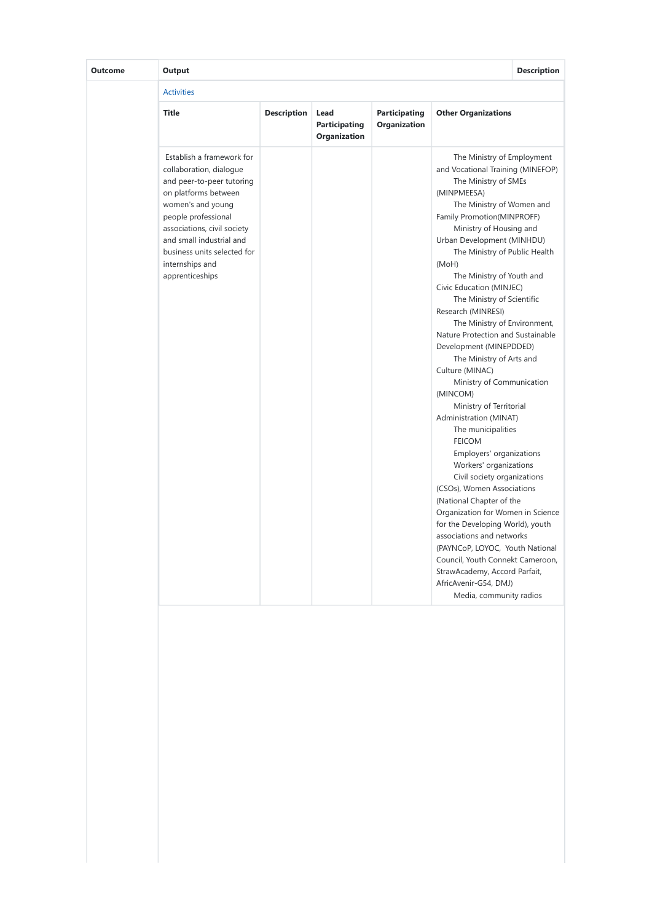| Outcome | Output | | | | Description |
|---|---|---|---|---|---|
| | Activities | | | | |
| | Title | Description | Lead Participating Organization | Participating Organization | Other Organizations |
| | Establish a framework for collaboration, dialogue and peer-to-peer tutoring on platforms between women's and young people professional associations, civil society and small industrial and business units selected for internships and apprenticeships | | | | The Ministry of Employment and Vocational Training (MINEFOP)<br>The Ministry of SMEs (MINPMEESA)<br>The Ministry of Women and Family Promotion(MINPROFF)<br>Ministry of Housing and Urban Development (MINHDU)<br>The Ministry of Public Health (MoH)<br>The Ministry of Youth and Civic Education (MINJEC)<br>The Ministry of Scientific Research (MINRESI)<br>The Ministry of Environment, Nature Protection and Sustainable Development (MINEPDDED)<br>The Ministry of Arts and Culture (MINAC)<br>Ministry of Communication (MINCOM)<br>Ministry of Territorial Administration (MINAT)<br>The municipalities<br>FEICOM<br>Employers' organizations<br>Workers' organizations<br>Civil society organizations (CSOs), Women Associations (National Chapter of the Organization for Women in Science for the Developing World), youth associations and networks (PAYNCoP, LOYOC, Youth National Council, Youth Connekt Cameroon, StrawAcademy, Accord Parfait, AfricAvenir-G54, DMJ)<br>Media, community radios |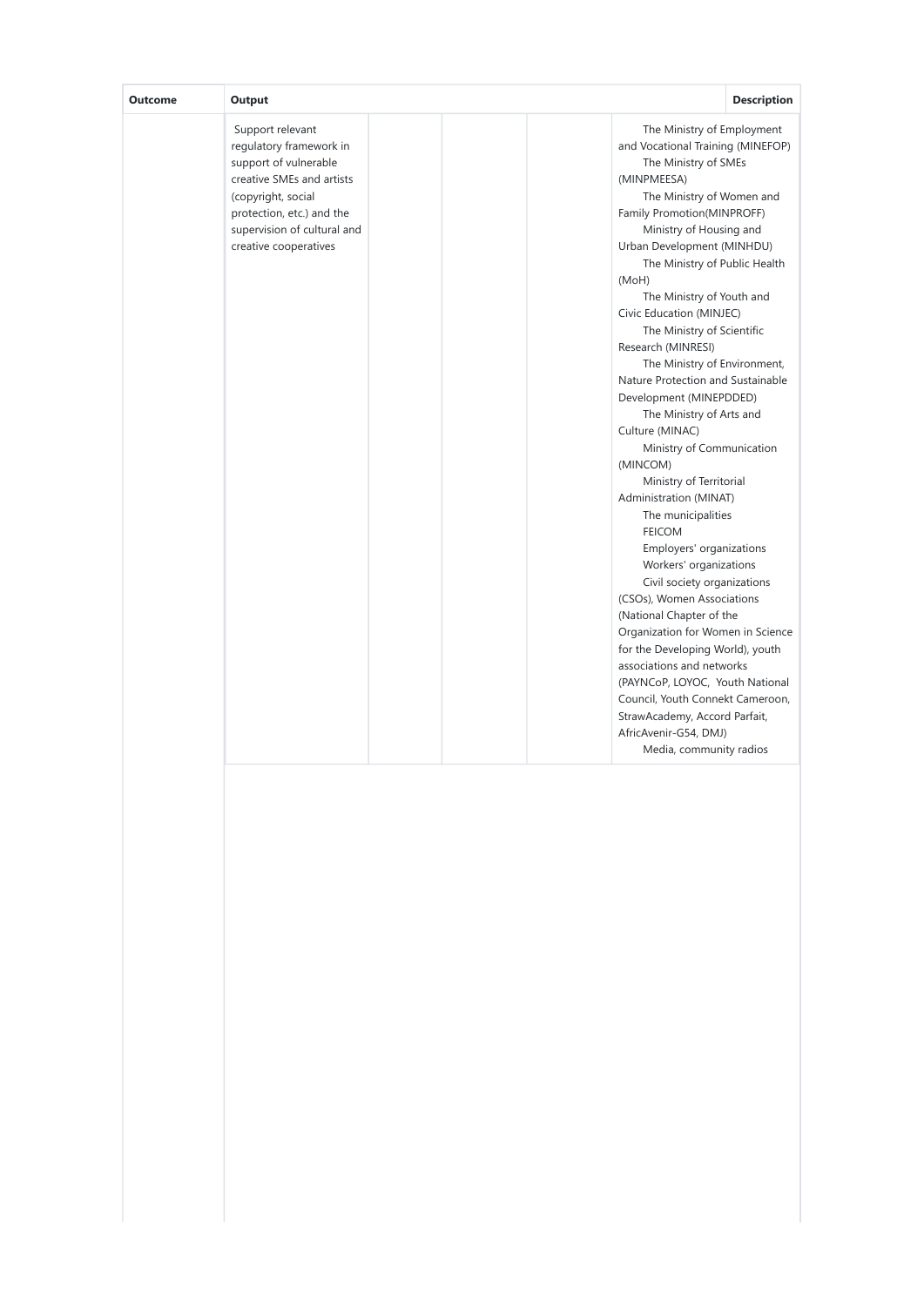| Outcome | Output | | | | Description |
|---|---|---|---|---|---|
| | Support relevant regulatory framework in support of vulnerable creative SMEs and artists (copyright, social protection, etc.) and the supervision of cultural and creative cooperatives | | | | The Ministry of Employment and Vocational Training (MINEFOP)<br>The Ministry of SMEs (MINPMEESA)<br>The Ministry of Women and Family Promotion(MINPROFF)<br>Ministry of Housing and Urban Development (MINHDU)<br>The Ministry of Public Health (MoH)<br>The Ministry of Youth and Civic Education (MINJEC)<br>The Ministry of Scientific Research (MINRESI)<br>The Ministry of Environment, Nature Protection and Sustainable Development (MINEPDDED)<br>The Ministry of Arts and Culture (MINAC)<br>Ministry of Communication (MINCOM)<br>Ministry of Territorial Administration (MINAT)<br>The municipalities<br>FEICOM<br>Employers' organizations<br>Workers' organizations<br>Civil society organizations (CSOs), Women Associations (National Chapter of the Organization for Women in Science for the Developing World), youth associations and networks (PAYNCoP, LOYOC, Youth National Council, Youth Connekt Cameroon, StrawAcademy, Accord Parfait, AfricAvenir-G54, DMJ)<br>Media, community radios |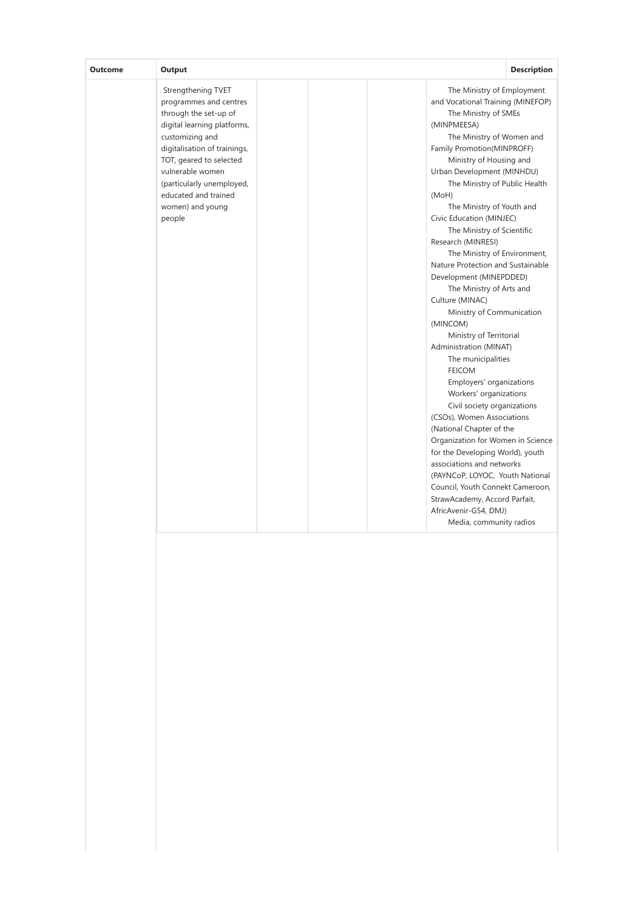| Outcome | Output | | | | Description |
|---|---|---|---|---|---|
| | Strengthening TVET programmes and centres through the set-up of digital learning platforms, customizing and digitalisation of trainings, TOT, geared to selected vulnerable women (particularly unemployed, educated and trained women) and young people | | | | The Ministry of Employment and Vocational Training (MINEFOP)<br>The Ministry of SMEs (MINPMEESA)<br>The Ministry of Women and Family Promotion(MINPROFF)<br>Ministry of Housing and Urban Development (MINHDU)<br>The Ministry of Public Health (MoH)<br>The Ministry of Youth and Civic Education (MINJEC)<br>The Ministry of Scientific Research (MINRESI)<br>The Ministry of Environment, Nature Protection and Sustainable Development (MINEPDDED)<br>The Ministry of Arts and Culture (MINAC)<br>Ministry of Communication (MINCOM)<br>Ministry of Territorial Administration (MINAT)<br>The municipalities<br>FEICOM<br>Employers' organizations<br>Workers' organizations<br>Civil society organizations (CSOs), Women Associations (National Chapter of the Organization for Women in Science for the Developing World), youth associations and networks (PAYNCoP, LOYOC, Youth National Council, Youth Connekt Cameroon, StrawAcademy, Accord Parfait, AfricAvenir-G54, DMJ)<br>Media, community radios |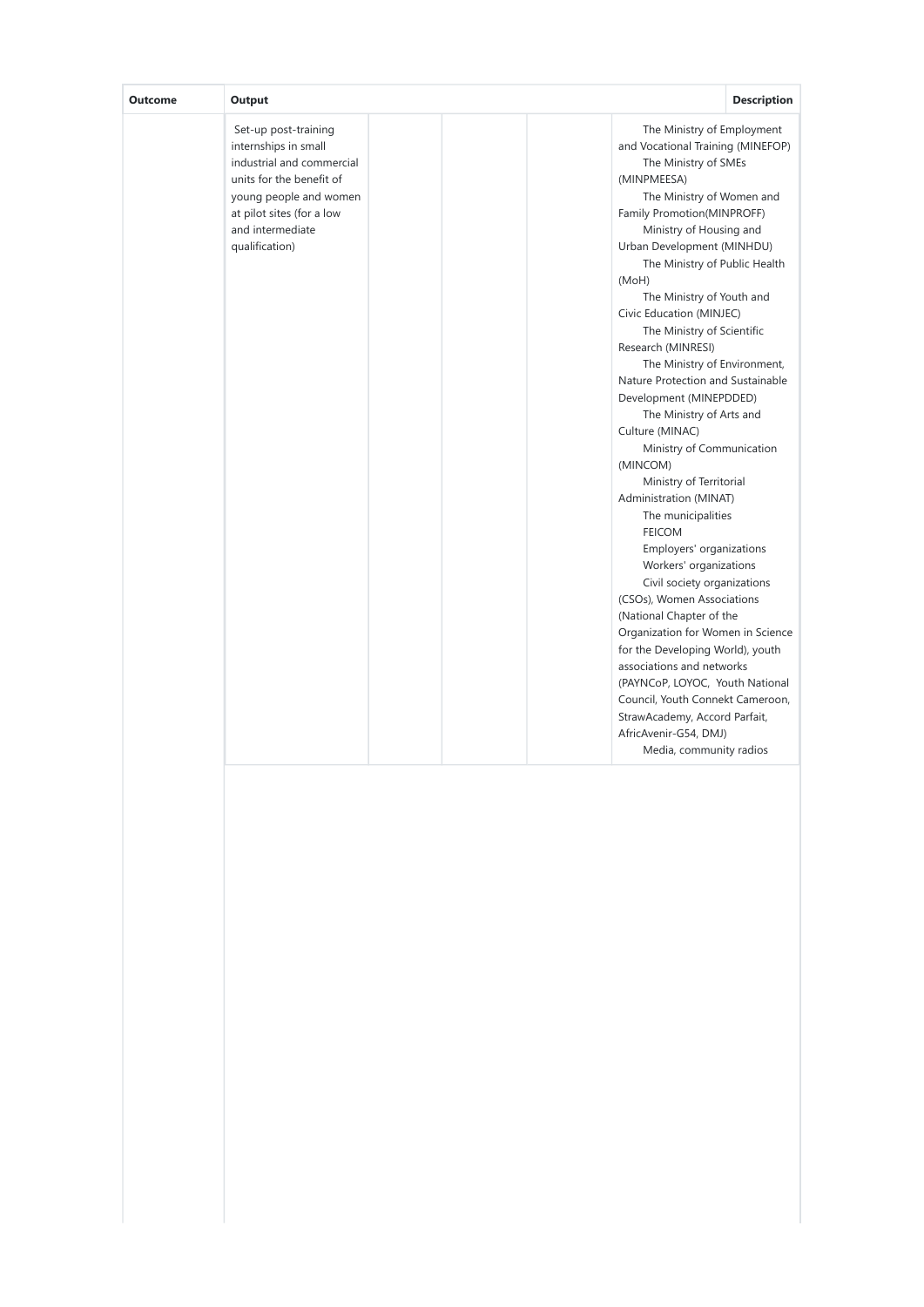| Outcome | Output | | | | Description |
|---|---|---|---|---|---|
| | Set-up post-training internships in small industrial and commercial units for the benefit of young people and women at pilot sites (for a low and intermediate qualification) | | | | The Ministry of Employment and Vocational Training (MINEFOP) The Ministry of SMEs (MINPMEESA) The Ministry of Women and Family Promotion(MINPROFF) Ministry of Housing and Urban Development (MINHDU) The Ministry of Public Health (MoH) The Ministry of Youth and Civic Education (MINJEC) The Ministry of Scientific Research (MINRESI) The Ministry of Environment, Nature Protection and Sustainable Development (MINEPDDED) The Ministry of Arts and Culture (MINAC) Ministry of Communication (MINCOM) Ministry of Territorial Administration (MINAT) The municipalities FEICOM Employers' organizations Workers' organizations Civil society organizations (CSOs), Women Associations (National Chapter of the Organization for Women in Science for the Developing World), youth associations and networks (PAYNCoP, LOYOC, Youth National Council, Youth Connekt Cameroon, StrawAcademy, Accord Parfait, AfricAvenir-G54, DMJ) Media, community radios |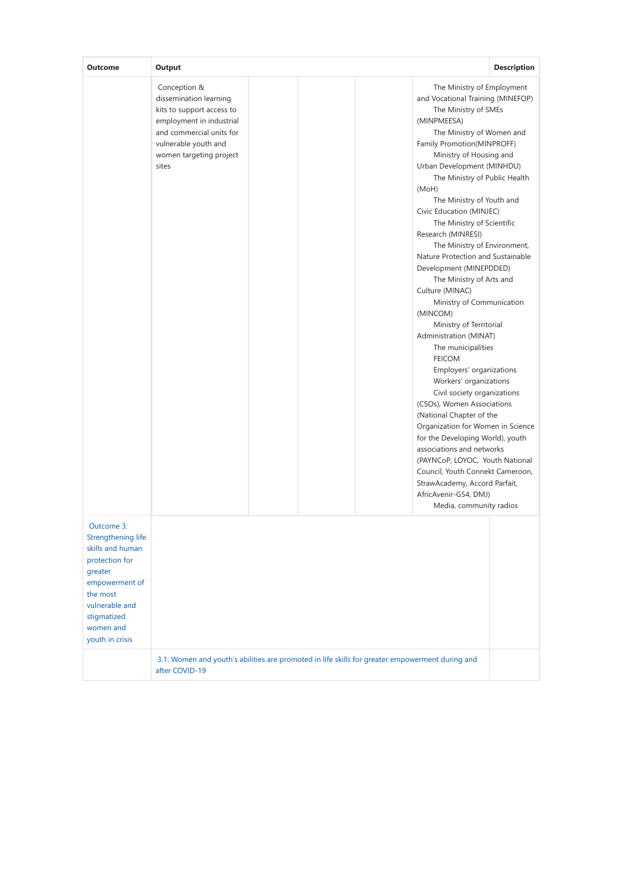| Outcome | Output | | | | | Description |
|---|---|---|---|---|---|---|
| | Conception & dissemination learning kits to support access to employment in industrial and commercial units for vulnerable youth and women targeting project sites | | | | The Ministry of Employment and Vocational Training (MINEFOP)<br>The Ministry of SMEs (MINPMEESA)<br>The Ministry of Women and Family Promotion(MINPROFF)<br>Ministry of Housing and Urban Development (MINHDU)<br>The Ministry of Public Health (MoH)<br>The Ministry of Youth and Civic Education (MINJEC)<br>The Ministry of Scientific Research (MINRESI)<br>The Ministry of Environment, Nature Protection and Sustainable Development (MINEPDDED)<br>The Ministry of Arts and Culture (MINAC)<br>Ministry of Communication (MINCOM)<br>Ministry of Territorial Administration (MINAT)<br>The municipalities<br>FEICOM<br>Employers' organizations<br>Workers' organizations<br>Civil society organizations (CSOs), Women Associations (National Chapter of the Organization for Women in Science for the Developing World), youth associations and networks (PAYNCoP, LOYOC, Youth National Council, Youth Connekt Cameroon, StrawAcademy, Accord Parfait, AfricAvenir-G54, DMJ)<br>Media, community radios | |
| Outcome 3: Strengthening life skills and human protection for greater empowerment of the most vulnerable and stigmatized women and youth in crisis | | | | | | |
| | 3.1: Women and youth's abilities are promoted in life skills for greater empowerment during and after COVID-19 | | | | | |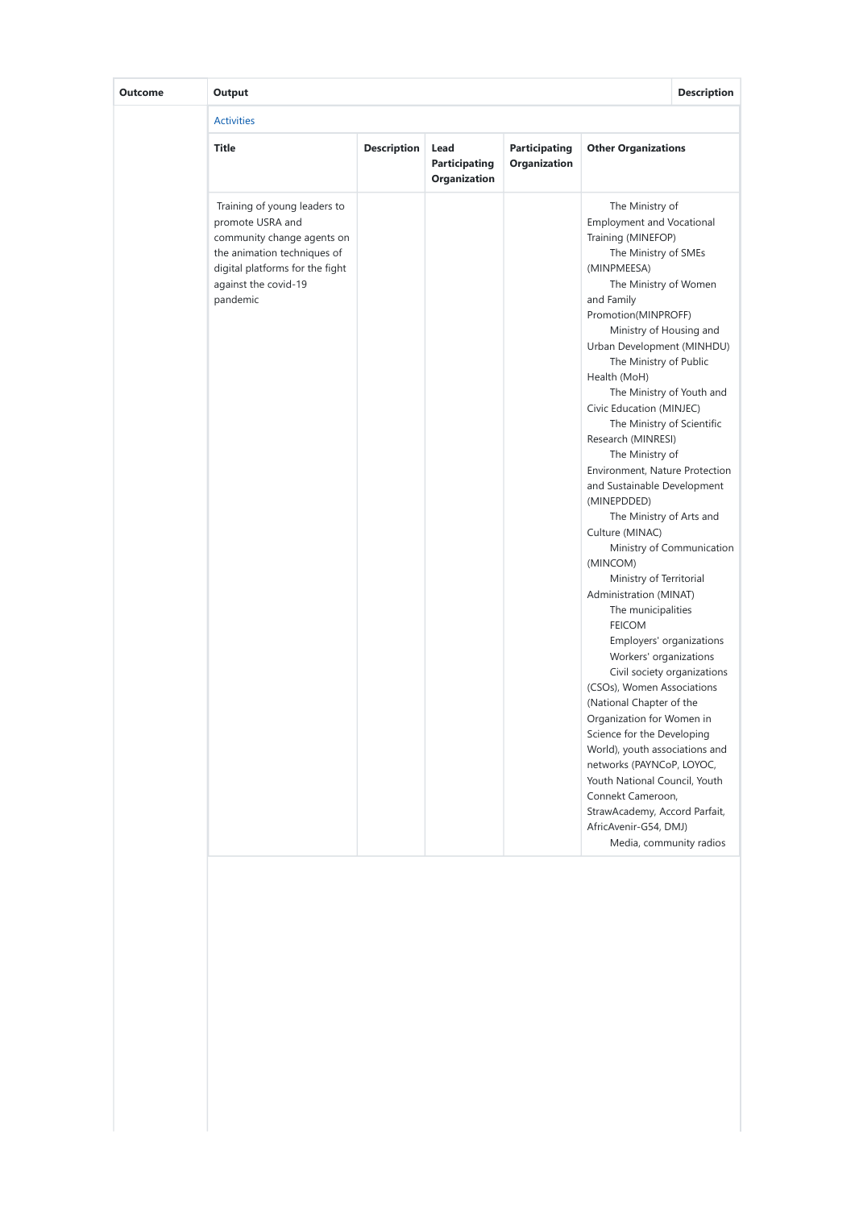| Outcome | Output | | | | Description |
|---|---|---|---|---|---|
| | Activities | | | | |
| | Title | Description | Lead Participating Organization | Participating Organization | Other Organizations |
| | Training of young leaders to promote USRA and community change agents on the animation techniques of digital platforms for the fight against the covid-19 pandemic | | | | The Ministry of Employment and Vocational Training (MINEFOP)<br>The Ministry of SMEs (MINPMEESA)<br>The Ministry of Women and Family Promotion(MINPROFF)<br>Ministry of Housing and Urban Development (MINHDU)<br>The Ministry of Public Health (MoH)<br>The Ministry of Youth and Civic Education (MINJEC)<br>The Ministry of Scientific Research (MINRESI)<br>The Ministry of Environment, Nature Protection and Sustainable Development (MINEPDDED)<br>The Ministry of Arts and Culture (MINAC)<br>Ministry of Communication (MINCOM)<br>Ministry of Territorial Administration (MINAT)<br>The municipalities<br>FEICOM<br>Employers' organizations<br>Workers' organizations<br>Civil society organizations (CSOs), Women Associations (National Chapter of the Organization for Women in Science for the Developing World), youth associations and networks (PAYNCoP, LOYOC, Youth National Council, Youth Connekt Cameroon, StrawAcademy, Accord Parfait, AfricAvenir-G54, DMJ)<br>Media, community radios |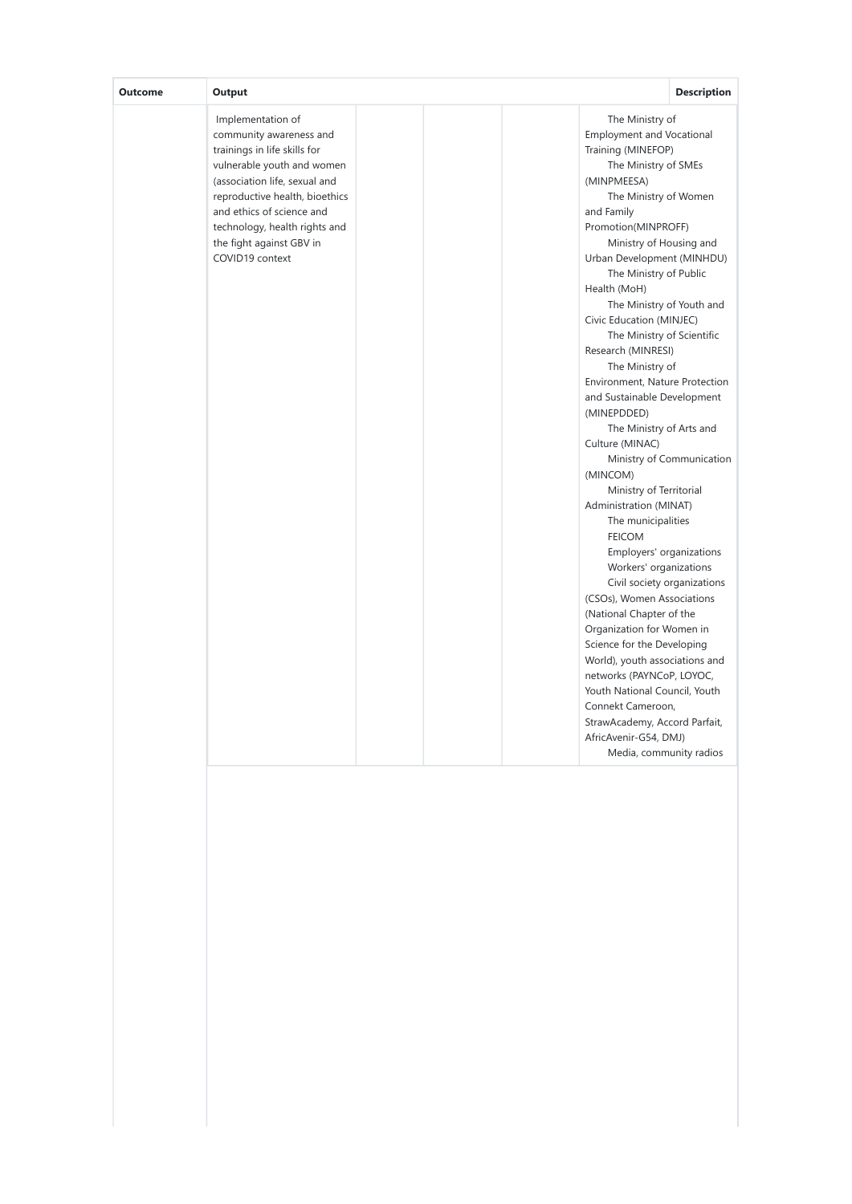| Outcome | Output | | | | Description |
|---|---|---|---|---|---|
| | Implementation of community awareness and trainings in life skills for vulnerable youth and women (association life, sexual and reproductive health, bioethics and ethics of science and technology, health rights and the fight against GBV in COVID19 context | | | | The Ministry of Employment and Vocational Training (MINEFOP)<br>The Ministry of SMEs (MINPMEESA)<br>The Ministry of Women and Family Promotion(MINPROFF)<br>Ministry of Housing and Urban Development (MINHDU)<br>The Ministry of Public Health (MoH)<br>The Ministry of Youth and Civic Education (MINJEC)<br>The Ministry of Scientific Research (MINRESI)<br>The Ministry of Environment, Nature Protection and Sustainable Development (MINEPDDED)<br>The Ministry of Arts and Culture (MINAC)<br>Ministry of Communication (MINCOM)<br>Ministry of Territorial Administration (MINAT)<br>The municipalities<br>FEICOM<br>Employers' organizations<br>Workers' organizations<br>Civil society organizations (CSOs), Women Associations (National Chapter of the Organization for Women in Science for the Developing World), youth associations and networks (PAYNCoP, LOYOC, Youth National Council, Youth Connekt Cameroon, StrawAcademy, Accord Parfait, AfricAvenir-G54, DMJ)<br>Media, community radios |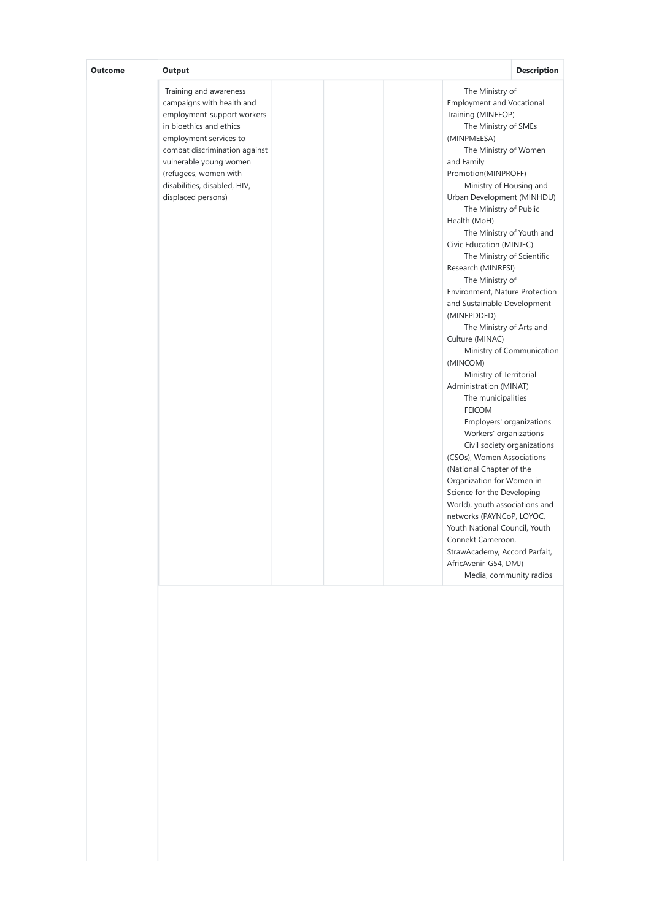| Outcome | Output | | | | Description |
|---|---|---|---|---|---|
| | Training and awareness campaigns with health and employment-support workers in bioethics and ethics employment services to combat discrimination against vulnerable young women (refugees, women with disabilities, disabled, HIV, displaced persons) | | | | The Ministry of Employment and Vocational Training (MINEFOP)<br>The Ministry of SMEs (MINPMEESA)<br>The Ministry of Women and Family Promotion(MINPROFF)<br>Ministry of Housing and Urban Development (MINHDU)<br>The Ministry of Public Health (MoH)<br>The Ministry of Youth and Civic Education (MINJEC)<br>The Ministry of Scientific Research (MINRESI)<br>The Ministry of Environment, Nature Protection and Sustainable Development (MINEPDDED)<br>The Ministry of Arts and Culture (MINAC)<br>Ministry of Communication (MINCOM)<br>Ministry of Territorial Administration (MINAT)<br>The municipalities<br>FEICOM<br>Employers' organizations<br>Workers' organizations<br>Civil society organizations (CSOs), Women Associations (National Chapter of the Organization for Women in Science for the Developing World), youth associations and networks (PAYNCoP, LOYOC, Youth National Council, Youth Connekt Cameroon, StrawAcademy, Accord Parfait, AfricAvenir-G54, DMJ)<br>Media, community radios |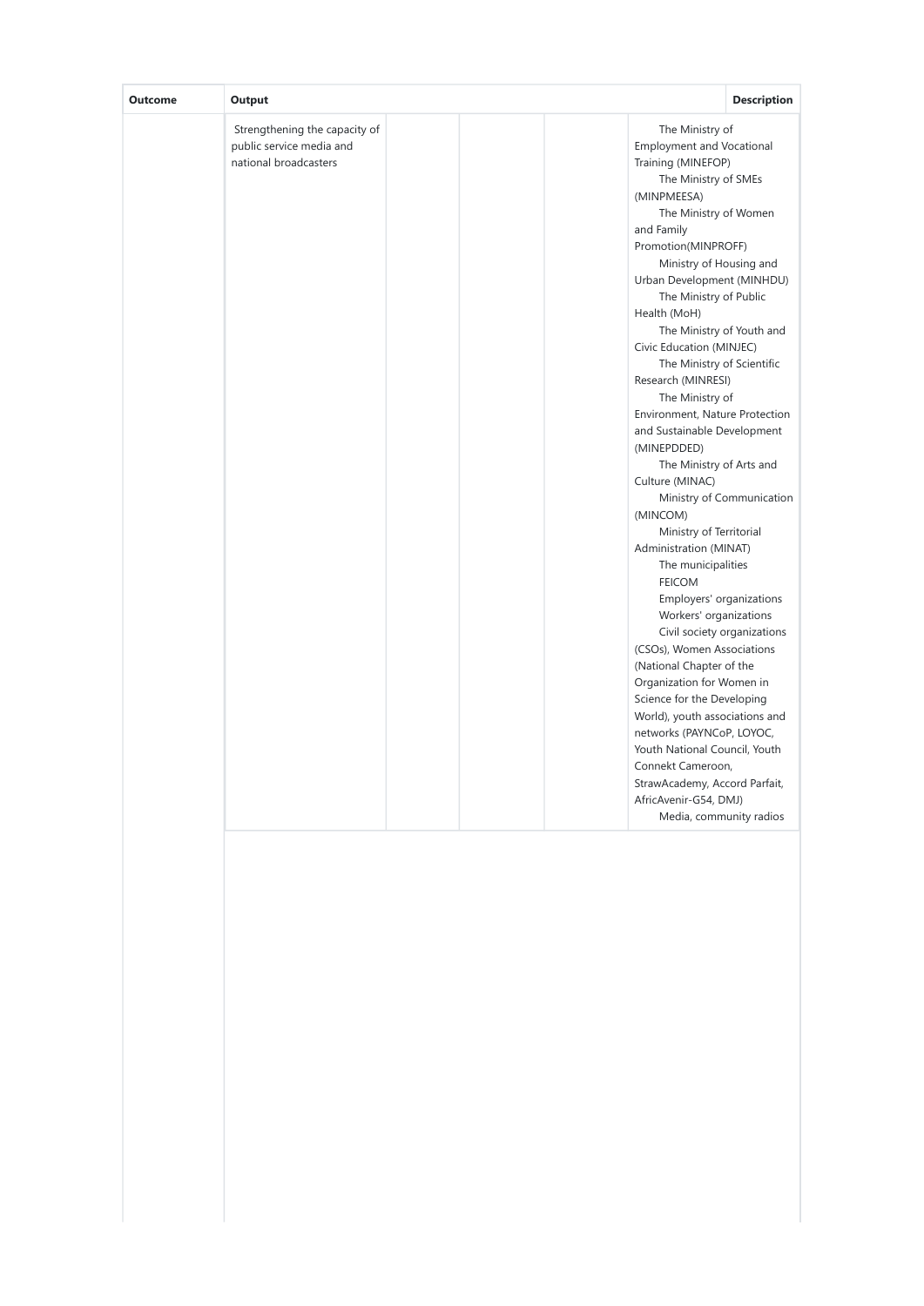| Outcome | Output | | | | Description |
|---|---|---|---|---|---|
| | Strengthening the capacity of public service media and national broadcasters | | | | The Ministry of Employment and Vocational Training (MINEFOP)<br>The Ministry of SMEs (MINPMEESA)<br>The Ministry of Women and Family Promotion(MINPROFF)<br>Ministry of Housing and Urban Development (MINHDU)<br>The Ministry of Public Health (MoH)<br>The Ministry of Youth and Civic Education (MINJEC)<br>The Ministry of Scientific Research (MINRESI)<br>The Ministry of Environment, Nature Protection and Sustainable Development (MINEPDDED)<br>The Ministry of Arts and Culture (MINAC)<br>Ministry of Communication (MINCOM)<br>Ministry of Territorial Administration (MINAT)<br>The municipalities<br>FEICOM<br>Employers' organizations<br>Workers' organizations<br>Civil society organizations (CSOs), Women Associations (National Chapter of the Organization for Women in Science for the Developing World), youth associations and networks (PAYNCoP, LOYOC, Youth National Council, Youth Connekt Cameroon, StrawAcademy, Accord Parfait, AfricAvenir-G54, DMJ)<br>Media, community radios |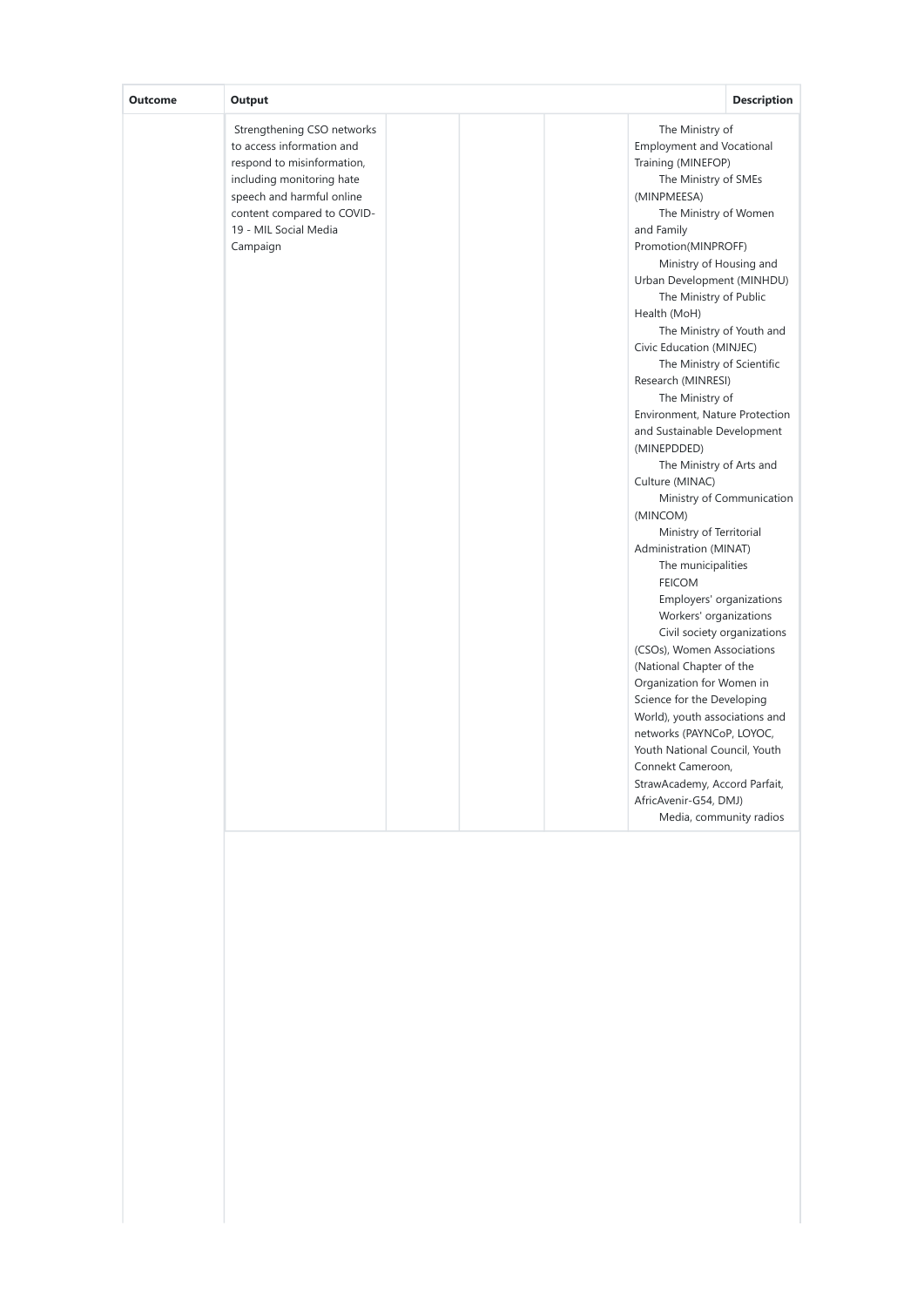| Outcome | Output | | | | Description |
|---|---|---|---|---|---|
| | Strengthening CSO networks to access information and respond to misinformation, including monitoring hate speech and harmful online content compared to COVID-19 - MIL Social Media Campaign | | | | The Ministry of Employment and Vocational Training (MINEFOP)<br>The Ministry of SMEs (MINPMEESA)<br>The Ministry of Women and Family Promotion(MINPROFF)<br>Ministry of Housing and Urban Development (MINHDU)<br>The Ministry of Public Health (MoH)<br>The Ministry of Youth and Civic Education (MINJEC)<br>The Ministry of Scientific Research (MINRESI)<br>The Ministry of Environment, Nature Protection and Sustainable Development (MINEPDDED)<br>The Ministry of Arts and Culture (MINAC)<br>Ministry of Communication (MINCOM)<br>Ministry of Territorial Administration (MINAT)<br>The municipalities<br>FEICOM<br>Employers' organizations<br>Workers' organizations<br>Civil society organizations (CSOs), Women Associations (National Chapter of the Organization for Women in Science for the Developing World), youth associations and networks (PAYNCoP, LOYOC, Youth National Council, Youth Connekt Cameroon, StrawAcademy, Accord Parfait, AfricAvenir-G54, DMJ)<br>Media, community radios |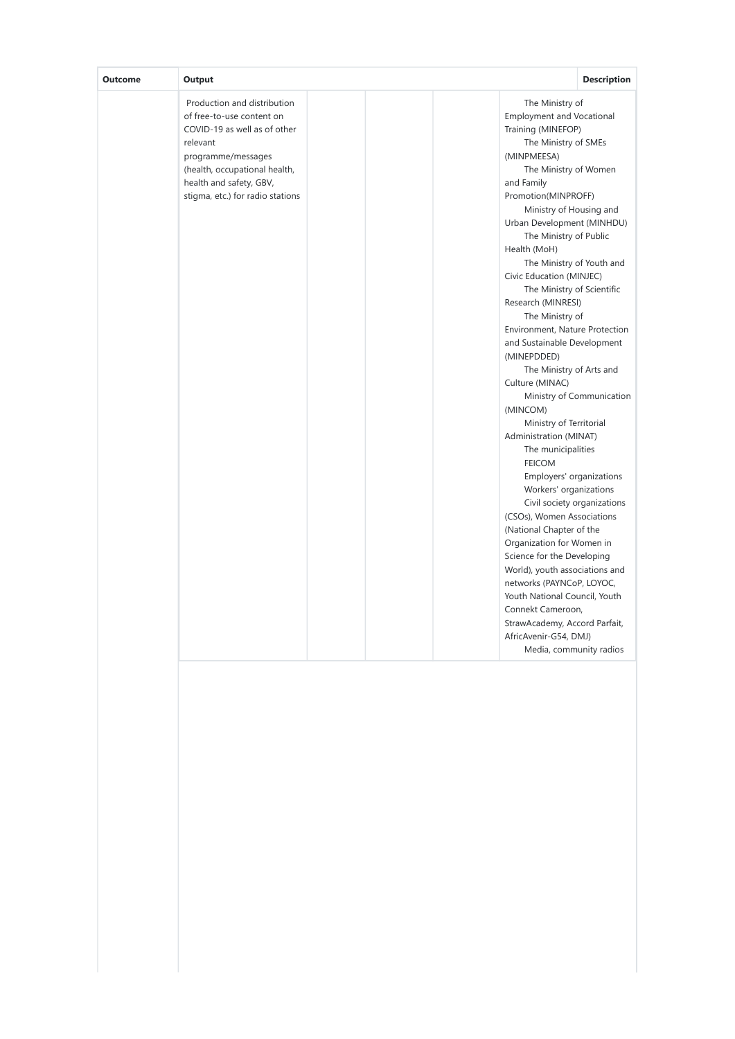| Outcome | Output | | | | Description |
|---|---|---|---|---|---|
| | Production and distribution of free-to-use content on COVID-19 as well as of other relevant programme/messages (health, occupational health, health and safety, GBV, stigma, etc.) for radio stations | | | | The Ministry of Employment and Vocational Training (MINEFOP)<br>The Ministry of SMEs (MINPMEESA)<br>The Ministry of Women and Family Promotion(MINPROFF)<br>Ministry of Housing and Urban Development (MINHDU)<br>The Ministry of Public Health (MoH)<br>The Ministry of Youth and Civic Education (MINJEC)<br>The Ministry of Scientific Research (MINRESI)<br>The Ministry of Environment, Nature Protection and Sustainable Development (MINEPDDED)<br>The Ministry of Arts and Culture (MINAC)<br>Ministry of Communication (MINCOM)<br>Ministry of Territorial Administration (MINAT)<br>The municipalities<br>FEICOM<br>Employers' organizations<br>Workers' organizations<br>Civil society organizations (CSOs), Women Associations (National Chapter of the Organization for Women in Science for the Developing World), youth associations and networks (PAYNCoP, LOYOC, Youth National Council, Youth Connekt Cameroon, StrawAcademy, Accord Parfait, AfricAvenir-G54, DMJ)<br>Media, community radios |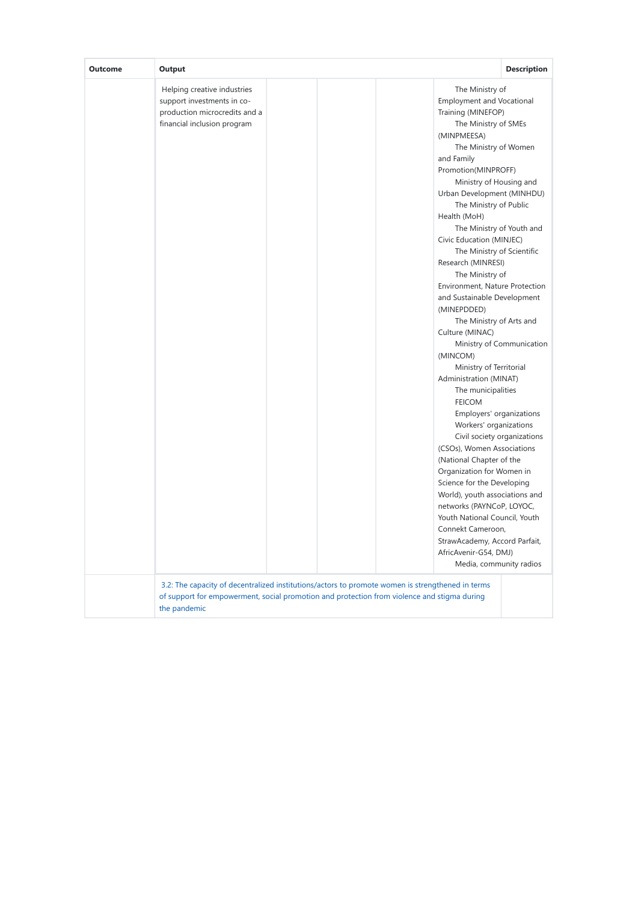| Outcome | Output | | | | Description |
|---|---|---|---|---|---|
| | Helping creative industries support investments in co-production microcredits and a financial inclusion program | | | | The Ministry of Employment and Vocational Training (MINEFOP)<br>The Ministry of SMEs (MINPMEESA)<br>The Ministry of Women and Family Promotion(MINPROFF)<br>Ministry of Housing and Urban Development (MINHDU)<br>The Ministry of Public Health (MoH)<br>The Ministry of Youth and Civic Education (MINJEC)<br>The Ministry of Scientific Research (MINRESI)<br>The Ministry of Environment, Nature Protection and Sustainable Development (MINEPDDED)<br>The Ministry of Arts and Culture (MINAC)<br>Ministry of Communication (MINCOM)<br>Ministry of Territorial Administration (MINAT)<br>The municipalities<br>FEICOM<br>Employers' organizations<br>Workers' organizations<br>Civil society organizations (CSOs), Women Associations (National Chapter of the Organization for Women in Science for the Developing World), youth associations and networks (PAYNCoP, LOYOC, Youth National Council, Youth Connekt Cameroon, StrawAcademy, Accord Parfait, AfricAvenir-G54, DMJ)<br>Media, community radios |
| | 3.2: The capacity of decentralized institutions/actors to promote women is strengthened in terms of support for empowerment, social promotion and protection from violence and stigma during the pandemic | | | | |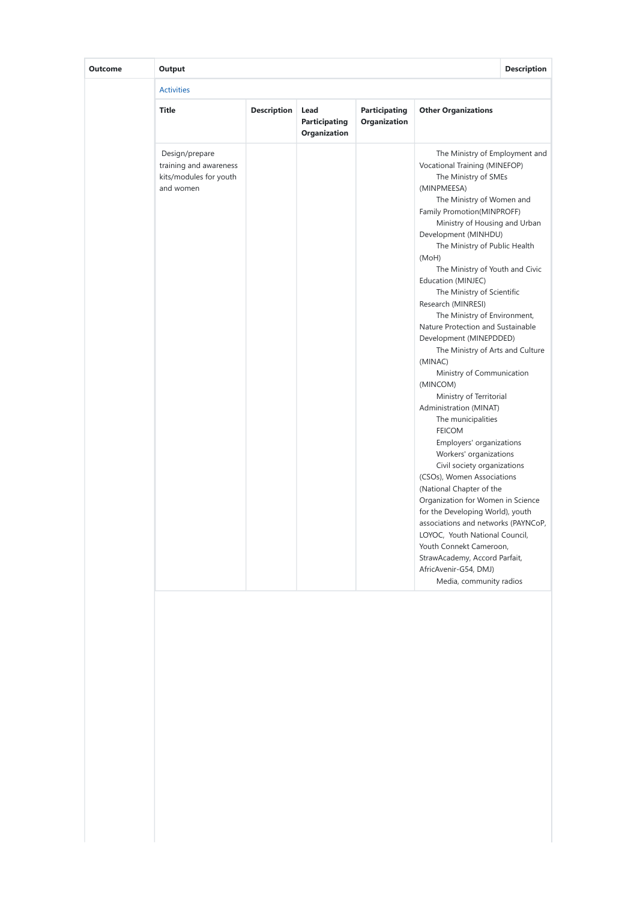| Outcome | Output | | | | Description |
|---|---|---|---|---|---|
| | Activities | | | | |
| | Title | Description | Lead Participating Organization | Participating Organization | Other Organizations |
| | Design/prepare training and awareness kits/modules for youth and women | | | | The Ministry of Employment and Vocational Training (MINEFOP)<br>The Ministry of SMEs (MINPMEESA)<br>The Ministry of Women and Family Promotion(MINPROFF)<br>Ministry of Housing and Urban Development (MINHDU)<br>The Ministry of Public Health (MoH)<br>The Ministry of Youth and Civic Education (MINJEC)<br>The Ministry of Scientific Research (MINRESI)<br>The Ministry of Environment, Nature Protection and Sustainable Development (MINEPDDED)<br>The Ministry of Arts and Culture (MINAC)<br>Ministry of Communication (MINCOM)<br>Ministry of Territorial Administration (MINAT)<br>The municipalities<br>FEICOM<br>Employers' organizations<br>Workers' organizations<br>Civil society organizations (CSOs), Women Associations (National Chapter of the Organization for Women in Science for the Developing World), youth associations and networks (PAYNCoP, LOYOC, Youth National Council, Youth Connekt Cameroon, StrawAcademy, Accord Parfait, AfricAvenir-G54, DMJ)<br>Media, community radios |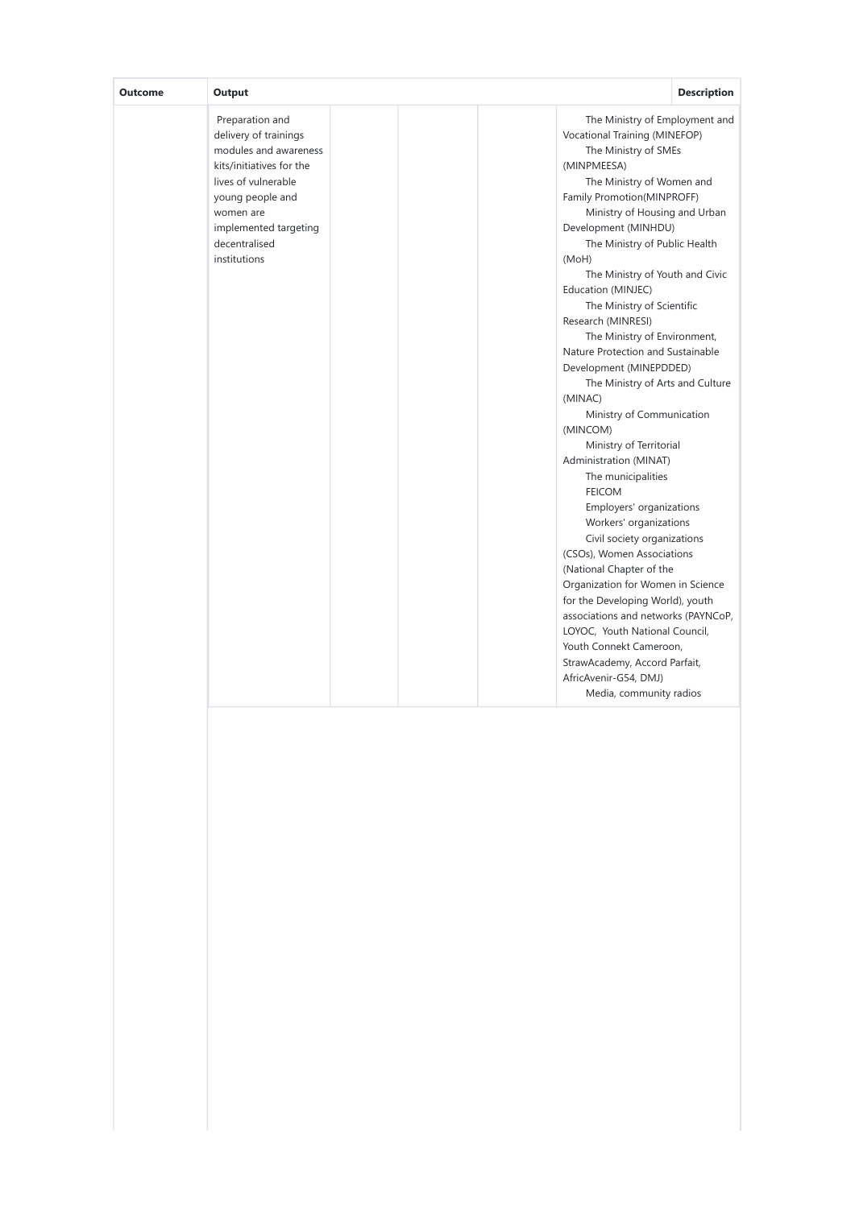| Outcome | Output | | | | Description |
|---|---|---|---|---|---|
| | Preparation and delivery of trainings modules and awareness kits/initiatives for the lives of vulnerable young people and women are implemented targeting decentralised institutions | | | | The Ministry of Employment and Vocational Training (MINEFOP)<br>The Ministry of SMEs (MINPMEESA)<br>The Ministry of Women and Family Promotion(MINPROFF)<br>Ministry of Housing and Urban Development (MINHDU)<br>The Ministry of Public Health (MoH)<br>The Ministry of Youth and Civic Education (MINJEC)<br>The Ministry of Scientific Research (MINRESI)<br>The Ministry of Environment, Nature Protection and Sustainable Development (MINEPDDED)<br>The Ministry of Arts and Culture (MINAC)<br>Ministry of Communication (MINCOM)<br>Ministry of Territorial Administration (MINAT)<br>The municipalities<br>FEICOM<br>Employers' organizations<br>Workers' organizations<br>Civil society organizations (CSOs), Women Associations (National Chapter of the Organization for Women in Science for the Developing World), youth associations and networks (PAYNCoP, LOYOC, Youth National Council, Youth Connekt Cameroon, StrawAcademy, Accord Parfait, AfricAvenir-G54, DMJ)<br>Media, community radios |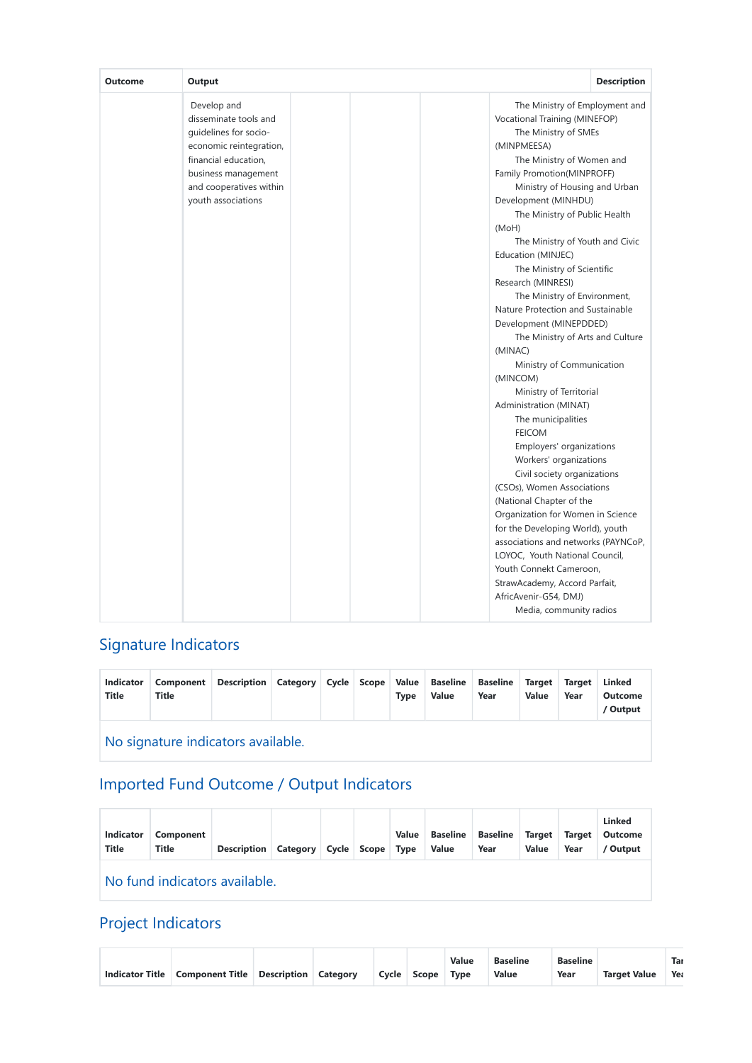| Outcome | Output | | | | Description |
|---|---|---|---|---|---|
| | Develop and disseminate tools and guidelines for socio-economic reintegration, financial education, business management and cooperatives within youth associations | | | | The Ministry of Employment and Vocational Training (MINEFOP)<br>The Ministry of SMEs (MINPMEESA)<br>The Ministry of Women and Family Promotion(MINPROFF)<br>Ministry of Housing and Urban Development (MINHDU)<br>The Ministry of Public Health (MoH)<br>The Ministry of Youth and Civic Education (MINJEC)<br>The Ministry of Scientific Research (MINRESI)<br>The Ministry of Environment, Nature Protection and Sustainable Development (MINEPDDED)<br>The Ministry of Arts and Culture (MINAC)<br>Ministry of Communication (MINCOM)<br>Ministry of Territorial Administration (MINAT)<br>The municipalities<br>FEICOM<br>Employers' organizations<br>Workers' organizations<br>Civil society organizations (CSOs), Women Associations (National Chapter of the Organization for Women in Science for the Developing World), youth associations and networks (PAYNCoP, LOYOC, Youth National Council, Youth Connekt Cameroon, StrawAcademy, Accord Parfait, AfricAvenir-G54, DMJ)<br>Media, community radios |

## Signature Indicators

| Indicator Title | Component Title | Description | Category | Cycle | Scope | Value Type | Baseline Value | Baseline Year | Target Value | Target Year | Linked Outcome / Output |
|---|---|---|---|---|---|---|---|---|---|---|---|
| No signature indicators available. | | | | | | | | | | | |

## Imported Fund Outcome / Output Indicators

| Indicator Title | Component Title | Description | Category | Cycle | Scope | Value Type | Baseline Value | Baseline Year | Target Value | Target Year | Linked Outcome / Output |
|---|---|---|---|---|---|---|---|---|---|---|---|
| No fund indicators available. | | | | | | | | | | | |

## Project Indicators

| Indicator Title | Component Title | Description | Category | Cycle | Scope | Value Type | Baseline Value | Baseline Year | Target Value | Target Year |
|---|---|---|---|---|---|---|---|---|---|---|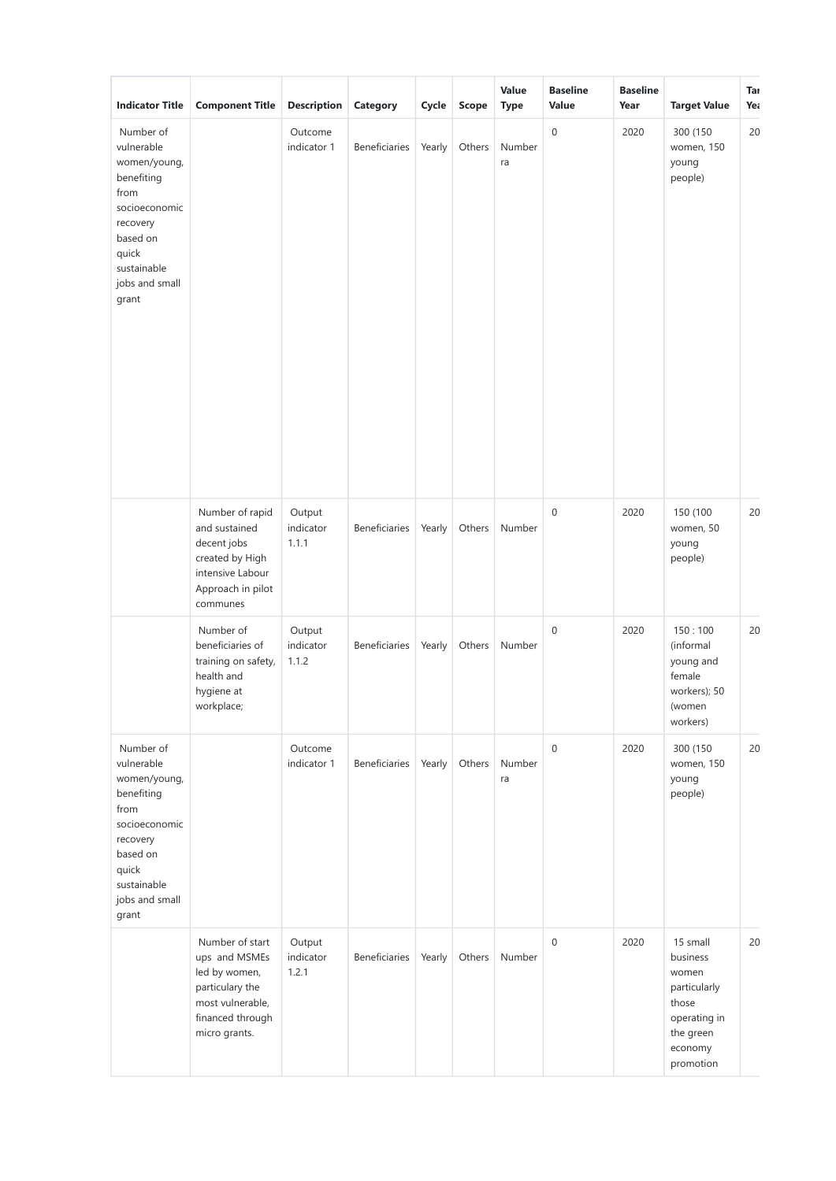| Indicator Title | Component Title | Description | Category | Cycle | Scope | Value Type | Baseline Value | Baseline Year | Target Value | Tar Yea |
|---|---|---|---|---|---|---|---|---|---|---|
| Number of vulnerable women/young, benefiting from socioeconomic recovery based on quick sustainable jobs and small grant | | Outcome indicator 1 | Beneficiaries | Yearly | Others | Number ra | 0 | 2020 | 300 (150 women, 150 young people) | 20 |
| | Number of rapid and sustained decent jobs created by High intensive Labour Approach in pilot communes | Output indicator 1.1.1 | Beneficiaries | Yearly | Others | Number | 0 | 2020 | 150 (100 women, 50 young people) | 20 |
| | Number of beneficiaries of training on safety, health and hygiene at workplace; | Output indicator 1.1.2 | Beneficiaries | Yearly | Others | Number | 0 | 2020 | 150 : 100 (informal young and female workers); 50 (women workers) | 20 |
| Number of vulnerable women/young, benefiting from socioeconomic recovery based on quick sustainable jobs and small grant | | Outcome indicator 1 | Beneficiaries | Yearly | Others | Number ra | 0 | 2020 | 300 (150 women, 150 young people) | 20 |
| | Number of start ups and MSMEs led by women, particulary the most vulnerable, financed through micro grants. | Output indicator 1.2.1 | Beneficiaries | Yearly | Others | Number | 0 | 2020 | 15 small business women particularly those operating in the green economy promotion | 20 |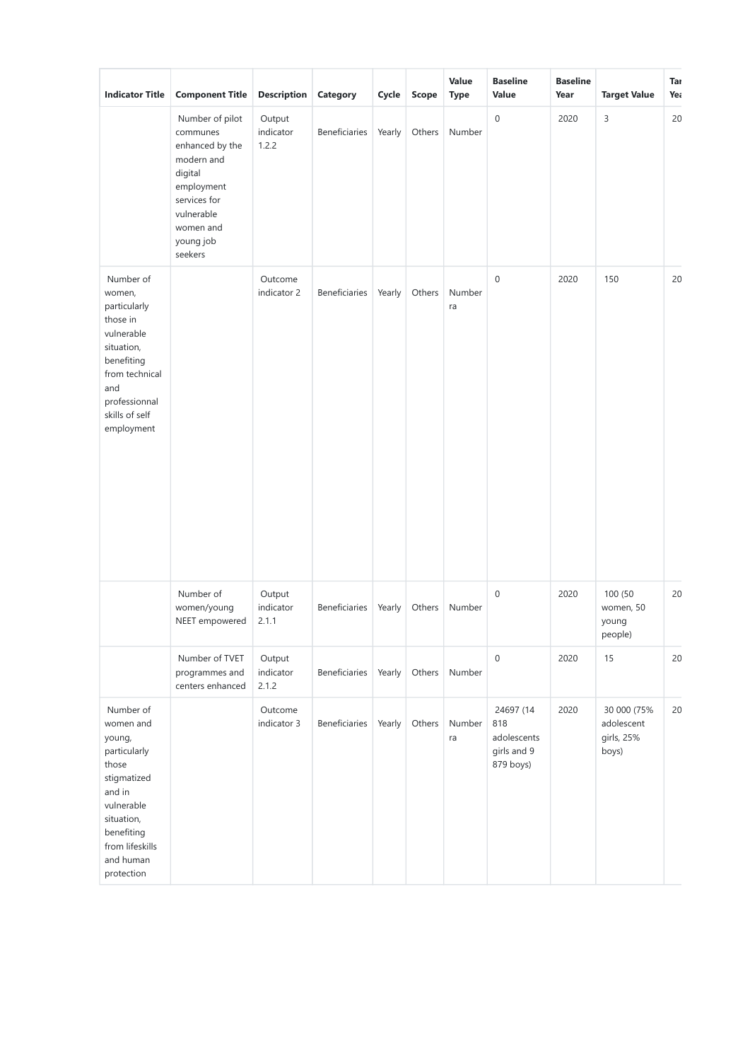| Indicator Title | Component Title | Description | Category | Cycle | Scope | Value Type | Baseline Value | Baseline Year | Target Value | Tar Yea |
|---|---|---|---|---|---|---|---|---|---|---|
| | Number of pilot communes enhanced by the modern and digital employment services for vulnerable women and young job seekers | Output indicator 1.2.2 | Beneficiaries | Yearly | Others | Number | 0 | 2020 | 3 | 20 |
| Number of women, particularly those in vulnerable situation, benefiting from technical and professionnal skills of self employment | | Outcome indicator 2 | Beneficiaries | Yearly | Others | Number ra | 0 | 2020 | 150 | 20 |
| | Number of women/young NEET empowered | Output indicator 2.1.1 | Beneficiaries | Yearly | Others | Number | 0 | 2020 | 100 (50 women, 50 young people) | 20 |
| | Number of TVET programmes and centers enhanced | Output indicator 2.1.2 | Beneficiaries | Yearly | Others | Number | 0 | 2020 | 15 | 20 |
| Number of women and young, particularly those stigmatized and in vulnerable situation, benefiting from lifeskills and human protection | | Outcome indicator 3 | Beneficiaries | Yearly | Others | Number ra | 24697 (14 818 adolescents girls and 9 879 boys) | 2020 | 30 000 (75% adolescent girls, 25% boys) | 20 |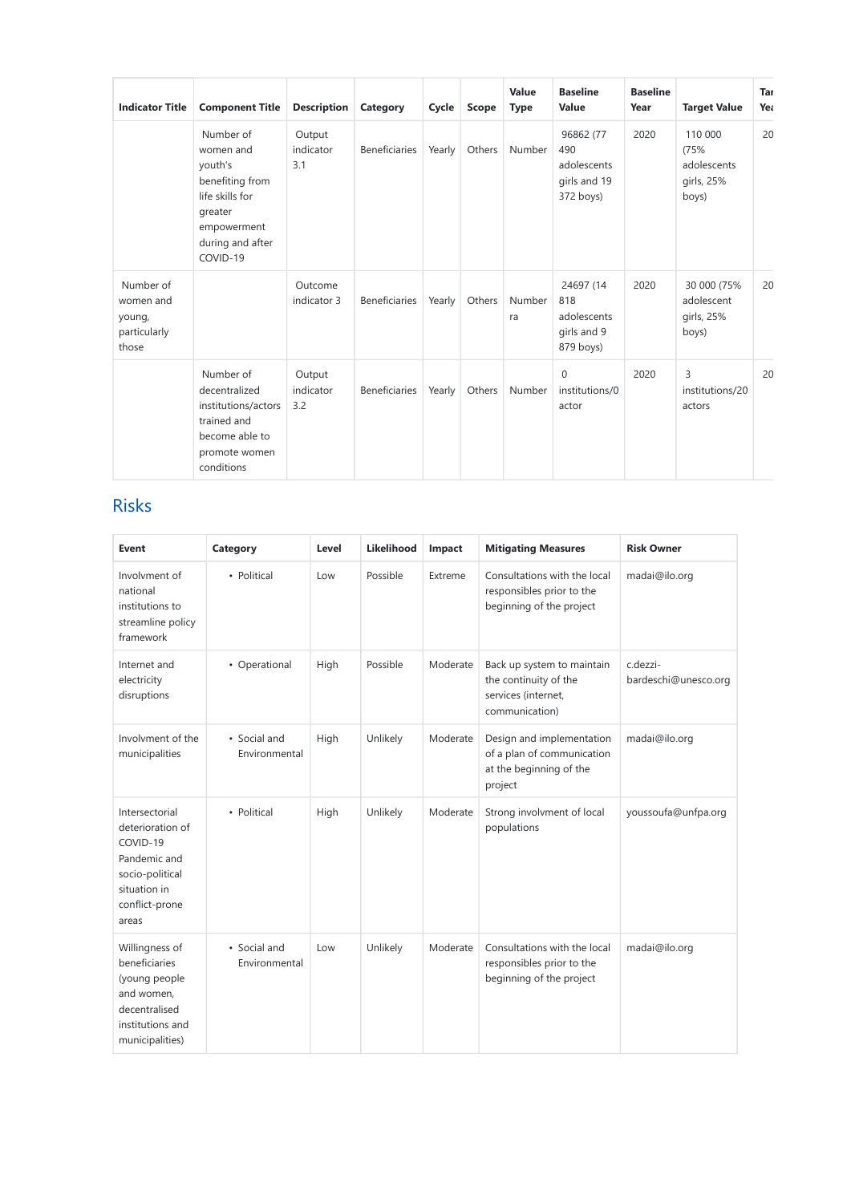| Indicator Title | Component Title | Description | Category | Cycle | Scope | Value Type | Baseline Value | Baseline Year | Target Value | Tar Yea |
|---|---|---|---|---|---|---|---|---|---|---|
| | Number of women and youth's benefiting from life skills for greater empowerment during and after COVID-19 | Output indicator 3.1 | Beneficiaries | Yearly | Others | Number | 96862 (77 490 adolescents girls and 19 372 boys) | 2020 | 110 000 (75% adolescents girls, 25% boys) | 20 |
| Number of women and young, particularly those | | Outcome indicator 3 | Beneficiaries | Yearly | Others | Number ra | 24697 (14 818 adolescents girls and 9 879 boys) | 2020 | 30 000 (75% adolescent girls, 25% boys) | 20 |
| | Number of decentralized institutions/actors trained and become able to promote women conditions | Output indicator 3.2 | Beneficiaries | Yearly | Others | Number | 0 institutions/0 actor | 2020 | 3 institutions/20 actors | 20 |

## Risks

| Event | Category | Level | Likelihood | Impact | Mitigating Measures | Risk Owner |
|---|---|---|---|---|---|---|
| Involvment of national institutions to streamline policy framework | • Political | Low | Possible | Extreme | Consultations with the local responsibles prior to the beginning of the project | madai@ilo.org |
| Internet and electricity disruptions | • Operational | High | Possible | Moderate | Back up system to maintain the continuity of the services (internet, communication) | c.dezzi-bardeschi@unesco.org |
| Involvment of the municipalities | • Social and Environmental | High | Unlikely | Moderate | Design and implementation of a plan of communication at the beginning of the project | madai@ilo.org |
| Intersectorial deterioration of COVID-19 Pandemic and socio-political situation in conflict-prone areas | • Political | High | Unlikely | Moderate | Strong involvment of local populations | youssoufa@unfpa.org |
| Willingness of beneficiaries (young people and women, decentralised institutions and municipalities) | • Social and Environmental | Low | Unlikely | Moderate | Consultations with the local responsibles prior to the beginning of the project | madai@ilo.org |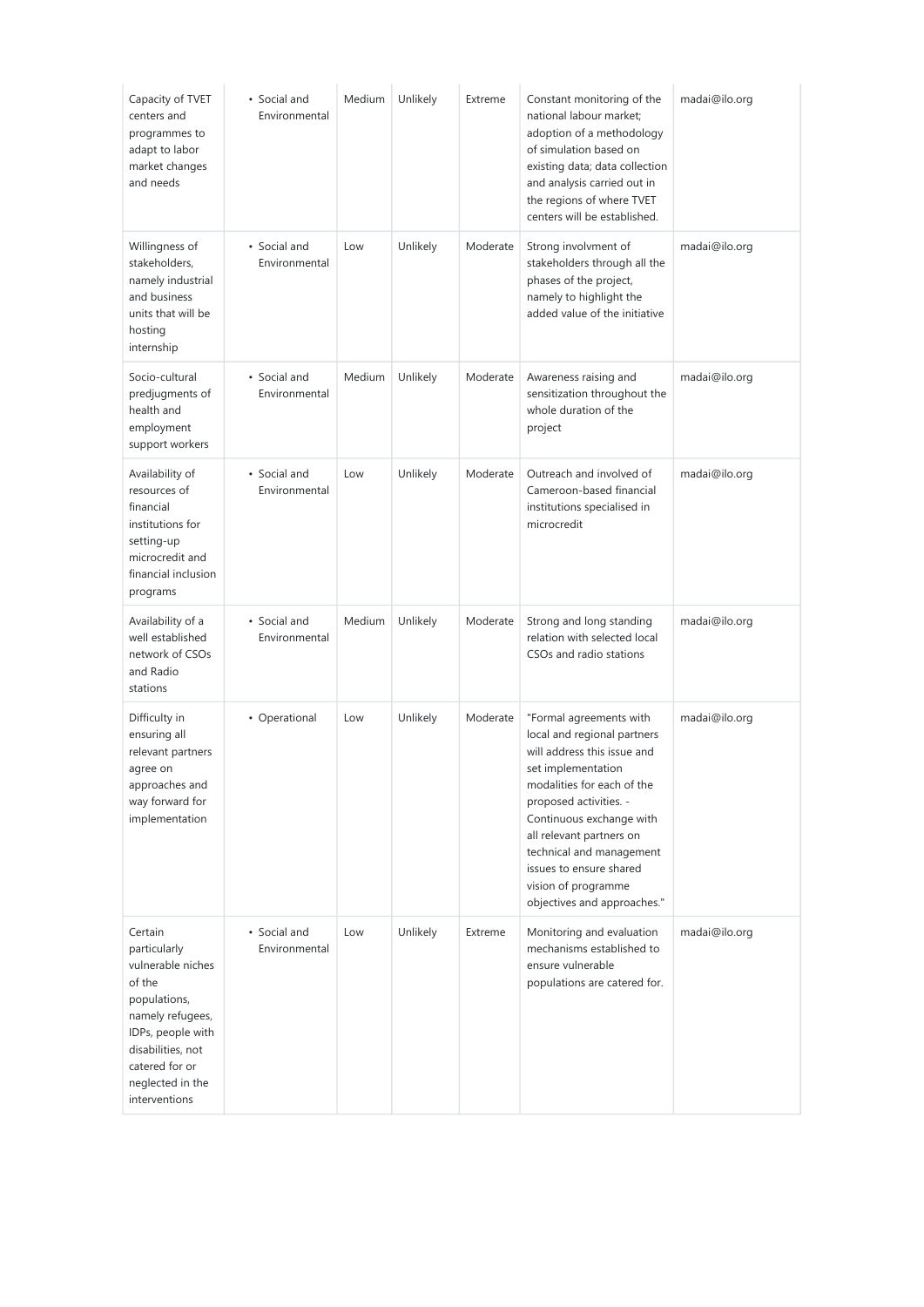| | | | | | | |
|---|---|---|---|---|---|---|
| Capacity of TVET centers and programmes to adapt to labor market changes and needs | • Social and Environmental | Medium | Unlikely | Extreme | Constant monitoring of the national labour market; adoption of a methodology of simulation based on existing data; data collection and analysis carried out in the regions of where TVET centers will be established. | madai@ilo.org |
| Willingness of stakeholders, namely industrial and business units that will be hosting internship | • Social and Environmental | Low | Unlikely | Moderate | Strong involvment of stakeholders through all the phases of the project, namely to highlight the added value of the initiative | madai@ilo.org |
| Socio-cultural predjugments of health and employment support workers | • Social and Environmental | Medium | Unlikely | Moderate | Awareness raising and sensitization throughout the whole duration of the project | madai@ilo.org |
| Availability of resources of financial institutions for setting-up microcredit and financial inclusion programs | • Social and Environmental | Low | Unlikely | Moderate | Outreach and involved of Cameroon-based financial institutions specialised in microcredit | madai@ilo.org |
| Availability of a well established network of CSOs and Radio stations | • Social and Environmental | Medium | Unlikely | Moderate | Strong and long standing relation with selected local CSOs and radio stations | madai@ilo.org |
| Difficulty in ensuring all relevant partners agree on approaches and way forward for implementation | • Operational | Low | Unlikely | Moderate | "Formal agreements with local and regional partners will address this issue and set implementation modalities for each of the proposed activities. - Continuous exchange with all relevant partners on technical and management issues to ensure shared vision of programme objectives and approaches." | madai@ilo.org |
| Certain particularly vulnerable niches of the populations, namely refugees, IDPs, people with disabilities, not catered for or neglected in the interventions | • Social and Environmental | Low | Unlikely | Extreme | Monitoring and evaluation mechanisms established to ensure vulnerable populations are catered for. | madai@ilo.org |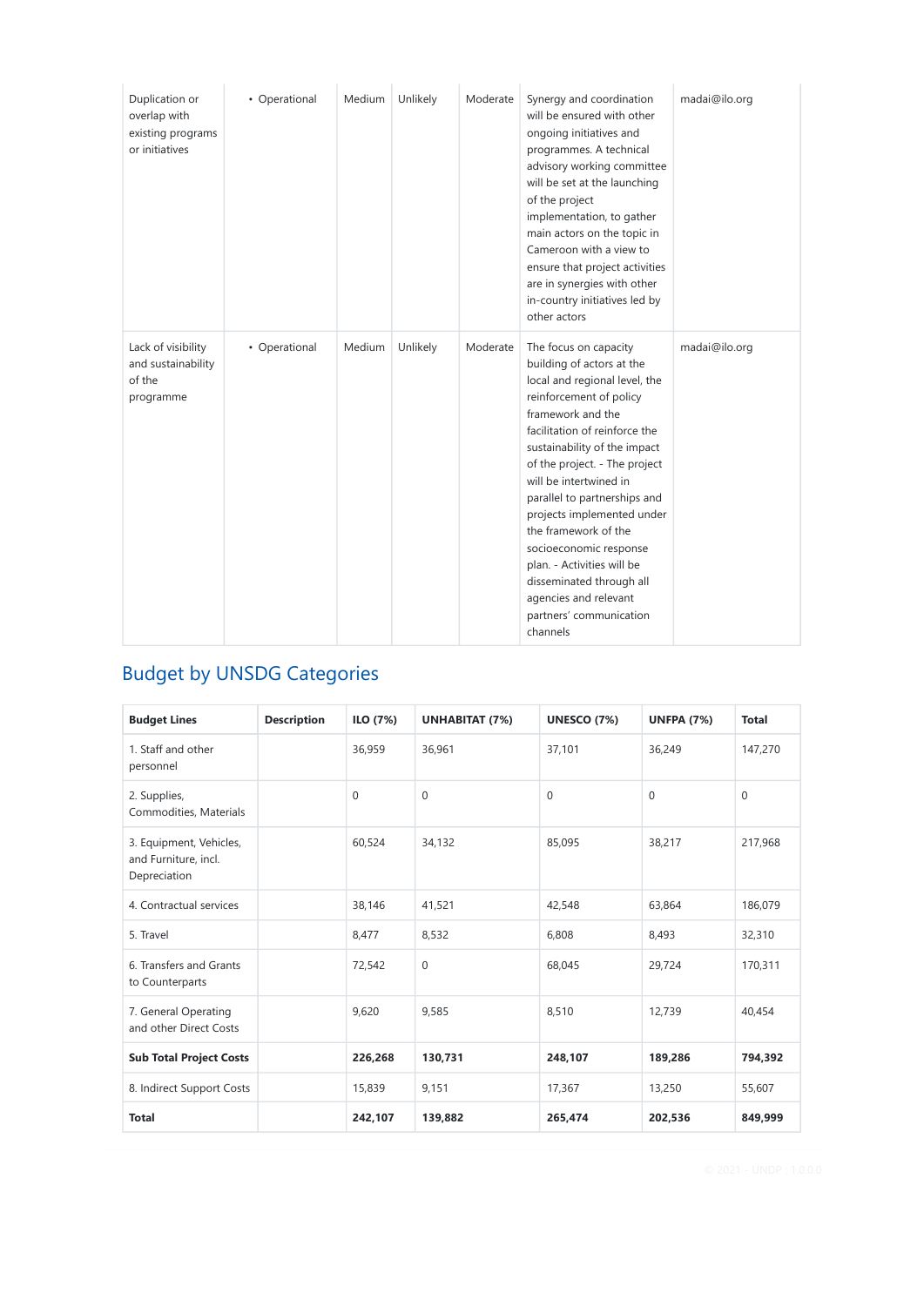| | | | | | | |
|---|---|---|---|---|---|---|
| Duplication or overlap with existing programs or initiatives | • Operational | Medium | Unlikely | Moderate | Synergy and coordination will be ensured with other ongoing initiatives and programmes. A technical advisory working committee will be set at the launching of the project implementation, to gather main actors on the topic in Cameroon with a view to ensure that project activities are in synergies with other in-country initiatives led by other actors | madai@ilo.org |
| Lack of visibility and sustainability of the programme | • Operational | Medium | Unlikely | Moderate | The focus on capacity building of actors at the local and regional level, the reinforcement of policy framework and the facilitation of reinforce the sustainability of the impact of the project. - The project will be intertwined in parallel to partnerships and projects implemented under the framework of the socioeconomic response plan. - Activities will be disseminated through all agencies and relevant partners' communication channels | madai@ilo.org |

## Budget by UNSDG Categories

| Budget Lines | Description | ILO (7%) | UNHABITAT (7%) | UNESCO (7%) | UNFPA (7%) | Total |
|---|---|---|---|---|---|---|
| 1. Staff and other personnel | | 36,959 | 36,961 | 37,101 | 36,249 | 147,270 |
| 2. Supplies, Commodities, Materials | | 0 | 0 | 0 | 0 | 0 |
| 3. Equipment, Vehicles, and Furniture, incl. Depreciation | | 60,524 | 34,132 | 85,095 | 38,217 | 217,968 |
| 4. Contractual services | | 38,146 | 41,521 | 42,548 | 63,864 | 186,079 |
| 5. Travel | | 8,477 | 8,532 | 6,808 | 8,493 | 32,310 |
| 6. Transfers and Grants to Counterparts | | 72,542 | 0 | 68,045 | 29,724 | 170,311 |
| 7. General Operating and other Direct Costs | | 9,620 | 9,585 | 8,510 | 12,739 | 40,454 |
| **Sub Total Project Costs** | | **226,268** | **130,731** | **248,107** | **189,286** | **794,392** |
| 8. Indirect Support Costs | | 15,839 | 9,151 | 17,367 | 13,250 | 55,607 |
| **Total** | | **242,107** | **139,882** | **265,474** | **202,536** | **849,999** |